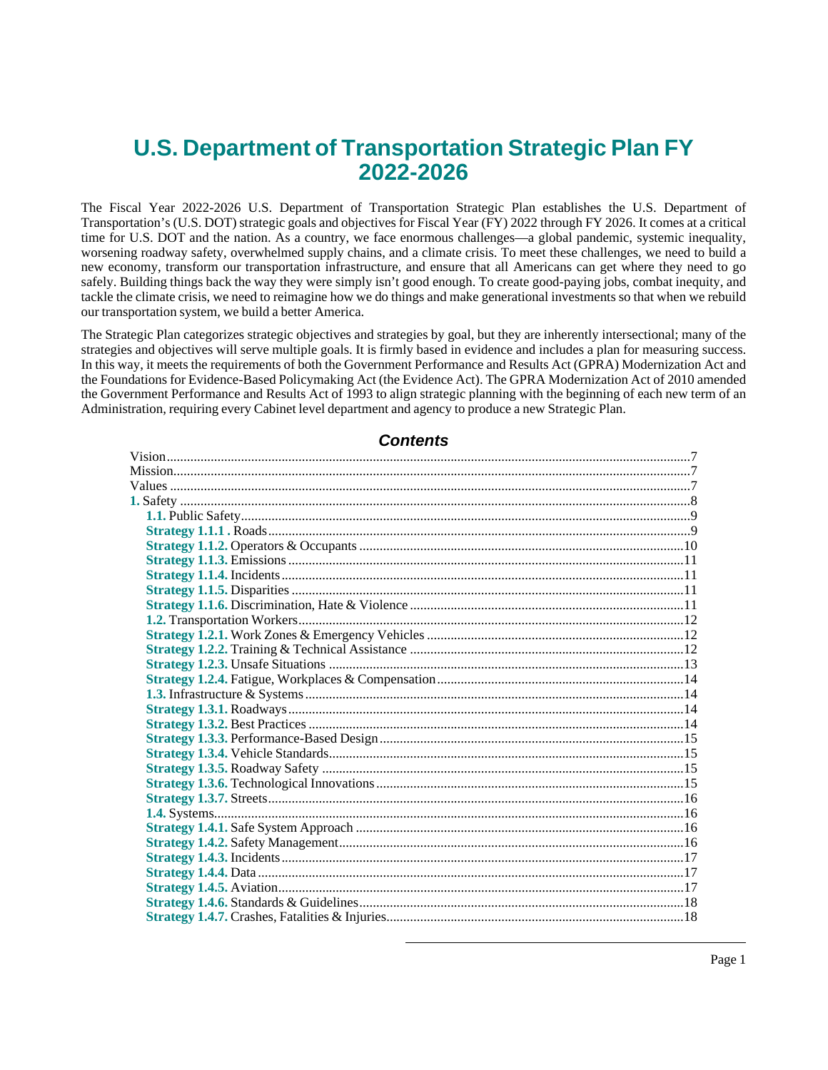# U.S. Department of Transportation Strategic Plan FY 2022-2026

The Fiscal Year 2022-2026 U.S. Department of Transportation Strategic Plan establishes the U.S. Department of Transportation's (U.S. DOT) strategic goals and objectives for Fiscal Year (FY) 2022 through FY 2026. It comes at a critical time for U.S. DOT and the nation. As a country, we face enormous challenges—a global pandemic, systemic inequality, worsening roadway safety, overwhelmed supply chains, and a climate crisis. To meet these challenges, we need to build a new economy, transform our transportation infrastructure, and ensure that all Americans can get where they need to go safely. Building things back the way they were simply isn't good enough. To create good-paying jobs, combat inequity, and tackle the climate crisis, we need to reimagine how we do things and make generational investments so that when we rebuild our transportation system, we build a better America.

The Strategic Plan categorizes strategic objectives and strategies by goal, but they are inherently intersectional; many of the strategies and objectives will serve multiple goals. It is firmly based in evidence and includes a plan for measuring success. In this way, it meets the requirements of both the Government Performance and Results Act (GPRA) Modernization Act and the Foundations for Evidence-Based Policymaking Act (the Evidence Act). The GPRA Modernization Act of 2010 amended the Government Performance and Results Act of 1993 to align strategic planning with the beginning of each new term of an Administration, requiring every Cabinet level department and agency to produce a new Strategic Plan.

## *Contents*

- Vision ........ 7
- Mission ........ 7
- Values ........ 7
- **1.** Safety ........ 8
  - **1.1.** Public Safety ........ 9
  - **Strategy 1.1.1 .** Roads ........ 9
  - **Strategy 1.1.2.** Operators & Occupants ........ 10
  - **Strategy 1.1.3.** Emissions ........ 11
  - **Strategy 1.1.4.** Incidents ........ 11
  - **Strategy 1.1.5.** Disparities ........ 11
  - **Strategy 1.1.6.** Discrimination, Hate & Violence ........ 11
  - **1.2.** Transportation Workers ........ 12
  - **Strategy 1.2.1.** Work Zones & Emergency Vehicles ........ 12
  - **Strategy 1.2.2.** Training & Technical Assistance ........ 12
  - **Strategy 1.2.3.** Unsafe Situations ........ 13
  - **Strategy 1.2.4.** Fatigue, Workplaces & Compensation ........ 14
  - **1.3.** Infrastructure & Systems ........ 14
  - **Strategy 1.3.1.** Roadways ........ 14
  - **Strategy 1.3.2.** Best Practices ........ 14
  - **Strategy 1.3.3.** Performance-Based Design ........ 15
  - **Strategy 1.3.4.** Vehicle Standards ........ 15
  - **Strategy 1.3.5.** Roadway Safety ........ 15
  - **Strategy 1.3.6.** Technological Innovations ........ 15
  - **Strategy 1.3.7.** Streets ........ 16
  - **1.4.** Systems ........ 16
  - **Strategy 1.4.1.** Safe System Approach ........ 16
  - **Strategy 1.4.2.** Safety Management ........ 16
  - **Strategy 1.4.3.** Incidents ........ 17
  - **Strategy 1.4.4.** Data ........ 17
  - **Strategy 1.4.5.** Aviation ........ 17
  - **Strategy 1.4.6.** Standards & Guidelines ........ 18
  - **Strategy 1.4.7.** Crashes, Fatalities & Injuries ........ 18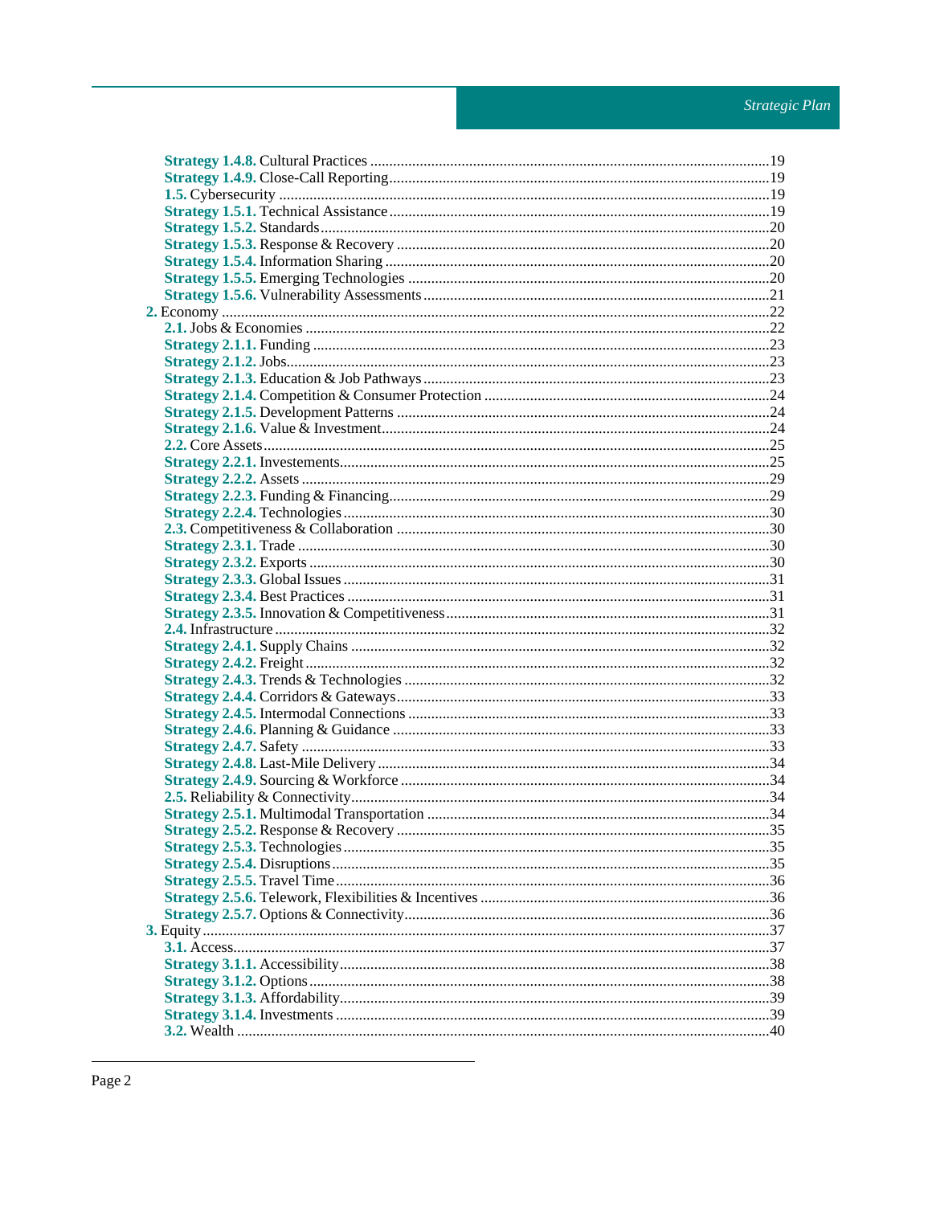**Strategy 1.4.8.** Cultural Practices ....................................................................................19
**Strategy 1.4.9.** Close-Call Reporting...................................................................................19
**1.5.** Cybersecurity ..................................................................................................................19
**Strategy 1.5.1.** Technical Assistance ...................................................................................19
**Strategy 1.5.2.** Standards.....................................................................................................20
**Strategy 1.5.3.** Response & Recovery .................................................................................20
**Strategy 1.5.4.** Information Sharing ....................................................................................20
**Strategy 1.5.5.** Emerging Technologies ...............................................................................20
**Strategy 1.5.6.** Vulnerability Assessments ..........................................................................21
**2.** Economy ..............................................................................................................................22
**2.1.** Jobs & Economies ...........................................................................................................22
**Strategy 2.1.1.** Funding ........................................................................................................23
**Strategy 2.1.2.** Jobs...............................................................................................................23
**Strategy 2.1.3.** Education & Job Pathways ..........................................................................23
**Strategy 2.1.4.** Competition & Consumer Protection ..........................................................24
**Strategy 2.1.5.** Development Patterns .................................................................................24
**Strategy 2.1.6.** Value & Investment......................................................................................24
**2.2.** Core Assets.......................................................................................................................25
**Strategy 2.2.1.** Investements.................................................................................................25
**Strategy 2.2.2.** Assets ...........................................................................................................29
**Strategy 2.2.3.** Funding & Financing....................................................................................29
**Strategy 2.2.4.** Technologies.................................................................................................30
**2.3.** Competitiveness & Collaboration ...................................................................................30
**Strategy 2.3.1.** Trade .............................................................................................................30
**Strategy 2.3.2.** Exports ..........................................................................................................30
**Strategy 2.3.3.** Global Issues .................................................................................................31
**Strategy 2.3.4.** Best Practices ................................................................................................31
**Strategy 2.3.5.** Innovation & Competitiveness.....................................................................31
**2.4.** Infrastructure ...................................................................................................................32
**Strategy 2.4.1.** Supply Chains ...............................................................................................32
**Strategy 2.4.2.** Freight ..........................................................................................................32
**Strategy 2.4.3.** Trends & Technologies ................................................................................32
**Strategy 2.4.4.** Corridors & Gateways...................................................................................33
**Strategy 2.4.5.** Intermodal Connections ..............................................................................33
**Strategy 2.4.6.** Planning & Guidance ...................................................................................33
**Strategy 2.4.7.** Safety ...........................................................................................................33
**Strategy 2.4.8.** Last-Mile Delivery .......................................................................................34
**Strategy 2.4.9.** Sourcing & Workforce .................................................................................34
**2.5.** Reliability & Connectivity..............................................................................................34
**Strategy 2.5.1.** Multimodal Transportation .........................................................................34
**Strategy 2.5.2.** Response & Recovery ..................................................................................35
**Strategy 2.5.3.** Technologies.................................................................................................35
**Strategy 2.5.4.** Disruptions...................................................................................................35
**Strategy 2.5.5.** Travel Time...................................................................................................36
**Strategy 2.5.6.** Telework, Flexibilities & Incentives ............................................................36
**Strategy 2.5.7.** Options & Connectivity................................................................................36
**3.** Equity .................................................................................................................................37
**3.1.** Access...............................................................................................................................37
**Strategy 3.1.1.** Accessibility.................................................................................................38
**Strategy 3.1.2.** Options .........................................................................................................38
**Strategy 3.1.3.** Affordability.................................................................................................39
**Strategy 3.1.4.** Investments ..................................................................................................39
**3.2.** Wealth .............................................................................................................................40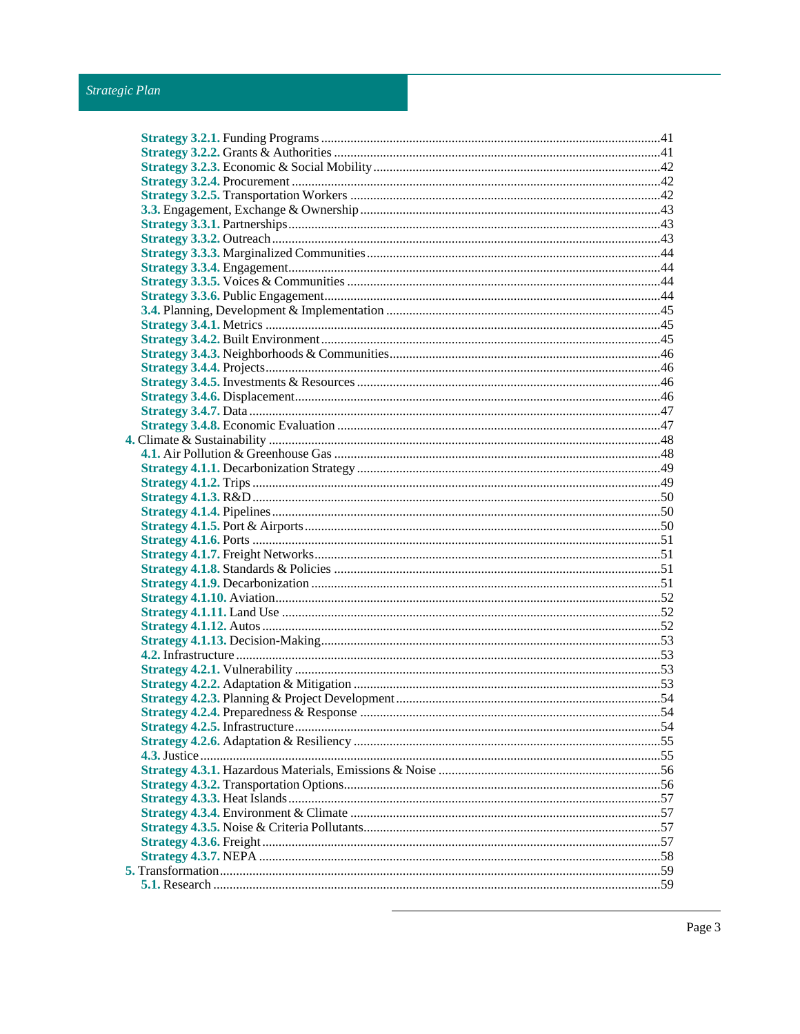Strategy 3.2.1. Funding Programs ..... 41
Strategy 3.2.2. Grants & Authorities ..... 41
Strategy 3.2.3. Economic & Social Mobility ..... 42
Strategy 3.2.4. Procurement ..... 42
Strategy 3.2.5. Transportation Workers ..... 42
3.3. Engagement, Exchange & Ownership ..... 43
Strategy 3.3.1. Partnerships ..... 43
Strategy 3.3.2. Outreach ..... 43
Strategy 3.3.3. Marginalized Communities ..... 44
Strategy 3.3.4. Engagement ..... 44
Strategy 3.3.5. Voices & Communities ..... 44
Strategy 3.3.6. Public Engagement ..... 44
3.4. Planning, Development & Implementation ..... 45
Strategy 3.4.1. Metrics ..... 45
Strategy 3.4.2. Built Environment ..... 45
Strategy 3.4.3. Neighborhoods & Communities ..... 46
Strategy 3.4.4. Projects ..... 46
Strategy 3.4.5. Investments & Resources ..... 46
Strategy 3.4.6. Displacement ..... 46
Strategy 3.4.7. Data ..... 47
Strategy 3.4.8. Economic Evaluation ..... 47
4. Climate & Sustainability ..... 48
4.1. Air Pollution & Greenhouse Gas ..... 48
Strategy 4.1.1. Decarbonization Strategy ..... 49
Strategy 4.1.2. Trips ..... 49
Strategy 4.1.3. R&D ..... 50
Strategy 4.1.4. Pipelines ..... 50
Strategy 4.1.5. Port & Airports ..... 50
Strategy 4.1.6. Ports ..... 51
Strategy 4.1.7. Freight Networks ..... 51
Strategy 4.1.8. Standards & Policies ..... 51
Strategy 4.1.9. Decarbonization ..... 51
Strategy 4.1.10. Aviation ..... 52
Strategy 4.1.11. Land Use ..... 52
Strategy 4.1.12. Autos ..... 52
Strategy 4.1.13. Decision-Making ..... 53
4.2. Infrastructure ..... 53
Strategy 4.2.1. Vulnerability ..... 53
Strategy 4.2.2. Adaptation & Mitigation ..... 53
Strategy 4.2.3. Planning & Project Development ..... 54
Strategy 4.2.4. Preparedness & Response ..... 54
Strategy 4.2.5. Infrastructure ..... 54
Strategy 4.2.6. Adaptation & Resiliency ..... 55
4.3. Justice ..... 55
Strategy 4.3.1. Hazardous Materials, Emissions & Noise ..... 56
Strategy 4.3.2. Transportation Options ..... 56
Strategy 4.3.3. Heat Islands ..... 57
Strategy 4.3.4. Environment & Climate ..... 57
Strategy 4.3.5. Noise & Criteria Pollutants ..... 57
Strategy 4.3.6. Freight ..... 57
Strategy 4.3.7. NEPA ..... 58
5. Transformation ..... 59
5.1. Research ..... 59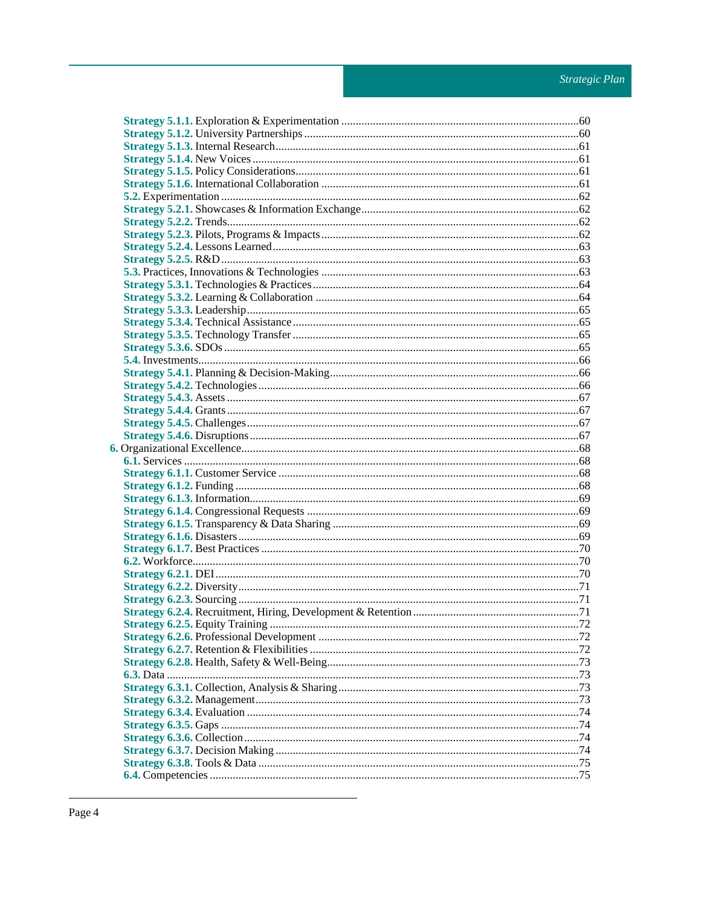- **Strategy 5.1.1.** Exploration & Experimentation ....... 60
- **Strategy 5.1.2.** University Partnerships ....... 60
- **Strategy 5.1.3.** Internal Research ....... 61
- **Strategy 5.1.4.** New Voices ....... 61
- **Strategy 5.1.5.** Policy Considerations ....... 61
- **Strategy 5.1.6.** International Collaboration ....... 61
- **5.2.** Experimentation ....... 62
- **Strategy 5.2.1.** Showcases & Information Exchange ....... 62
- **Strategy 5.2.2.** Trends ....... 62
- **Strategy 5.2.3.** Pilots, Programs & Impacts ....... 62
- **Strategy 5.2.4.** Lessons Learned ....... 63
- **Strategy 5.2.5.** R&D ....... 63
- **5.3.** Practices, Innovations & Technologies ....... 63
- **Strategy 5.3.1.** Technologies & Practices ....... 64
- **Strategy 5.3.2.** Learning & Collaboration ....... 64
- **Strategy 5.3.3.** Leadership ....... 65
- **Strategy 5.3.4.** Technical Assistance ....... 65
- **Strategy 5.3.5.** Technology Transfer ....... 65
- **Strategy 5.3.6.** SDOs ....... 65
- **5.4.** Investments ....... 66
- **Strategy 5.4.1.** Planning & Decision-Making ....... 66
- **Strategy 5.4.2.** Technologies ....... 66
- **Strategy 5.4.3.** Assets ....... 67
- **Strategy 5.4.4.** Grants ....... 67
- **Strategy 5.4.5.** Challenges ....... 67
- **Strategy 5.4.6.** Disruptions ....... 67

**6.** Organizational Excellence ....... 68

- **6.1.** Services ....... 68
- **Strategy 6.1.1.** Customer Service ....... 68
- **Strategy 6.1.2.** Funding ....... 68
- **Strategy 6.1.3.** Information ....... 69
- **Strategy 6.1.4.** Congressional Requests ....... 69
- **Strategy 6.1.5.** Transparency & Data Sharing ....... 69
- **Strategy 6.1.6.** Disasters ....... 69
- **Strategy 6.1.7.** Best Practices ....... 70
- **6.2.** Workforce ....... 70
- **Strategy 6.2.1.** DEI ....... 70
- **Strategy 6.2.2.** Diversity ....... 71
- **Strategy 6.2.3.** Sourcing ....... 71
- **Strategy 6.2.4.** Recruitment, Hiring, Development & Retention ....... 71
- **Strategy 6.2.5.** Equity Training ....... 72
- **Strategy 6.2.6.** Professional Development ....... 72
- **Strategy 6.2.7.** Retention & Flexibilities ....... 72
- **Strategy 6.2.8.** Health, Safety & Well-Being ....... 73
- **6.3.** Data ....... 73
- **Strategy 6.3.1.** Collection, Analysis & Sharing ....... 73
- **Strategy 6.3.2.** Management ....... 73
- **Strategy 6.3.4.** Evaluation ....... 74
- **Strategy 6.3.5.** Gaps ....... 74
- **Strategy 6.3.6.** Collection ....... 74
- **Strategy 6.3.7.** Decision Making ....... 74
- **Strategy 6.3.8.** Tools & Data ....... 75
- **6.4.** Competencies ....... 75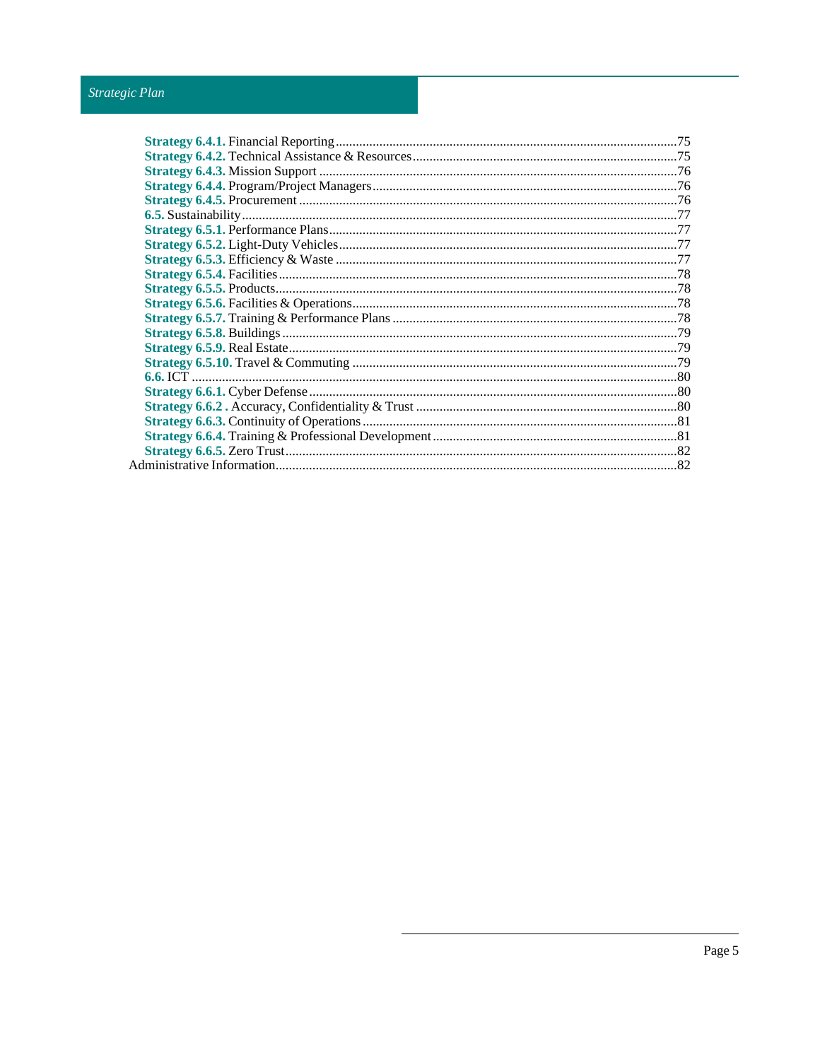**Strategy 6.4.1.** Financial Reporting .....75
**Strategy 6.4.2.** Technical Assistance & Resources .....75
**Strategy 6.4.3.** Mission Support .....76
**Strategy 6.4.4.** Program/Project Managers .....76
**Strategy 6.4.5.** Procurement .....76
**6.5.** Sustainability .....77
**Strategy 6.5.1.** Performance Plans .....77
**Strategy 6.5.2.** Light-Duty Vehicles .....77
**Strategy 6.5.3.** Efficiency & Waste .....77
**Strategy 6.5.4.** Facilities .....78
**Strategy 6.5.5.** Products .....78
**Strategy 6.5.6.** Facilities & Operations .....78
**Strategy 6.5.7.** Training & Performance Plans .....78
**Strategy 6.5.8.** Buildings .....79
**Strategy 6.5.9.** Real Estate .....79
**Strategy 6.5.10.** Travel & Commuting .....79
**6.6.** ICT .....80
**Strategy 6.6.1.** Cyber Defense .....80
**Strategy 6.6.2 .** Accuracy, Confidentiality & Trust .....80
**Strategy 6.6.3.** Continuity of Operations .....81
**Strategy 6.6.4.** Training & Professional Development .....81
**Strategy 6.6.5.** Zero Trust .....82
Administrative Information .....82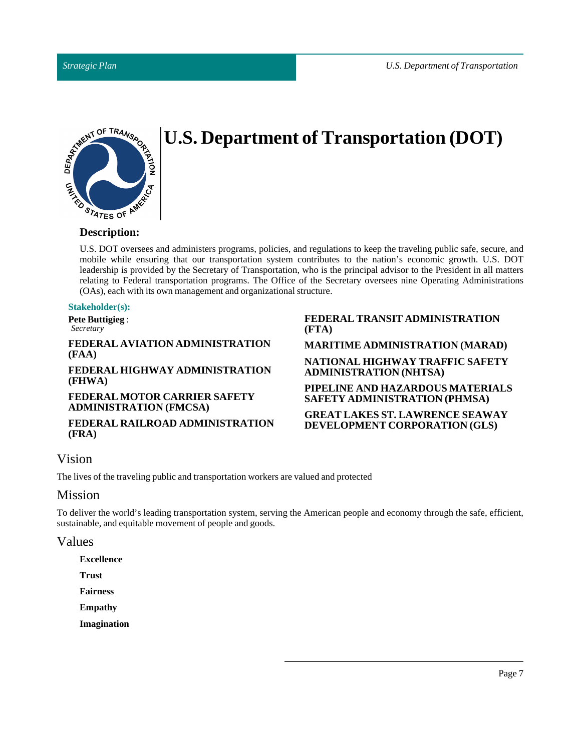# U.S. Department of Transportation (DOT)

### Description:

U.S. DOT oversees and administers programs, policies, and regulations to keep the traveling public safe, secure, and mobile while ensuring that our transportation system contributes to the nation's economic growth. U.S. DOT leadership is provided by the Secretary of Transportation, who is the principal advisor to the President in all matters relating to Federal transportation programs. The Office of the Secretary oversees nine Operating Administrations (OAs), each with its own management and organizational structure.

**Stakeholder(s):**

**Pete Buttigieg** :
*Secretary*

**FEDERAL AVIATION ADMINISTRATION (FAA)**

**FEDERAL HIGHWAY ADMINISTRATION (FHWA)**

**FEDERAL MOTOR CARRIER SAFETY ADMINISTRATION (FMCSA)**

**FEDERAL RAILROAD ADMINISTRATION (FRA)**

**FEDERAL TRANSIT ADMINISTRATION (FTA)**

**MARITIME ADMINISTRATION (MARAD)**

**NATIONAL HIGHWAY TRAFFIC SAFETY ADMINISTRATION (NHTSA)**

**PIPELINE AND HAZARDOUS MATERIALS SAFETY ADMINISTRATION (PHMSA)**

**GREAT LAKES ST. LAWRENCE SEAWAY DEVELOPMENT CORPORATION (GLS)**

## Vision

The lives of the traveling public and transportation workers are valued and protected

## Mission

To deliver the world's leading transportation system, serving the American people and economy through the safe, efficient, sustainable, and equitable movement of people and goods.

## Values

**Excellence**

**Trust**

**Fairness**

**Empathy**

**Imagination**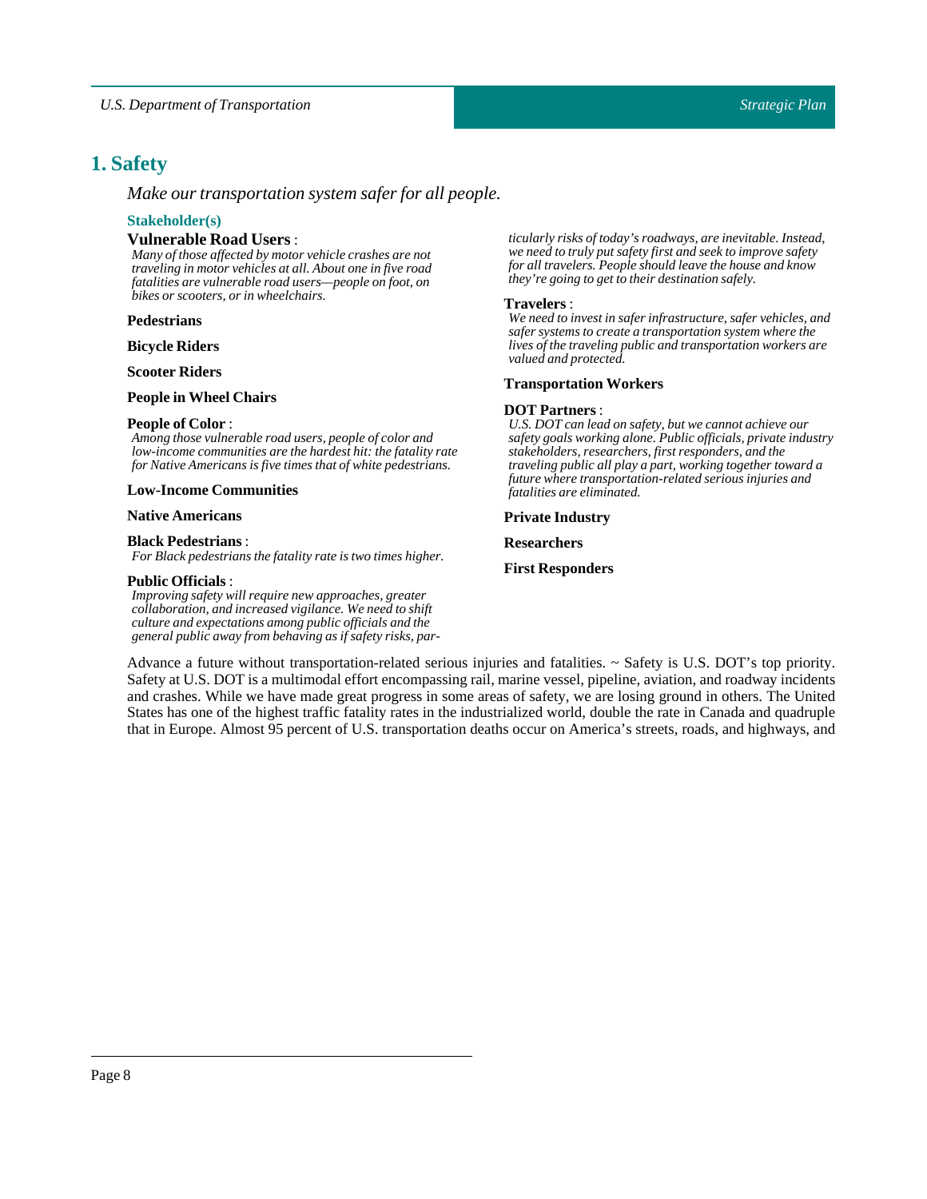# 1. Safety

*Make our transportation system safer for all people.*

### Stakeholder(s)

**Vulnerable Road Users** :
*Many of those affected by motor vehicle crashes are not traveling in motor vehicles at all. About one in five road fatalities are vulnerable road users—people on foot, on bikes or scooters, or in wheelchairs.*

**Pedestrians**

**Bicycle Riders**

**Scooter Riders**

**People in Wheel Chairs**

**People of Color** :
*Among those vulnerable road users, people of color and low-income communities are the hardest hit: the fatality rate for Native Americans is five times that of white pedestrians.*

**Low-Income Communities**

**Native Americans**

**Black Pedestrians** :
*For Black pedestrians the fatality rate is two times higher.*

**Public Officials** :
*Improving safety will require new approaches, greater collaboration, and increased vigilance. We need to shift culture and expectations among public officials and the general public away from behaving as if safety risks, particularly risks of today's roadways, are inevitable. Instead, we need to truly put safety first and seek to improve safety for all travelers. People should leave the house and know they're going to get to their destination safely.*

**Travelers** :
*We need to invest in safer infrastructure, safer vehicles, and safer systems to create a transportation system where the lives of the traveling public and transportation workers are valued and protected.*

**Transportation Workers**

**DOT Partners** :
*U.S. DOT can lead on safety, but we cannot achieve our safety goals working alone. Public officials, private industry stakeholders, researchers, first responders, and the traveling public all play a part, working together toward a future where transportation-related serious injuries and fatalities are eliminated.*

**Private Industry**

**Researchers**

**First Responders**

Advance a future without transportation-related serious injuries and fatalities. ~ Safety is U.S. DOT's top priority. Safety at U.S. DOT is a multimodal effort encompassing rail, marine vessel, pipeline, aviation, and roadway incidents and crashes. While we have made great progress in some areas of safety, we are losing ground in others. The United States has one of the highest traffic fatality rates in the industrialized world, double the rate in Canada and quadruple that in Europe. Almost 95 percent of U.S. transportation deaths occur on America's streets, roads, and highways, and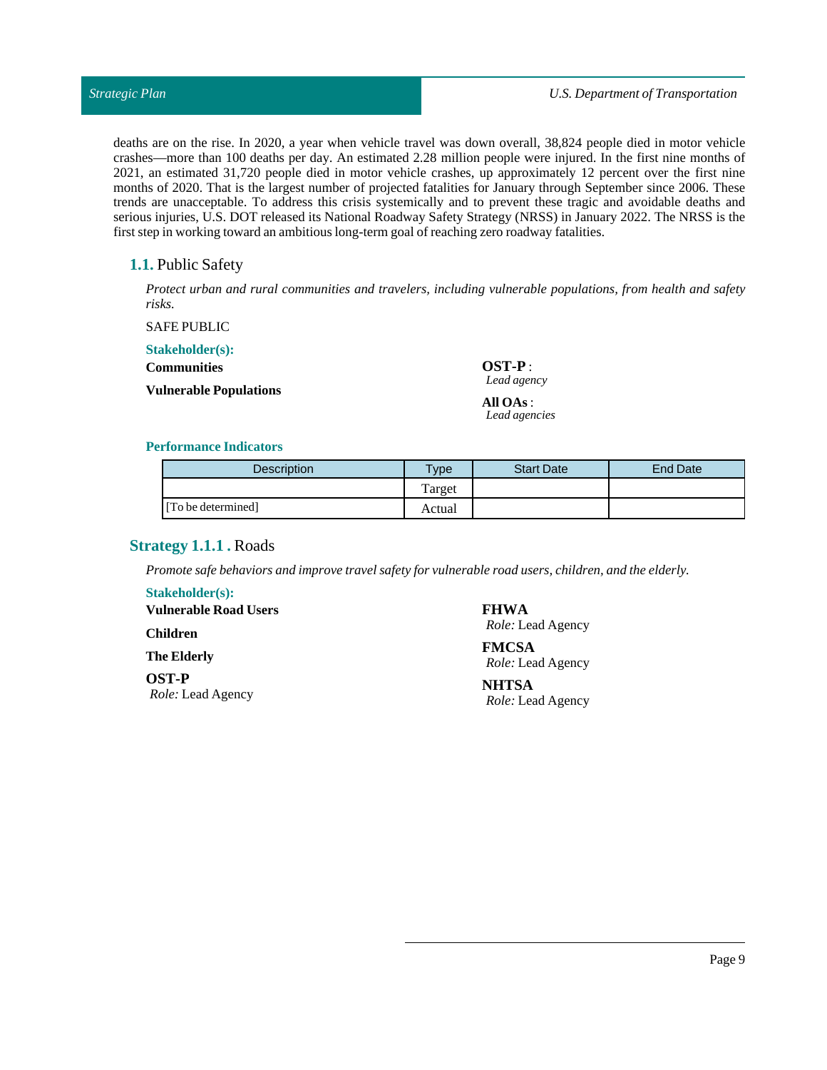deaths are on the rise. In 2020, a year when vehicle travel was down overall, 38,824 people died in motor vehicle crashes—more than 100 deaths per day. An estimated 2.28 million people were injured. In the first nine months of 2021, an estimated 31,720 people died in motor vehicle crashes, up approximately 12 percent over the first nine months of 2020. That is the largest number of projected fatalities for January through September since 2006. These trends are unacceptable. To address this crisis systemically and to prevent these tragic and avoidable deaths and serious injuries, U.S. DOT released its National Roadway Safety Strategy (NRSS) in January 2022. The NRSS is the first step in working toward an ambitious long-term goal of reaching zero roadway fatalities.

## 1.1. Public Safety

*Protect urban and rural communities and travelers, including vulnerable populations, from health and safety risks.*

SAFE PUBLIC

**Stakeholder(s):**

**Communities**

**Vulnerable Populations**

**OST-P** :
*Lead agency*

**All OAs** :
*Lead agencies*

**Performance Indicators**

| Description | Type | Start Date | End Date |
|---|---|---|---|
| | Target | | |
| [To be determined] | Actual | | |

## Strategy 1.1.1 . Roads

*Promote safe behaviors and improve travel safety for vulnerable road users, children, and the elderly.*

**Stakeholder(s):**

**Vulnerable Road Users**

**Children**

**The Elderly**

**OST-P**
*Role:* Lead Agency

**FHWA**
*Role:* Lead Agency

**FMCSA**
*Role:* Lead Agency

**NHTSA**
*Role:* Lead Agency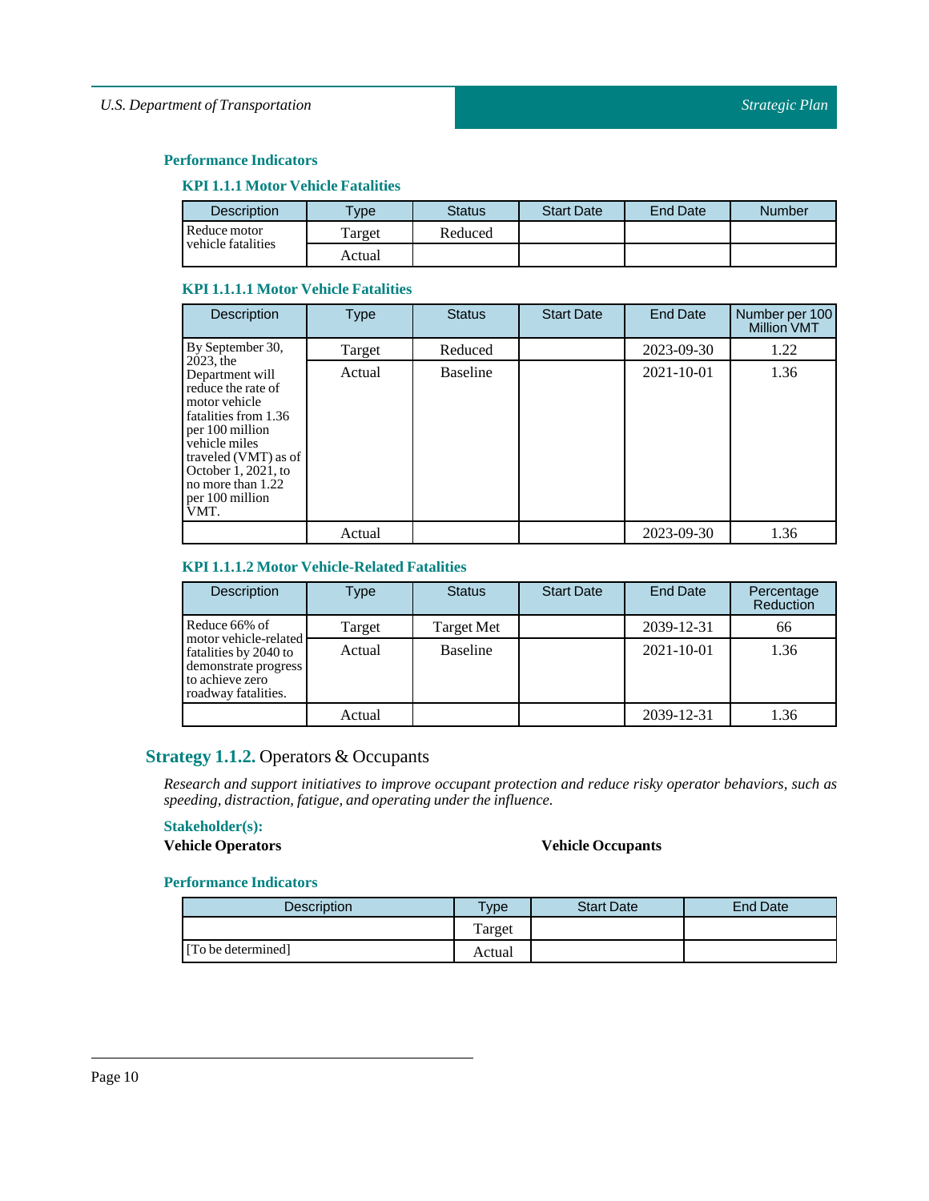#### Performance Indicators

##### KPI 1.1.1 Motor Vehicle Fatalities

| Description | Type | Status | Start Date | End Date | Number |
|---|---|---|---|---|---|
| Reduce motor vehicle fatalities | Target | Reduced | | | |
| | Actual | | | | |

##### KPI 1.1.1.1 Motor Vehicle Fatalities

| Description | Type | Status | Start Date | End Date | Number per 100 Million VMT |
|---|---|---|---|---|---|
| By September 30, 2023, the Department will reduce the rate of motor vehicle fatalities from 1.36 per 100 million vehicle miles traveled (VMT) as of October 1, 2021, to no more than 1.22 per 100 million VMT. | Target | Reduced | | 2023-09-30 | 1.22 |
| | Actual | Baseline | | 2021-10-01 | 1.36 |
| | Actual | | | 2023-09-30 | 1.36 |

##### KPI 1.1.1.2 Motor Vehicle-Related Fatalities

| Description | Type | Status | Start Date | End Date | Percentage Reduction |
|---|---|---|---|---|---|
| Reduce 66% of motor vehicle-related fatalities by 2040 to demonstrate progress to achieve zero roadway fatalities. | Target | Target Met | | 2039-12-31 | 66 |
| | Actual | Baseline | | 2021-10-01 | 1.36 |
| | Actual | | | 2039-12-31 | 1.36 |

### Strategy 1.1.2. Operators & Occupants

*Research and support initiatives to improve occupant protection and reduce risky operator behaviors, such as speeding, distraction, fatigue, and operating under the influence.*

#### Stakeholder(s):

**Vehicle Operators**

**Vehicle Occupants**

#### Performance Indicators

| Description | Type | Start Date | End Date |
|---|---|---|---|
| | Target | | |
| [To be determined] | Actual | | |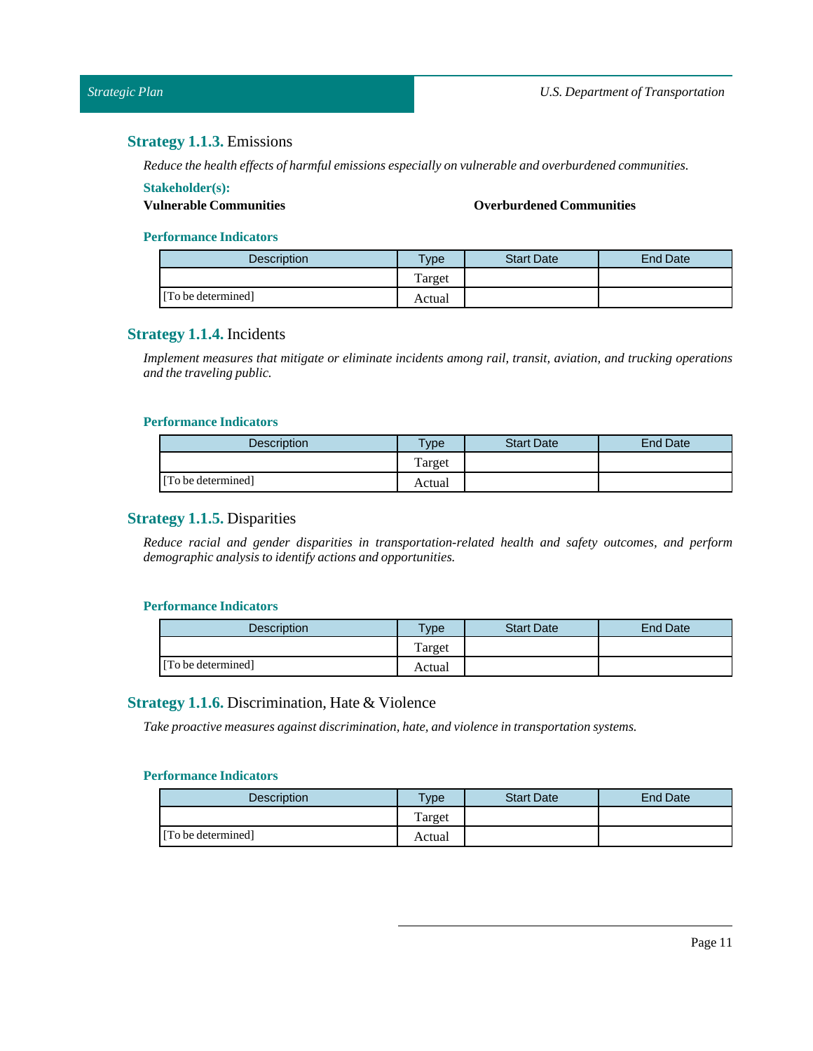### **Strategy 1.1.3.** Emissions

*Reduce the health effects of harmful emissions especially on vulnerable and overburdened communities.*

**Stakeholder(s):**

**Vulnerable Communities**

**Overburdened Communities**

**Performance Indicators**

| Description | Type | Start Date | End Date |
|---|---|---|---|
| [To be determined] | Target | | |
| | Actual | | |

### **Strategy 1.1.4.** Incidents

*Implement measures that mitigate or eliminate incidents among rail, transit, aviation, and trucking operations and the traveling public.*

**Performance Indicators**

| Description | Type | Start Date | End Date |
|---|---|---|---|
| [To be determined] | Target | | |
| | Actual | | |

### **Strategy 1.1.5.** Disparities

*Reduce racial and gender disparities in transportation-related health and safety outcomes, and perform demographic analysis to identify actions and opportunities.*

**Performance Indicators**

| Description | Type | Start Date | End Date |
|---|---|---|---|
| [To be determined] | Target | | |
| | Actual | | |

### **Strategy 1.1.6.** Discrimination, Hate & Violence

*Take proactive measures against discrimination, hate, and violence in transportation systems.*

**Performance Indicators**

| Description | Type | Start Date | End Date |
|---|---|---|---|
| [To be determined] | Target | | |
| | Actual | | |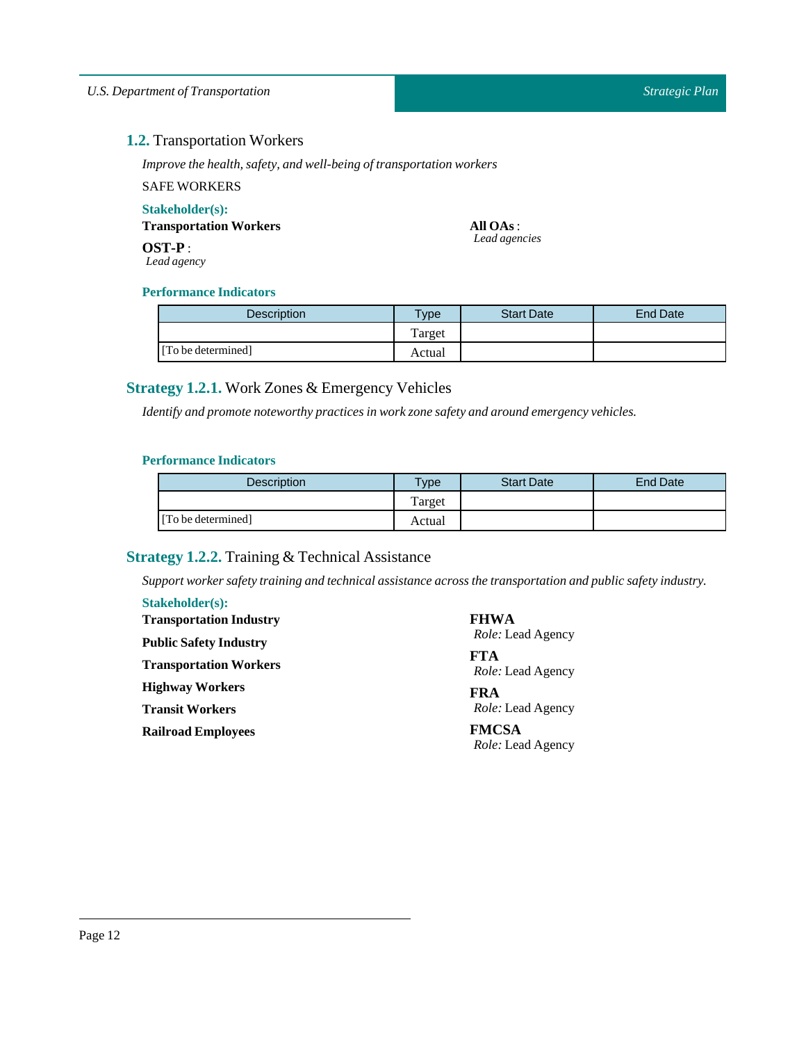## **1.2.** Transportation Workers

*Improve the health, safety, and well-being of transportation workers*

SAFE WORKERS

**Stakeholder(s):**

**Transportation Workers**

**OST-P** :
*Lead agency*

**All OAs** :
*Lead agencies*

**Performance Indicators**

| Description | Type | Start Date | End Date |
| --- | --- | --- | --- |
| | Target | | |
| [To be determined] | Actual | | |

### **Strategy 1.2.1.** Work Zones & Emergency Vehicles

*Identify and promote noteworthy practices in work zone safety and around emergency vehicles.*

**Performance Indicators**

| Description | Type | Start Date | End Date |
| --- | --- | --- | --- |
| | Target | | |
| [To be determined] | Actual | | |

### **Strategy 1.2.2.** Training & Technical Assistance

*Support worker safety training and technical assistance across the transportation and public safety industry.*

**Stakeholder(s):**

**Transportation Industry**

**Public Safety Industry**

**Transportation Workers**

**Highway Workers**

**Transit Workers**

**Railroad Employees**

**FHWA**
*Role:* Lead Agency

**FTA**
*Role:* Lead Agency

**FRA**
*Role:* Lead Agency

**FMCSA**
*Role:* Lead Agency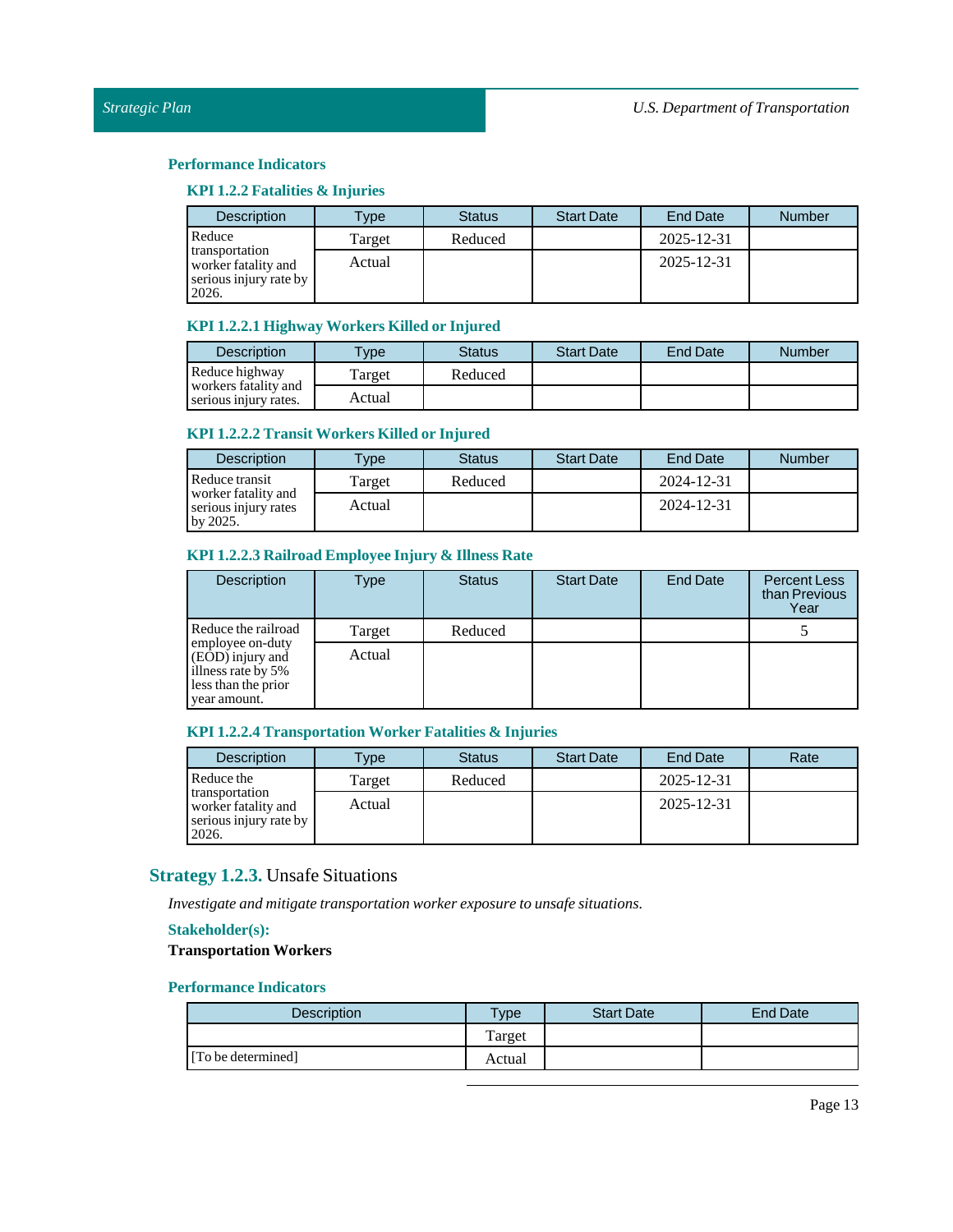### Performance Indicators

#### KPI 1.2.2 Fatalities & Injuries

| Description | Type | Status | Start Date | End Date | Number |
|---|---|---|---|---|---|
| Reduce transportation worker fatality and serious injury rate by 2026. | Target | Reduced | | 2025-12-31 | |
| | Actual | | | 2025-12-31 | |

#### KPI 1.2.2.1 Highway Workers Killed or Injured

| Description | Type | Status | Start Date | End Date | Number |
|---|---|---|---|---|---|
| Reduce highway workers fatality and serious injury rates. | Target | Reduced | | | |
| | Actual | | | | |

#### KPI 1.2.2.2 Transit Workers Killed or Injured

| Description | Type | Status | Start Date | End Date | Number |
|---|---|---|---|---|---|
| Reduce transit worker fatality and serious injury rates by 2025. | Target | Reduced | | 2024-12-31 | |
| | Actual | | | 2024-12-31 | |

#### KPI 1.2.2.3 Railroad Employee Injury & Illness Rate

| Description | Type | Status | Start Date | End Date | Percent Less than Previous Year |
|---|---|---|---|---|---|
| Reduce the railroad employee on-duty (EOD) injury and illness rate by 5% less than the prior year amount. | Target | Reduced | | | 5 |
| | Actual | | | | |

#### KPI 1.2.2.4 Transportation Worker Fatalities & Injuries

| Description | Type | Status | Start Date | End Date | Rate |
|---|---|---|---|---|---|
| Reduce the transportation worker fatality and serious injury rate by 2026. | Target | Reduced | | 2025-12-31 | |
| | Actual | | | 2025-12-31 | |

## **Strategy 1.2.3.** Unsafe Situations

*Investigate and mitigate transportation worker exposure to unsafe situations.*

### Stakeholder(s):

**Transportation Workers**

### Performance Indicators

| Description | Type | Start Date | End Date |
|---|---|---|---|
| | Target | | |
| [To be determined] | Actual | | |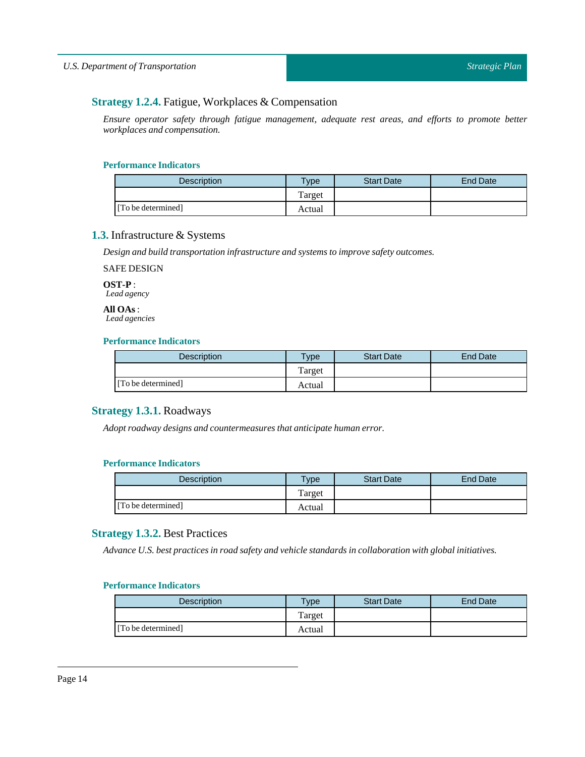### **Strategy 1.2.4.** Fatigue, Workplaces & Compensation

*Ensure operator safety through fatigue management, adequate rest areas, and efforts to promote better workplaces and compensation.*

#### Performance Indicators

| Description | Type | Start Date | End Date |
|---|---|---|---|
| | Target | | |
| [To be determined] | Actual | | |

## **1.3.** Infrastructure & Systems

*Design and build transportation infrastructure and systems to improve safety outcomes.*

SAFE DESIGN

**OST-P** :
*Lead agency*

**All OAs** :
*Lead agencies*

#### Performance Indicators

| Description | Type | Start Date | End Date |
|---|---|---|---|
| | Target | | |
| [To be determined] | Actual | | |

### **Strategy 1.3.1.** Roadways

*Adopt roadway designs and countermeasures that anticipate human error.*

#### Performance Indicators

| Description | Type | Start Date | End Date |
|---|---|---|---|
| | Target | | |
| [To be determined] | Actual | | |

### **Strategy 1.3.2.** Best Practices

*Advance U.S. best practices in road safety and vehicle standards in collaboration with global initiatives.*

#### Performance Indicators

| Description | Type | Start Date | End Date |
|---|---|---|---|
| | Target | | |
| [To be determined] | Actual | | |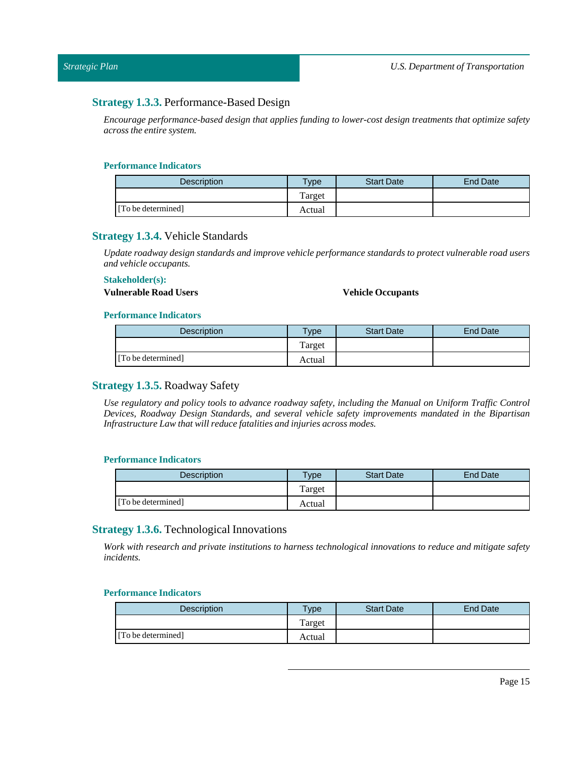### **Strategy 1.3.3.** Performance-Based Design

*Encourage performance-based design that applies funding to lower-cost design treatments that optimize safety across the entire system.*

#### Performance Indicators

| Description | Type | Start Date | End Date |
|---|---|---|---|
| | Target | | |
| [To be determined] | Actual | | |

### **Strategy 1.3.4.** Vehicle Standards

*Update roadway design standards and improve vehicle performance standards to protect vulnerable road users and vehicle occupants.*

#### Stakeholder(s):

**Vulnerable Road Users**

**Vehicle Occupants**

#### Performance Indicators

| Description | Type | Start Date | End Date |
|---|---|---|---|
| | Target | | |
| [To be determined] | Actual | | |

### **Strategy 1.3.5.** Roadway Safety

*Use regulatory and policy tools to advance roadway safety, including the Manual on Uniform Traffic Control Devices, Roadway Design Standards, and several vehicle safety improvements mandated in the Bipartisan Infrastructure Law that will reduce fatalities and injuries across modes.*

#### Performance Indicators

| Description | Type | Start Date | End Date |
|---|---|---|---|
| | Target | | |
| [To be determined] | Actual | | |

### **Strategy 1.3.6.** Technological Innovations

*Work with research and private institutions to harness technological innovations to reduce and mitigate safety incidents.*

#### Performance Indicators

| Description | Type | Start Date | End Date |
|---|---|---|---|
| | Target | | |
| [To be determined] | Actual | | |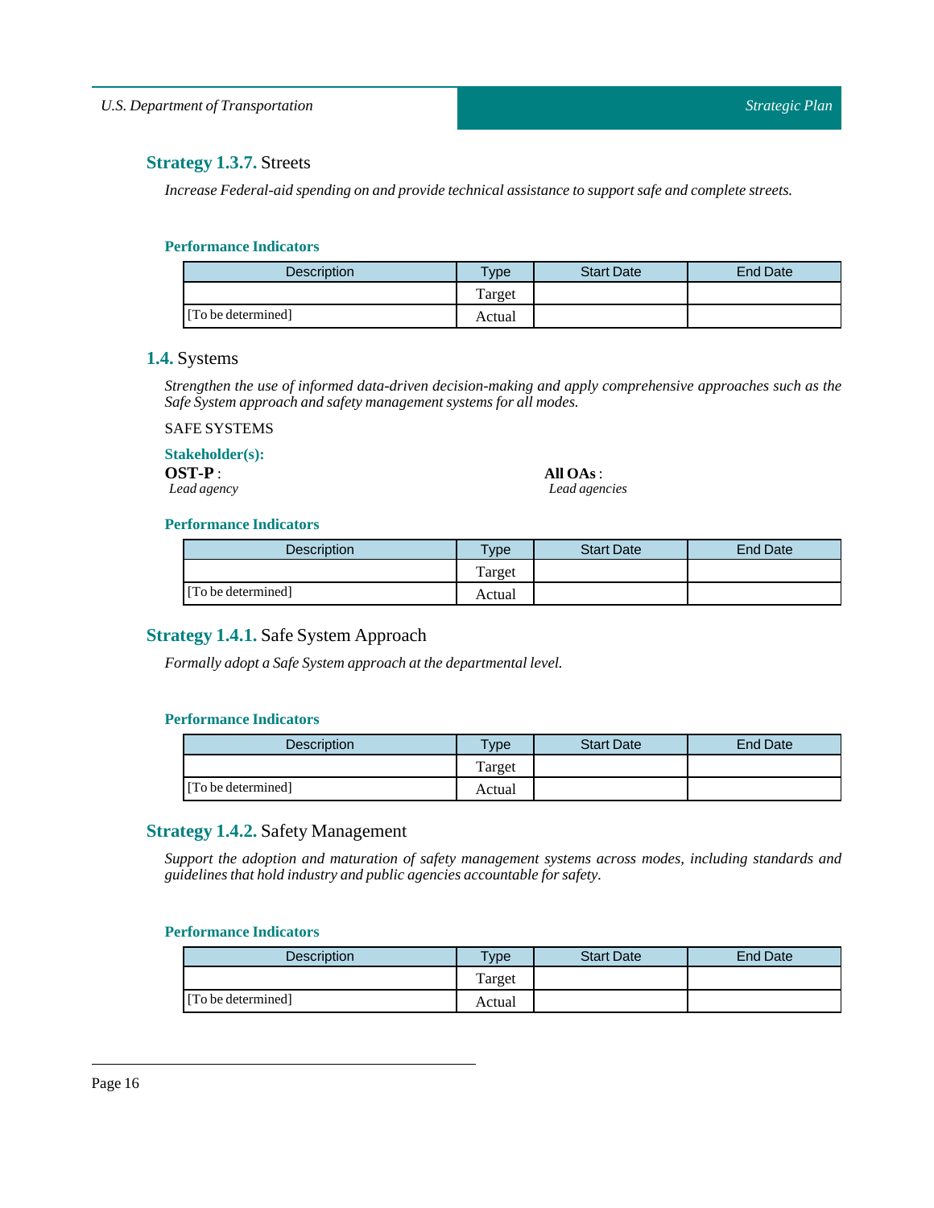### **Strategy 1.3.7.** Streets

*Increase Federal-aid spending on and provide technical assistance to support safe and complete streets.*

#### Performance Indicators

| Description | Type | Start Date | End Date |
|---|---|---|---|
| | Target | | |
| [To be determined] | Actual | | |

## **1.4.** Systems

*Strengthen the use of informed data-driven decision-making and apply comprehensive approaches such as the Safe System approach and safety management systems for all modes.*

SAFE SYSTEMS

#### Stakeholder(s):

**OST-P** :
*Lead agency*

**All OAs** :
*Lead agencies*

#### Performance Indicators

| Description | Type | Start Date | End Date |
|---|---|---|---|
| | Target | | |
| [To be determined] | Actual | | |

### **Strategy 1.4.1.** Safe System Approach

*Formally adopt a Safe System approach at the departmental level.*

#### Performance Indicators

| Description | Type | Start Date | End Date |
|---|---|---|---|
| | Target | | |
| [To be determined] | Actual | | |

### **Strategy 1.4.2.** Safety Management

*Support the adoption and maturation of safety management systems across modes, including standards and guidelines that hold industry and public agencies accountable for safety.*

#### Performance Indicators

| Description | Type | Start Date | End Date |
|---|---|---|---|
| | Target | | |
| [To be determined] | Actual | | |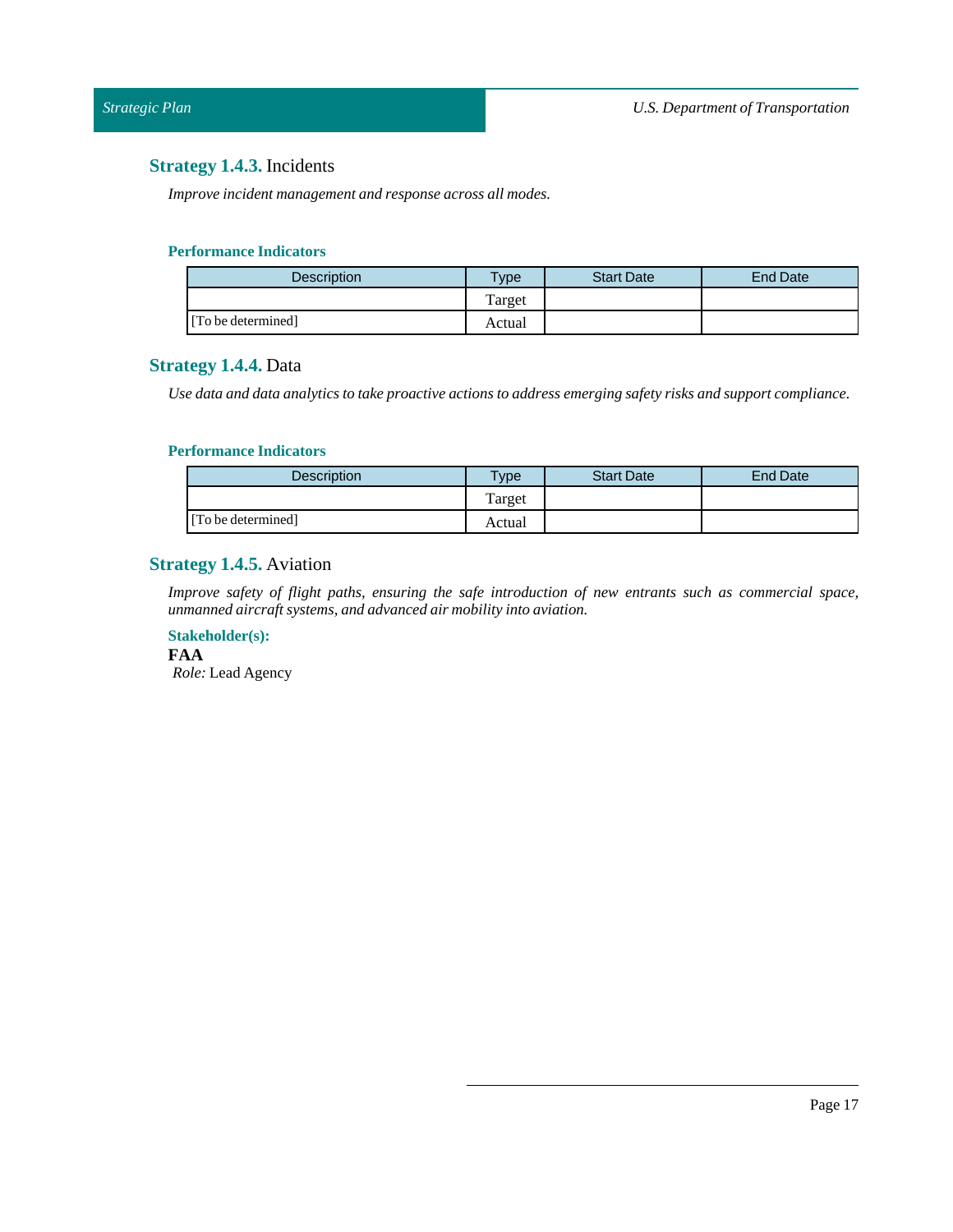### **Strategy 1.4.3.** Incidents

*Improve incident management and response across all modes.*

#### Performance Indicators

| Description | Type | Start Date | End Date |
|---|---|---|---|
| | Target | | |
| [To be determined] | Actual | | |

### **Strategy 1.4.4.** Data

*Use data and data analytics to take proactive actions to address emerging safety risks and support compliance.*

#### Performance Indicators

| Description | Type | Start Date | End Date |
|---|---|---|---|
| | Target | | |
| [To be determined] | Actual | | |

### **Strategy 1.4.5.** Aviation

*Improve safety of flight paths, ensuring the safe introduction of new entrants such as commercial space, unmanned aircraft systems, and advanced air mobility into aviation.*

**Stakeholder(s):**

**FAA**
*Role:* Lead Agency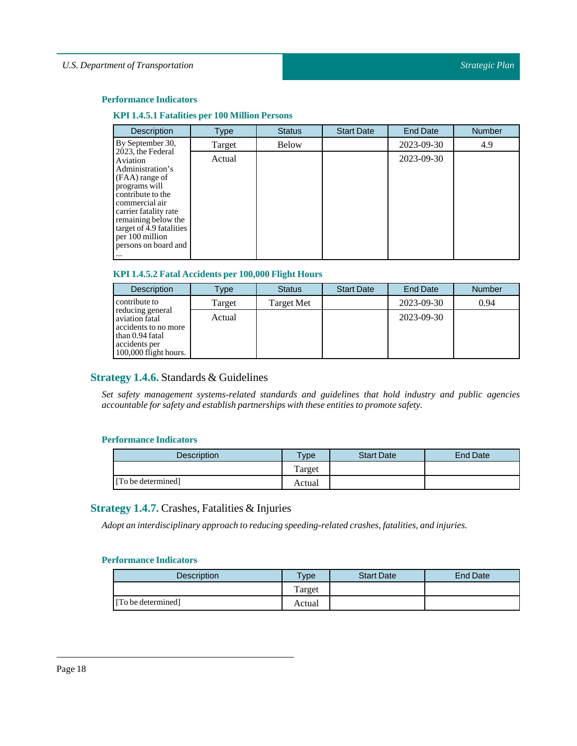#### Performance Indicators

##### KPI 1.4.5.1 Fatalities per 100 Million Persons

| Description | Type | Status | Start Date | End Date | Number |
|---|---|---|---|---|---|
| By September 30, 2023, the Federal Aviation Administration's (FAA) range of programs will contribute to the commercial air carrier fatality rate remaining below the target of 4.9 fatalities per 100 million persons on board and ... | Target | Below | | 2023-09-30 | 4.9 |
| | Actual | | | 2023-09-30 | |

##### KPI 1.4.5.2 Fatal Accidents per 100,000 Flight Hours

| Description | Type | Status | Start Date | End Date | Number |
|---|---|---|---|---|---|
| contribute to reducing general aviation fatal accidents to no more than 0.94 fatal accidents per 100,000 flight hours. | Target | Target Met | | 2023-09-30 | 0.94 |
| | Actual | | | 2023-09-30 | |

### Strategy 1.4.6. Standards & Guidelines

*Set safety management systems-related standards and guidelines that hold industry and public agencies accountable for safety and establish partnerships with these entities to promote safety.*

#### Performance Indicators

| Description | Type | Start Date | End Date |
|---|---|---|---|
| | Target | | |
| [To be determined] | Actual | | |

### Strategy 1.4.7. Crashes, Fatalities & Injuries

*Adopt an interdisciplinary approach to reducing speeding-related crashes, fatalities, and injuries.*

#### Performance Indicators

| Description | Type | Start Date | End Date |
|---|---|---|---|
| | Target | | |
| [To be determined] | Actual | | |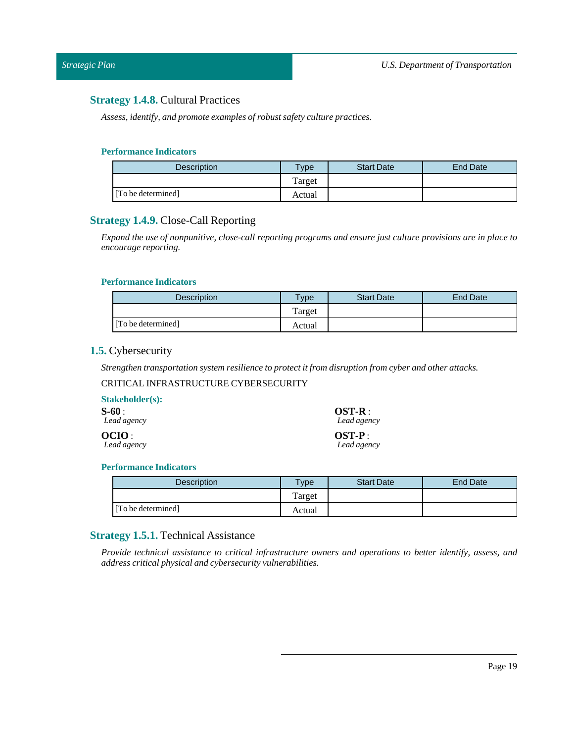### **Strategy 1.4.8.** Cultural Practices

*Assess, identify, and promote examples of robust safety culture practices.*

#### Performance Indicators

| Description | Type | Start Date | End Date |
|---|---|---|---|
| [To be determined] | Target | | |
| | Actual | | |

### **Strategy 1.4.9.** Close-Call Reporting

*Expand the use of nonpunitive, close-call reporting programs and ensure just culture provisions are in place to encourage reporting.*

#### Performance Indicators

| Description | Type | Start Date | End Date |
|---|---|---|---|
| [To be determined] | Target | | |
| | Actual | | |

## **1.5.** Cybersecurity

*Strengthen transportation system resilience to protect it from disruption from cyber and other attacks.*

CRITICAL INFRASTRUCTURE CYBERSECURITY

#### Stakeholder(s):

**S-60** :
*Lead agency*

**OCIO** :
*Lead agency*

**OST-R** :
*Lead agency*

**OST-P** :
*Lead agency*

#### Performance Indicators

| Description | Type | Start Date | End Date |
|---|---|---|---|
| [To be determined] | Target | | |
| | Actual | | |

### **Strategy 1.5.1.** Technical Assistance

*Provide technical assistance to critical infrastructure owners and operations to better identify, assess, and address critical physical and cybersecurity vulnerabilities.*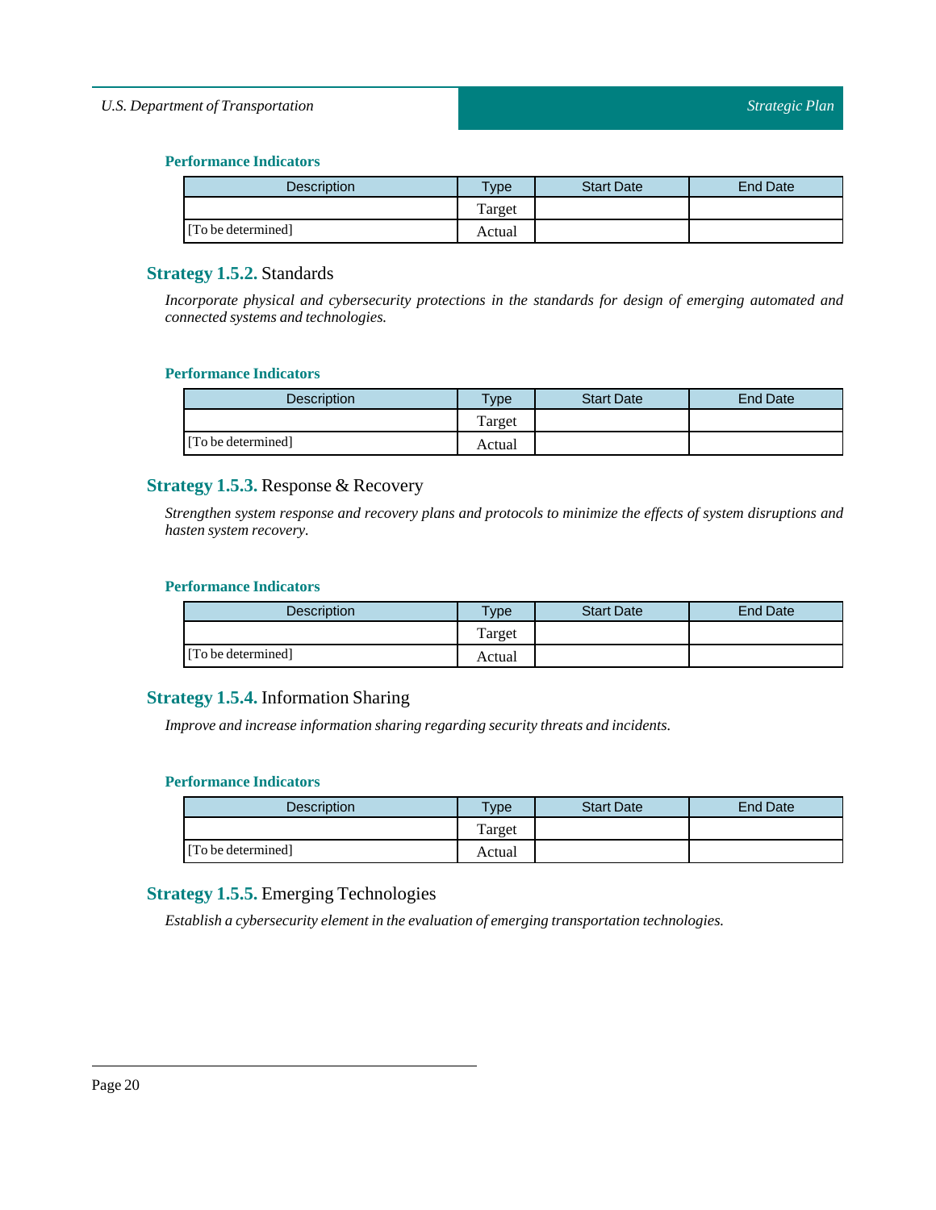#### Performance Indicators

| Description | Type | Start Date | End Date |
|---|---|---|---|
| | Target | | |
| [To be determined] | Actual | | |

### Strategy 1.5.2. Standards

*Incorporate physical and cybersecurity protections in the standards for design of emerging automated and connected systems and technologies.*

#### Performance Indicators

| Description | Type | Start Date | End Date |
|---|---|---|---|
| | Target | | |
| [To be determined] | Actual | | |

### Strategy 1.5.3. Response & Recovery

*Strengthen system response and recovery plans and protocols to minimize the effects of system disruptions and hasten system recovery.*

#### Performance Indicators

| Description | Type | Start Date | End Date |
|---|---|---|---|
| | Target | | |
| [To be determined] | Actual | | |

### Strategy 1.5.4. Information Sharing

*Improve and increase information sharing regarding security threats and incidents.*

#### Performance Indicators

| Description | Type | Start Date | End Date |
|---|---|---|---|
| | Target | | |
| [To be determined] | Actual | | |

### Strategy 1.5.5. Emerging Technologies

*Establish a cybersecurity element in the evaluation of emerging transportation technologies.*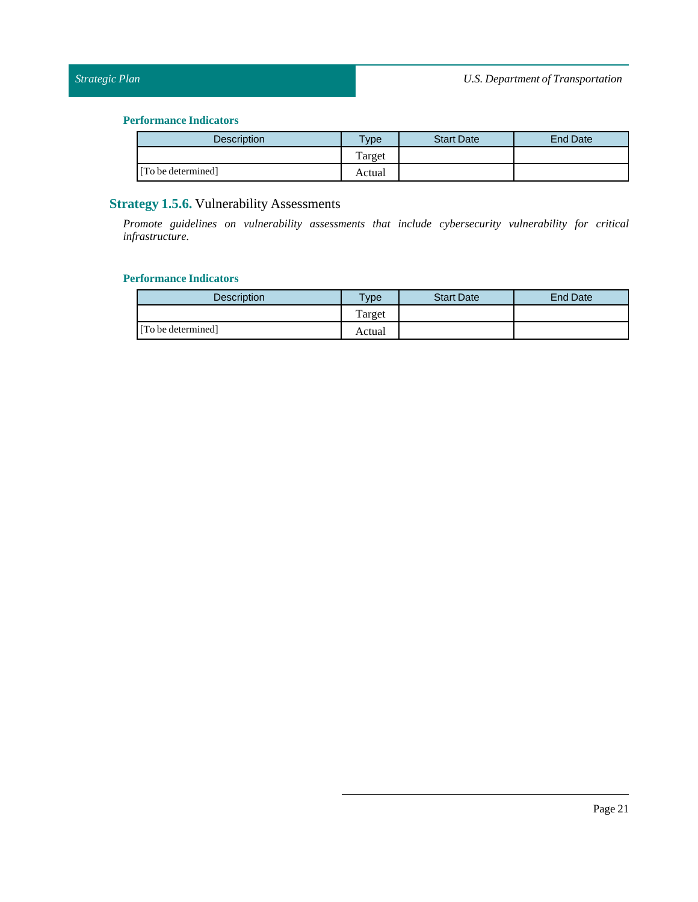#### Performance Indicators

| Description | Type | Start Date | End Date |
|---|---|---|---|
| [To be determined] | Target | | |
| | Actual | | |

### **Strategy 1.5.6.** Vulnerability Assessments

*Promote guidelines on vulnerability assessments that include cybersecurity vulnerability for critical infrastructure.*

#### Performance Indicators

| Description | Type | Start Date | End Date |
|---|---|---|---|
| [To be determined] | Target | | |
| | Actual | | |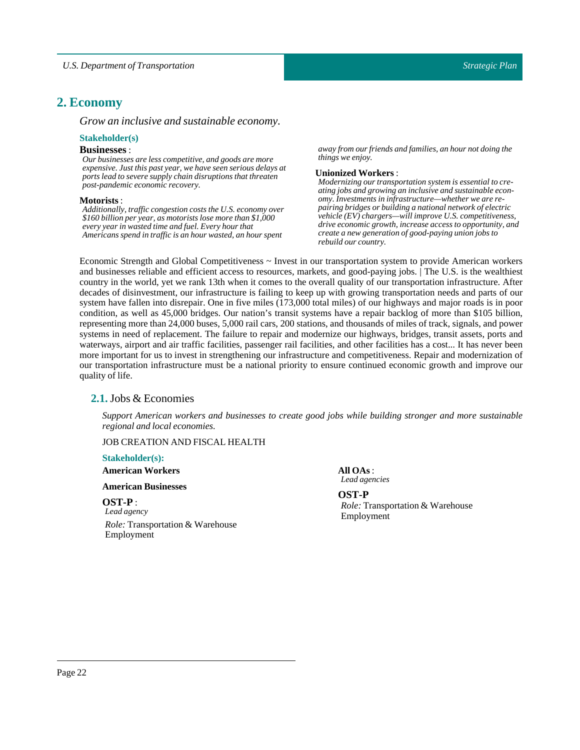# 2. Economy

*Grow an inclusive and sustainable economy.*

### Stakeholder(s)

**Businesses** :
*Our businesses are less competitive, and goods are more expensive. Just this past year, we have seen serious delays at ports lead to severe supply chain disruptions that threaten post-pandemic economic recovery.*

**Motorists** :
*Additionally, traffic congestion costs the U.S. economy over $160 billion per year, as motorists lose more than $1,000 every year in wasted time and fuel. Every hour that Americans spend in traffic is an hour wasted, an hour spent away from our friends and families, an hour not doing the things we enjoy.*

**Unionized Workers** :
*Modernizing our transportation system is essential to creating jobs and growing an inclusive and sustainable economy. Investments in infrastructure—whether we are repairing bridges or building a national network of electric vehicle (EV) chargers—will improve U.S. competitiveness, drive economic growth, increase access to opportunity, and create a new generation of good-paying union jobs to rebuild our country.*

Economic Strength and Global Competitiveness ~ Invest in our transportation system to provide American workers and businesses reliable and efficient access to resources, markets, and good-paying jobs. | The U.S. is the wealthiest country in the world, yet we rank 13th when it comes to the overall quality of our transportation infrastructure. After decades of disinvestment, our infrastructure is failing to keep up with growing transportation needs and parts of our system have fallen into disrepair. One in five miles (173,000 total miles) of our highways and major roads is in poor condition, as well as 45,000 bridges. Our nation's transit systems have a repair backlog of more than $105 billion, representing more than 24,000 buses, 5,000 rail cars, 200 stations, and thousands of miles of track, signals, and power systems in need of replacement. The failure to repair and modernize our highways, bridges, transit assets, ports and waterways, airport and air traffic facilities, passenger rail facilities, and other facilities has a cost... It has never been more important for us to invest in strengthening our infrastructure and competitiveness. Repair and modernization of our transportation infrastructure must be a national priority to ensure continued economic growth and improve our quality of life.

## 2.1. Jobs & Economies

*Support American workers and businesses to create good jobs while building stronger and more sustainable regional and local economies.*

JOB CREATION AND FISCAL HEALTH

### Stakeholder(s):

**American Workers**

**American Businesses**

**OST-P** :
*Lead agency*
*Role:* Transportation & Warehouse Employment

**All OAs** :
*Lead agencies*

**OST-P**
*Role:* Transportation & Warehouse Employment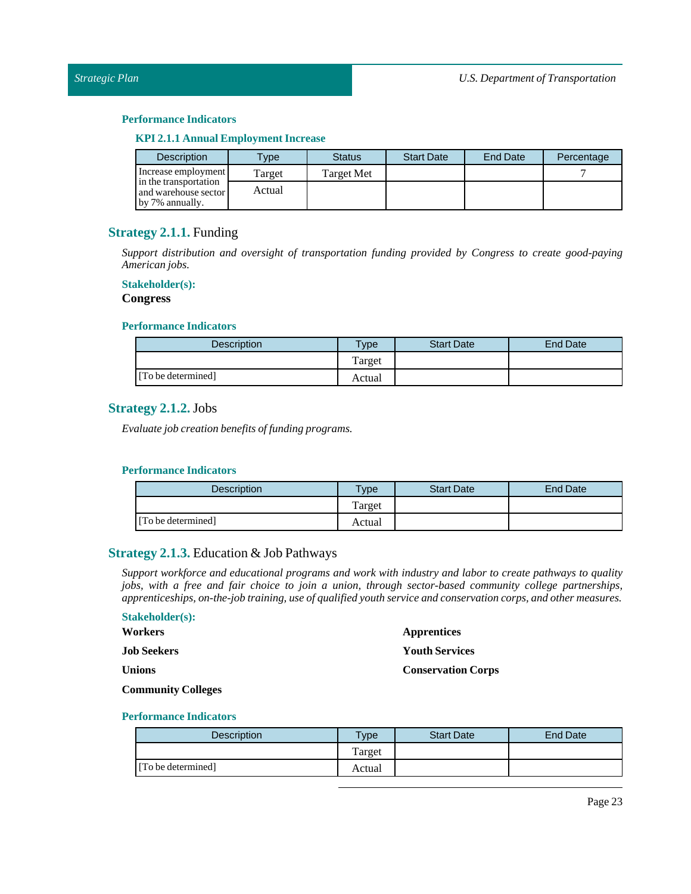### Performance Indicators

#### KPI 2.1.1 Annual Employment Increase

| Description | Type | Status | Start Date | End Date | Percentage |
|---|---|---|---|---|---|
| Increase employment in the transportation and warehouse sector by 7% annually. | Target | Target Met | | | 7 |
| | Actual | | | | |

## Strategy 2.1.1. Funding

*Support distribution and oversight of transportation funding provided by Congress to create good-paying American jobs.*

### Stakeholder(s):

**Congress**

### Performance Indicators

| Description | Type | Start Date | End Date |
|---|---|---|---|
| | Target | | |
| [To be determined] | Actual | | |

## Strategy 2.1.2. Jobs

*Evaluate job creation benefits of funding programs.*

### Performance Indicators

| Description | Type | Start Date | End Date |
|---|---|---|---|
| | Target | | |
| [To be determined] | Actual | | |

## Strategy 2.1.3. Education & Job Pathways

*Support workforce and educational programs and work with industry and labor to create pathways to quality jobs, with a free and fair choice to join a union, through sector-based community college partnerships, apprenticeships, on-the-job training, use of qualified youth service and conservation corps, and other measures.*

### Stakeholder(s):

**Workers**

**Job Seekers**

**Unions**

**Community Colleges**

**Apprentices**

**Youth Services**

**Conservation Corps**

### Performance Indicators

| Description | Type | Start Date | End Date |
|---|---|---|---|
| | Target | | |
| [To be determined] | Actual | | |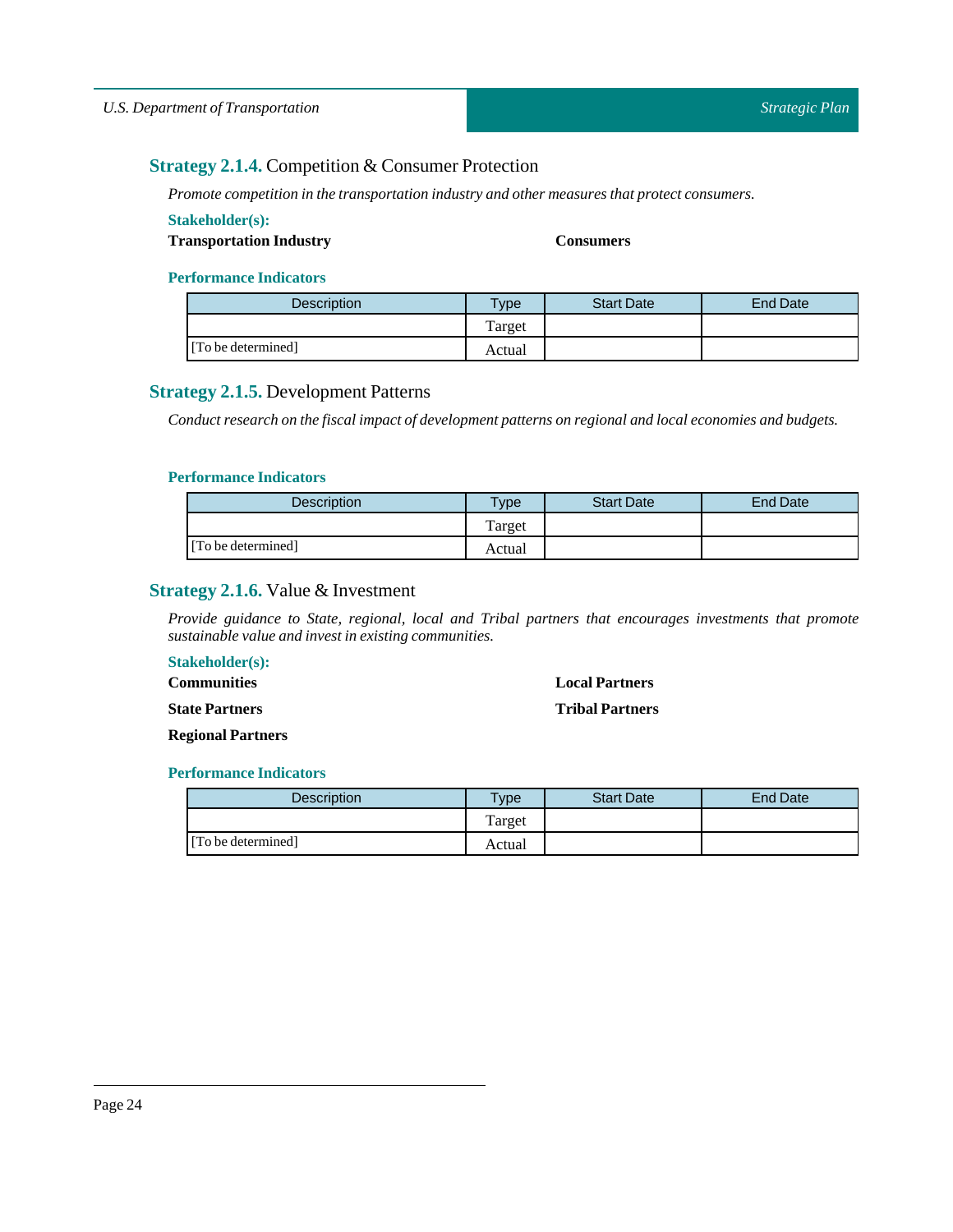### **Strategy 2.1.4.** Competition & Consumer Protection

*Promote competition in the transportation industry and other measures that protect consumers.*

**Stakeholder(s):**

**Transportation Industry**

**Consumers**

**Performance Indicators**

| Description | Type | Start Date | End Date |
|---|---|---|---|
| [To be determined] | Target | | |
| | Actual | | |

### **Strategy 2.1.5.** Development Patterns

*Conduct research on the fiscal impact of development patterns on regional and local economies and budgets.*

**Performance Indicators**

| Description | Type | Start Date | End Date |
|---|---|---|---|
| [To be determined] | Target | | |
| | Actual | | |

### **Strategy 2.1.6.** Value & Investment

*Provide guidance to State, regional, local and Tribal partners that encourages investments that promote sustainable value and invest in existing communities.*

**Stakeholder(s):**

**Communities**

**Local Partners**

**State Partners**

**Tribal Partners**

**Regional Partners**

**Performance Indicators**

| Description | Type | Start Date | End Date |
|---|---|---|---|
| [To be determined] | Target | | |
| | Actual | | |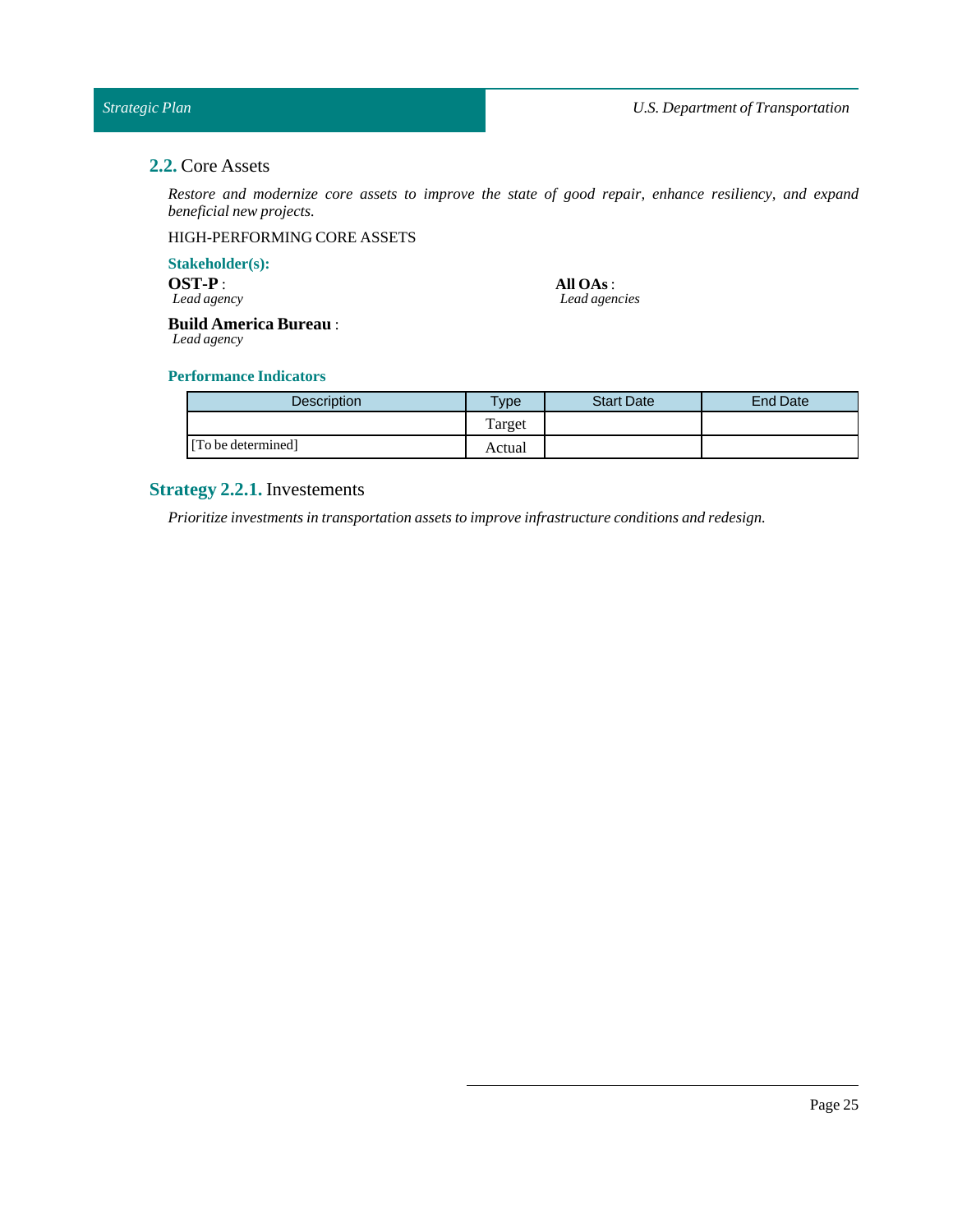## **2.2.** Core Assets

*Restore and modernize core assets to improve the state of good repair, enhance resiliency, and expand beneficial new projects.*

HIGH-PERFORMING CORE ASSETS

**Stakeholder(s):**

**OST-P** :
*Lead agency*

**All OAs** :
*Lead agencies*

**Build America Bureau** :
*Lead agency*

**Performance Indicators**

| Description | Type | Start Date | End Date |
| --- | --- | --- | --- |
| [To be determined] | Target | | |
| | Actual | | |

## **Strategy 2.2.1.** Investements

*Prioritize investments in transportation assets to improve infrastructure conditions and redesign.*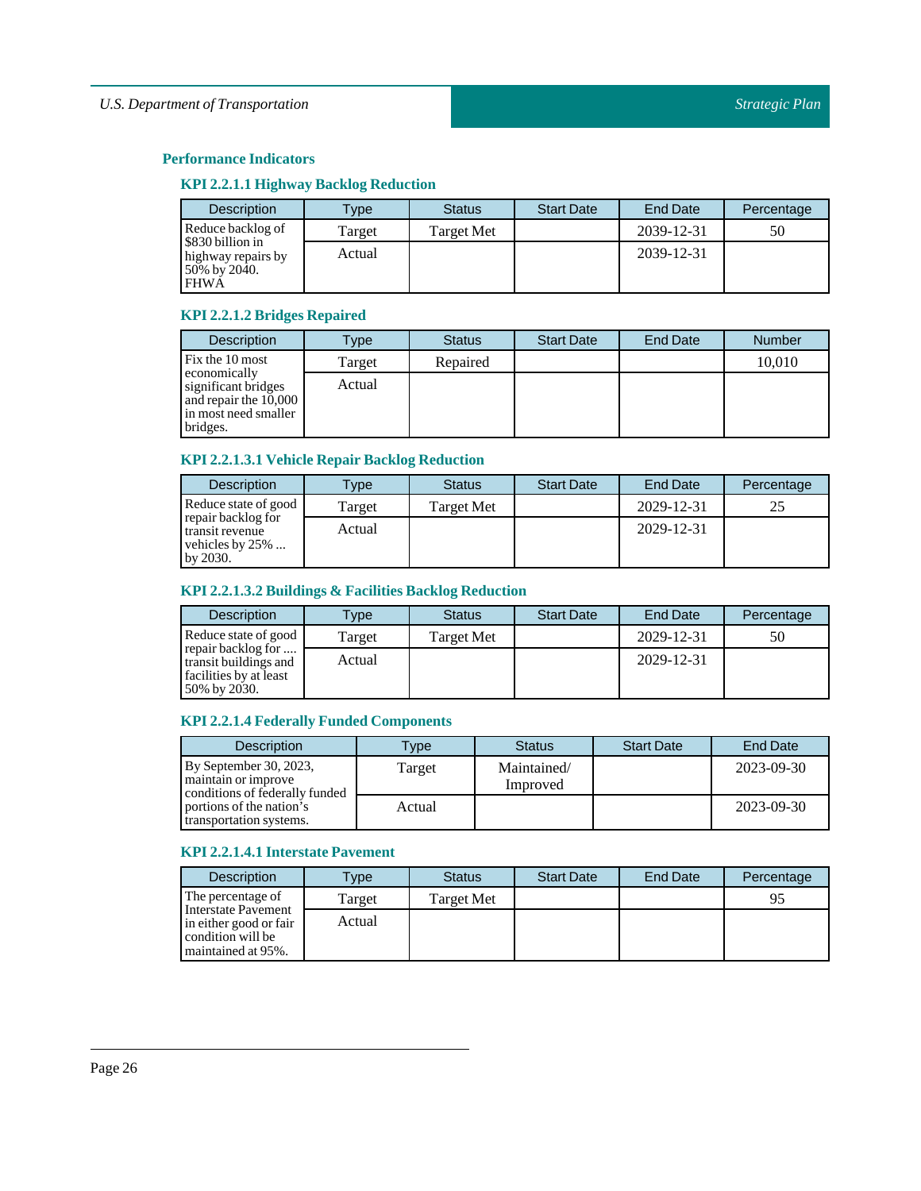### Performance Indicators

#### KPI 2.2.1.1 Highway Backlog Reduction

| Description | Type | Status | Start Date | End Date | Percentage |
|---|---|---|---|---|---|
| Reduce backlog of $830 billion in highway repairs by 50% by 2040. FHWA | Target | Target Met | | 2039-12-31 | 50 |
| | Actual | | | 2039-12-31 | |

#### KPI 2.2.1.2 Bridges Repaired

| Description | Type | Status | Start Date | End Date | Number |
|---|---|---|---|---|---|
| Fix the 10 most economically significant bridges and repair the 10,000 in most need smaller bridges. | Target | Repaired | | | 10,010 |
| | Actual | | | | |

#### KPI 2.2.1.3.1 Vehicle Repair Backlog Reduction

| Description | Type | Status | Start Date | End Date | Percentage |
|---|---|---|---|---|---|
| Reduce state of good repair backlog for transit revenue vehicles by 25% ... by 2030. | Target | Target Met | | 2029-12-31 | 25 |
| | Actual | | | 2029-12-31 | |

#### KPI 2.2.1.3.2 Buildings & Facilities Backlog Reduction

| Description | Type | Status | Start Date | End Date | Percentage |
|---|---|---|---|---|---|
| Reduce state of good repair backlog for .... transit buildings and facilities by at least 50% by 2030. | Target | Target Met | | 2029-12-31 | 50 |
| | Actual | | | 2029-12-31 | |

#### KPI 2.2.1.4 Federally Funded Components

| Description | Type | Status | Start Date | End Date |
|---|---|---|---|---|
| By September 30, 2023, maintain or improve conditions of federally funded portions of the nation's transportation systems. | Target | Maintained/ Improved | | 2023-09-30 |
| | Actual | | | 2023-09-30 |

#### KPI 2.2.1.4.1 Interstate Pavement

| Description | Type | Status | Start Date | End Date | Percentage |
|---|---|---|---|---|---|
| The percentage of Interstate Pavement in either good or fair condition will be maintained at 95%. | Target | Target Met | | | 95 |
| | Actual | | | | |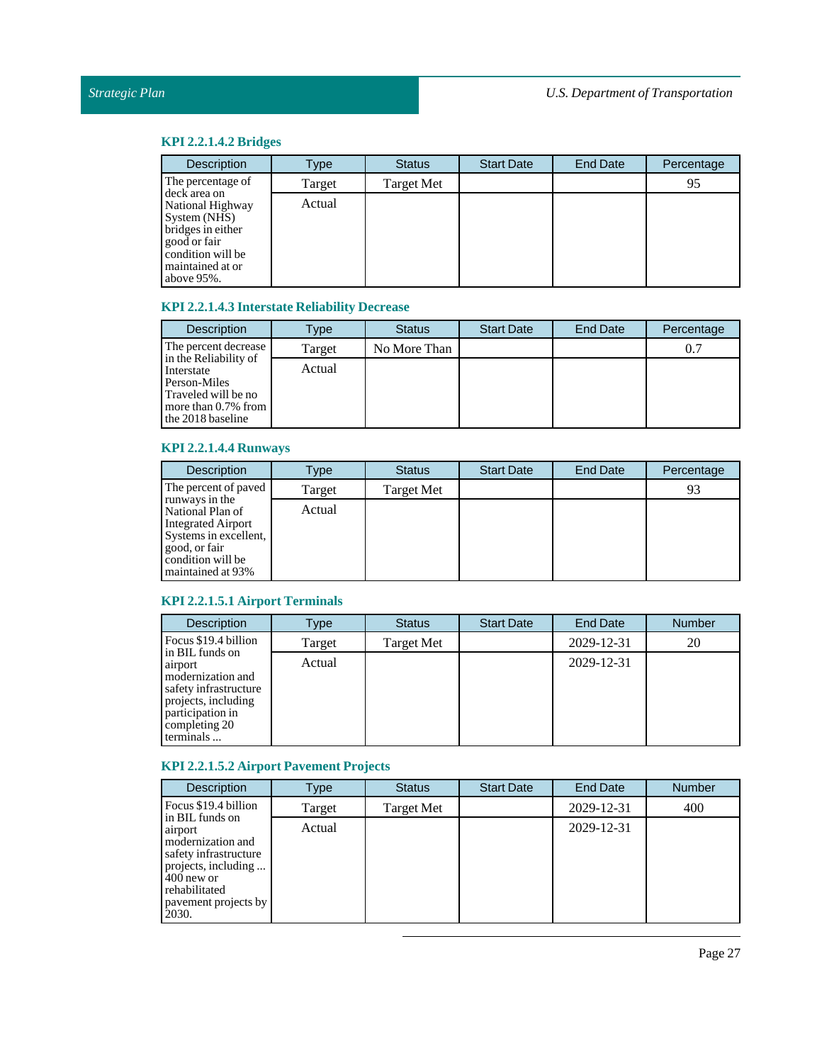### KPI 2.2.1.4.2 Bridges

| Description | Type | Status | Start Date | End Date | Percentage |
|---|---|---|---|---|---|
| The percentage of deck area on National Highway System (NHS) bridges in either good or fair condition will be maintained at or above 95%. | Target | Target Met | | | 95 |
| | Actual | | | | |

### KPI 2.2.1.4.3 Interstate Reliability Decrease

| Description | Type | Status | Start Date | End Date | Percentage |
|---|---|---|---|---|---|
| The percent decrease in the Reliability of Interstate Person-Miles Traveled will be no more than 0.7% from the 2018 baseline | Target | No More Than | | | 0.7 |
| | Actual | | | | |

### KPI 2.2.1.4.4 Runways

| Description | Type | Status | Start Date | End Date | Percentage |
|---|---|---|---|---|---|
| The percent of paved runways in the National Plan of Integrated Airport Systems in excellent, good, or fair condition will be maintained at 93% | Target | Target Met | | | 93 |
| | Actual | | | | |

### KPI 2.2.1.5.1 Airport Terminals

| Description | Type | Status | Start Date | End Date | Number |
|---|---|---|---|---|---|
| Focus $19.4 billion in BIL funds on airport modernization and safety infrastructure projects, including participation in completing 20 terminals ... | Target | Target Met | | 2029-12-31 | 20 |
| | Actual | | | 2029-12-31 | |

### KPI 2.2.1.5.2 Airport Pavement Projects

| Description | Type | Status | Start Date | End Date | Number |
|---|---|---|---|---|---|
| Focus $19.4 billion in BIL funds on airport modernization and safety infrastructure projects, including ... 400 new or rehabilitated pavement projects by 2030. | Target | Target Met | | 2029-12-31 | 400 |
| | Actual | | | 2029-12-31 | |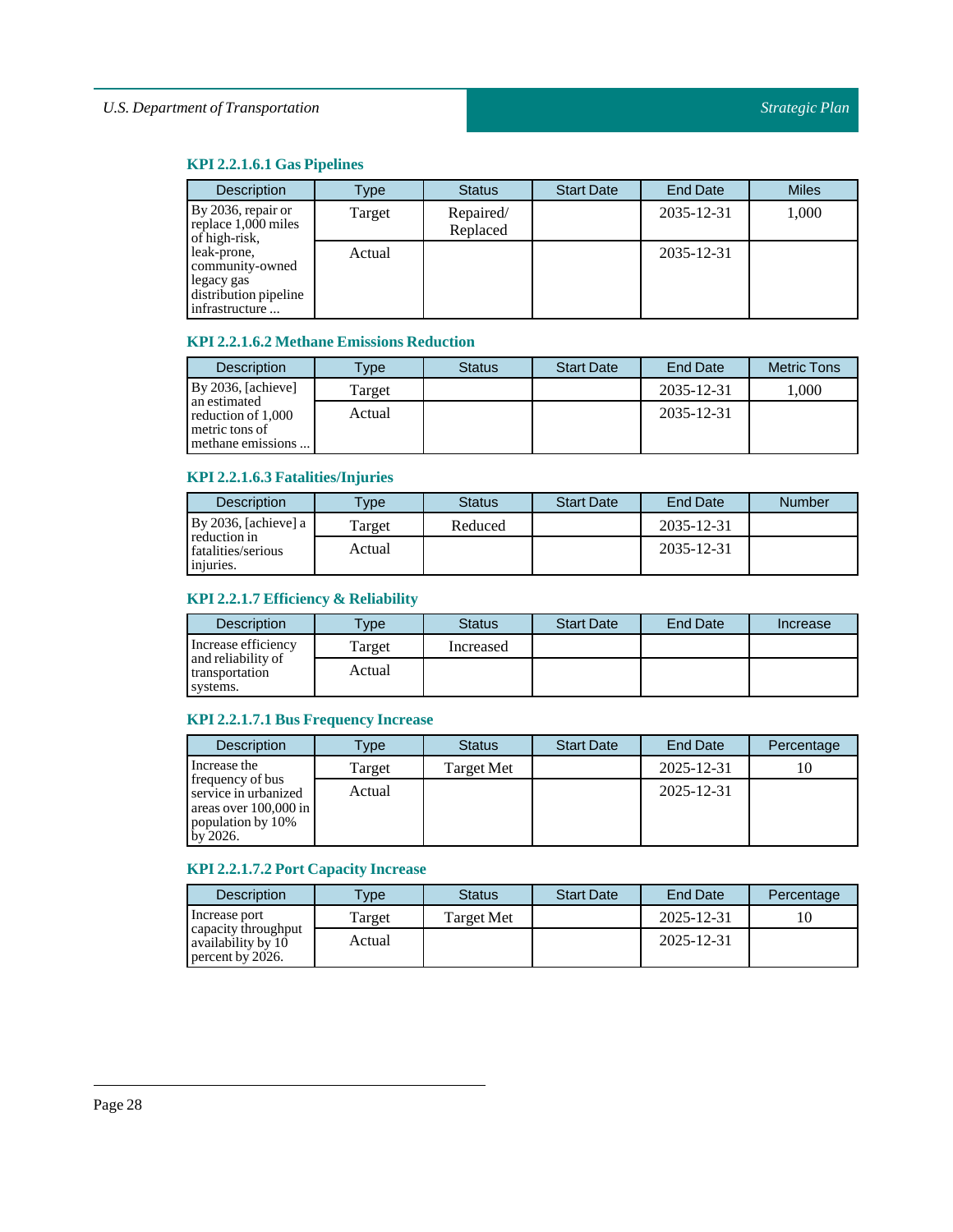### KPI 2.2.1.6.1 Gas Pipelines

| Description | Type | Status | Start Date | End Date | Miles |
|---|---|---|---|---|---|
| By 2036, repair or replace 1,000 miles of high-risk, leak-prone, community-owned legacy gas distribution pipeline infrastructure ... | Target | Repaired/ Replaced | | 2035-12-31 | 1,000 |
| | Actual | | | 2035-12-31 | |

### KPI 2.2.1.6.2 Methane Emissions Reduction

| Description | Type | Status | Start Date | End Date | Metric Tons |
|---|---|---|---|---|---|
| By 2036, [achieve] an estimated reduction of 1,000 metric tons of methane emissions ... | Target | | | 2035-12-31 | 1,000 |
| | Actual | | | 2035-12-31 | |

### KPI 2.2.1.6.3 Fatalities/Injuries

| Description | Type | Status | Start Date | End Date | Number |
|---|---|---|---|---|---|
| By 2036, [achieve] a reduction in fatalities/serious injuries. | Target | Reduced | | 2035-12-31 | |
| | Actual | | | 2035-12-31 | |

### KPI 2.2.1.7 Efficiency & Reliability

| Description | Type | Status | Start Date | End Date | Increase |
|---|---|---|---|---|---|
| Increase efficiency and reliability of transportation systems. | Target | Increased | | | |
| | Actual | | | | |

### KPI 2.2.1.7.1 Bus Frequency Increase

| Description | Type | Status | Start Date | End Date | Percentage |
|---|---|---|---|---|---|
| Increase the frequency of bus service in urbanized areas over 100,000 in population by 10% by 2026. | Target | Target Met | | 2025-12-31 | 10 |
| | Actual | | | 2025-12-31 | |

### KPI 2.2.1.7.2 Port Capacity Increase

| Description | Type | Status | Start Date | End Date | Percentage |
|---|---|---|---|---|---|
| Increase port capacity throughput availability by 10 percent by 2026. | Target | Target Met | | 2025-12-31 | 10 |
| | Actual | | | 2025-12-31 | |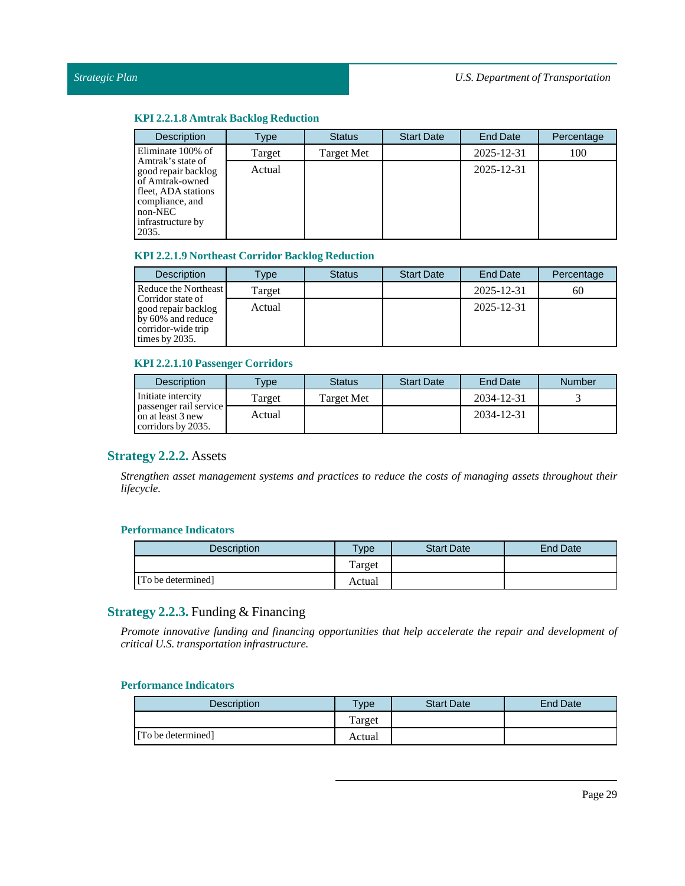#### KPI 2.2.1.8 Amtrak Backlog Reduction

| Description | Type | Status | Start Date | End Date | Percentage |
|---|---|---|---|---|---|
| Eliminate 100% of Amtrak's state of good repair backlog of Amtrak-owned fleet, ADA stations compliance, and non-NEC infrastructure by 2035. | Target | Target Met | | 2025-12-31 | 100 |
| | Actual | | | 2025-12-31 | |

#### KPI 2.2.1.9 Northeast Corridor Backlog Reduction

| Description | Type | Status | Start Date | End Date | Percentage |
|---|---|---|---|---|---|
| Reduce the Northeast Corridor state of good repair backlog by 60% and reduce corridor-wide trip times by 2035. | Target | | | 2025-12-31 | 60 |
| | Actual | | | 2025-12-31 | |

#### KPI 2.2.1.10 Passenger Corridors

| Description | Type | Status | Start Date | End Date | Number |
|---|---|---|---|---|---|
| Initiate intercity passenger rail service on at least 3 new corridors by 2035. | Target | Target Met | | 2034-12-31 | 3 |
| | Actual | | | 2034-12-31 | |

### Strategy 2.2.2. Assets

*Strengthen asset management systems and practices to reduce the costs of managing assets throughout their lifecycle.*

#### Performance Indicators

| Description | Type | Start Date | End Date |
|---|---|---|---|
| | Target | | |
| [To be determined] | Actual | | |

### Strategy 2.2.3. Funding & Financing

*Promote innovative funding and financing opportunities that help accelerate the repair and development of critical U.S. transportation infrastructure.*

#### Performance Indicators

| Description | Type | Start Date | End Date |
|---|---|---|---|
| | Target | | |
| [To be determined] | Actual | | |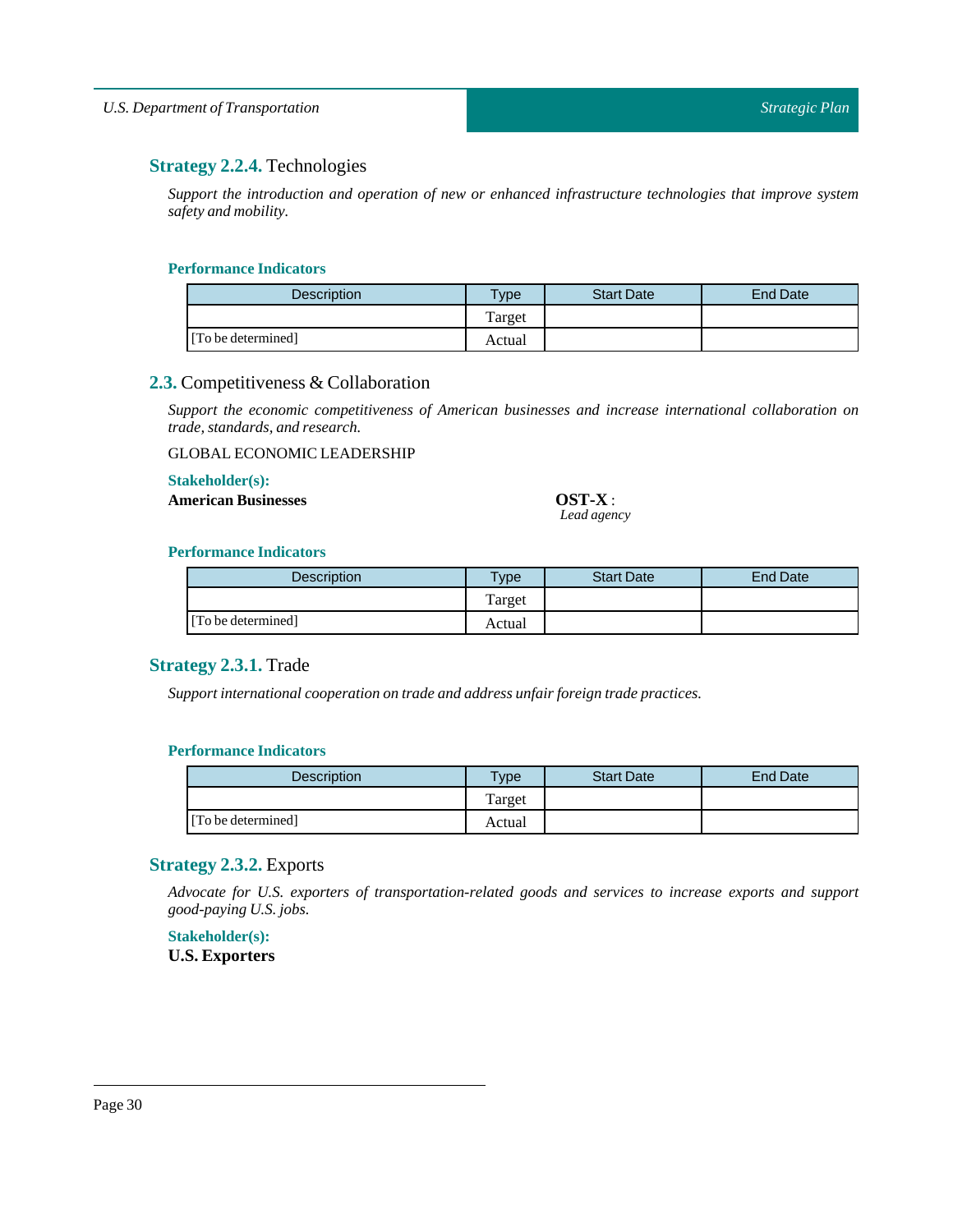### **Strategy 2.2.4.** Technologies

*Support the introduction and operation of new or enhanced infrastructure technologies that improve system safety and mobility.*

**Performance Indicators**

| Description | Type | Start Date | End Date |
|---|---|---|---|
| | Target | | |
| [To be determined] | Actual | | |

## **2.3.** Competitiveness & Collaboration

*Support the economic competitiveness of American businesses and increase international collaboration on trade, standards, and research.*

GLOBAL ECONOMIC LEADERSHIP

**Stakeholder(s):**

**American Businesses**

**OST-X** :
*Lead agency*

**Performance Indicators**

| Description | Type | Start Date | End Date |
|---|---|---|---|
| | Target | | |
| [To be determined] | Actual | | |

### **Strategy 2.3.1.** Trade

*Support international cooperation on trade and address unfair foreign trade practices.*

**Performance Indicators**

| Description | Type | Start Date | End Date |
|---|---|---|---|
| | Target | | |
| [To be determined] | Actual | | |

### **Strategy 2.3.2.** Exports

*Advocate for U.S. exporters of transportation-related goods and services to increase exports and support good-paying U.S. jobs.*

**Stakeholder(s):**

**U.S. Exporters**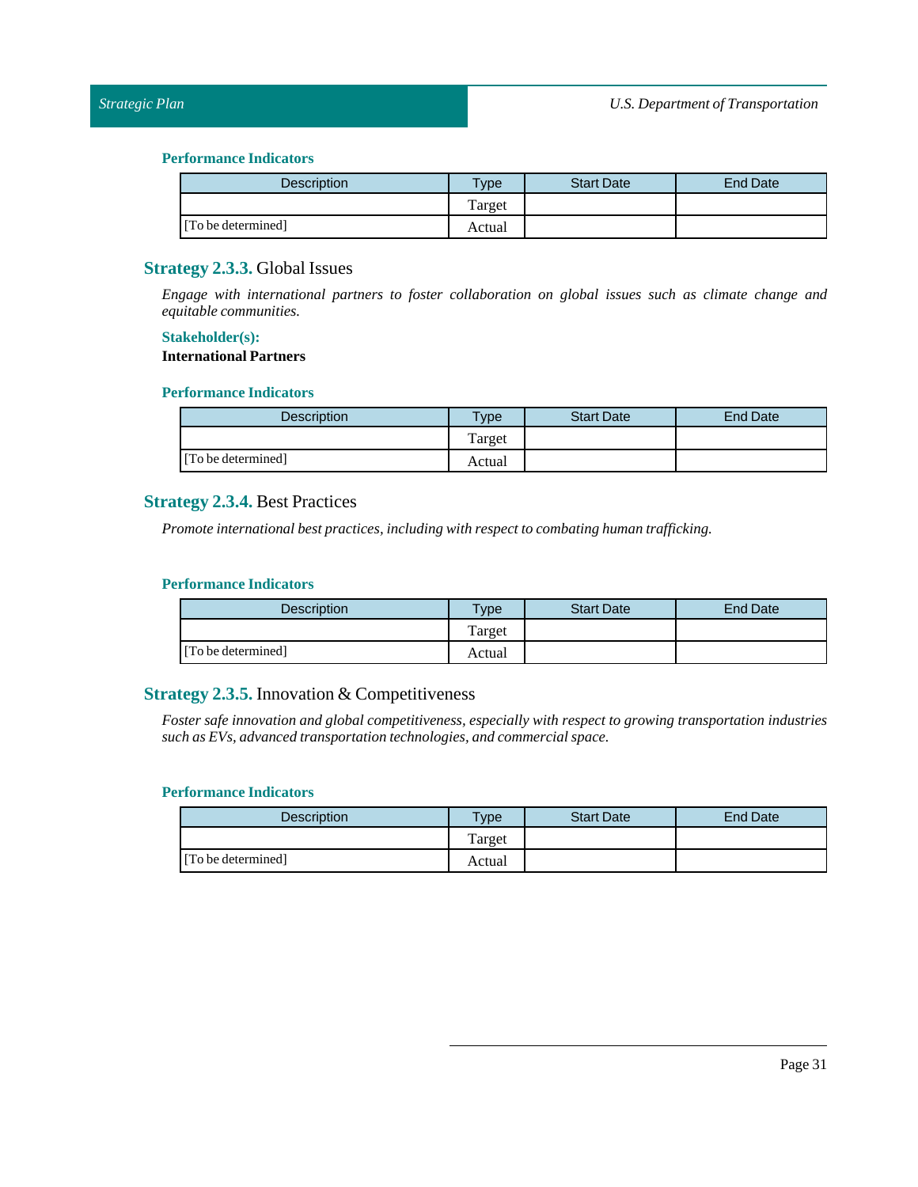#### Performance Indicators

| Description | Type | Start Date | End Date |
| --- | --- | --- | --- |
| | Target | | |
| [To be determined] | Actual | | |

### **Strategy 2.3.3.** Global Issues

*Engage with international partners to foster collaboration on global issues such as climate change and equitable communities.*

**Stakeholder(s):**

**International Partners**

#### Performance Indicators

| Description | Type | Start Date | End Date |
| --- | --- | --- | --- |
| | Target | | |
| [To be determined] | Actual | | |

### **Strategy 2.3.4.** Best Practices

*Promote international best practices, including with respect to combating human trafficking.*

#### Performance Indicators

| Description | Type | Start Date | End Date |
| --- | --- | --- | --- |
| | Target | | |
| [To be determined] | Actual | | |

### **Strategy 2.3.5.** Innovation & Competitiveness

*Foster safe innovation and global competitiveness, especially with respect to growing transportation industries such as EVs, advanced transportation technologies, and commercial space.*

#### Performance Indicators

| Description | Type | Start Date | End Date |
| --- | --- | --- | --- |
| | Target | | |
| [To be determined] | Actual | | |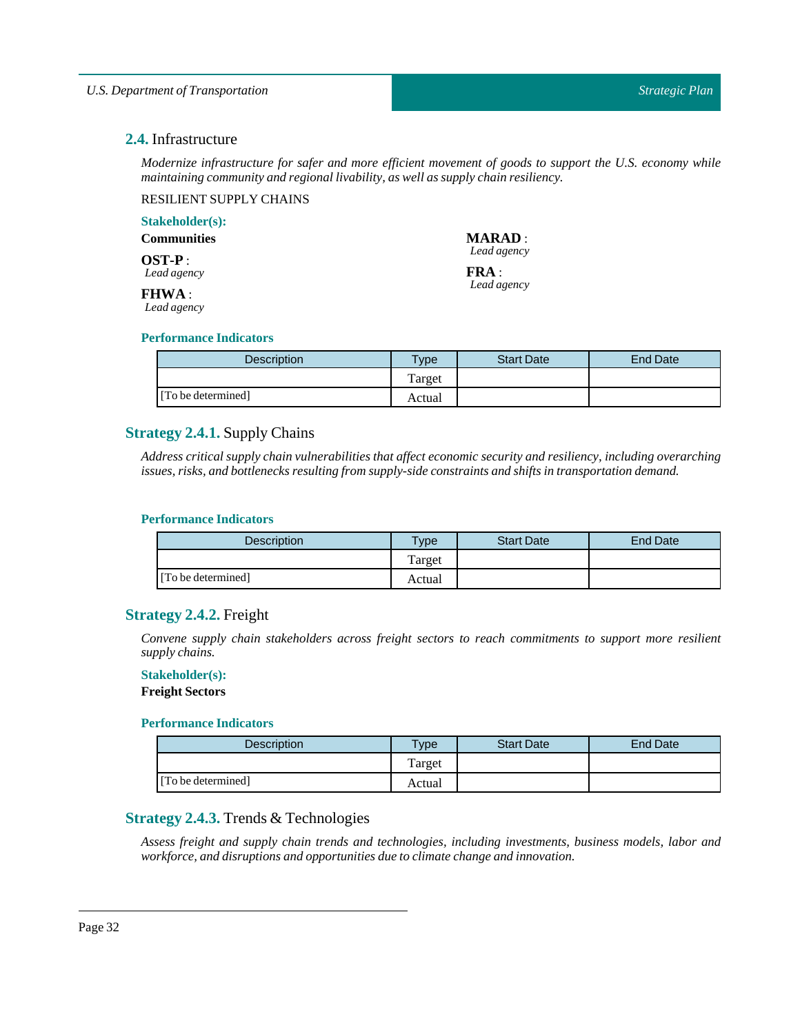## **2.4.** Infrastructure

*Modernize infrastructure for safer and more efficient movement of goods to support the U.S. economy while maintaining community and regional livability, as well as supply chain resiliency.*

RESILIENT SUPPLY CHAINS

**Stakeholder(s):**

**Communities**

**OST-P** :
*Lead agency*

**FHWA** :
*Lead agency*

**MARAD** :
*Lead agency*

**FRA** :
*Lead agency*

**Performance Indicators**

| Description | Type | Start Date | End Date |
|---|---|---|---|
| | Target | | |
| [To be determined] | Actual | | |

### **Strategy 2.4.1.** Supply Chains

*Address critical supply chain vulnerabilities that affect economic security and resiliency, including overarching issues, risks, and bottlenecks resulting from supply-side constraints and shifts in transportation demand.*

**Performance Indicators**

| Description | Type | Start Date | End Date |
|---|---|---|---|
| | Target | | |
| [To be determined] | Actual | | |

### **Strategy 2.4.2.** Freight

*Convene supply chain stakeholders across freight sectors to reach commitments to support more resilient supply chains.*

**Stakeholder(s):**

**Freight Sectors**

**Performance Indicators**

| Description | Type | Start Date | End Date |
|---|---|---|---|
| | Target | | |
| [To be determined] | Actual | | |

### **Strategy 2.4.3.** Trends & Technologies

*Assess freight and supply chain trends and technologies, including investments, business models, labor and workforce, and disruptions and opportunities due to climate change and innovation.*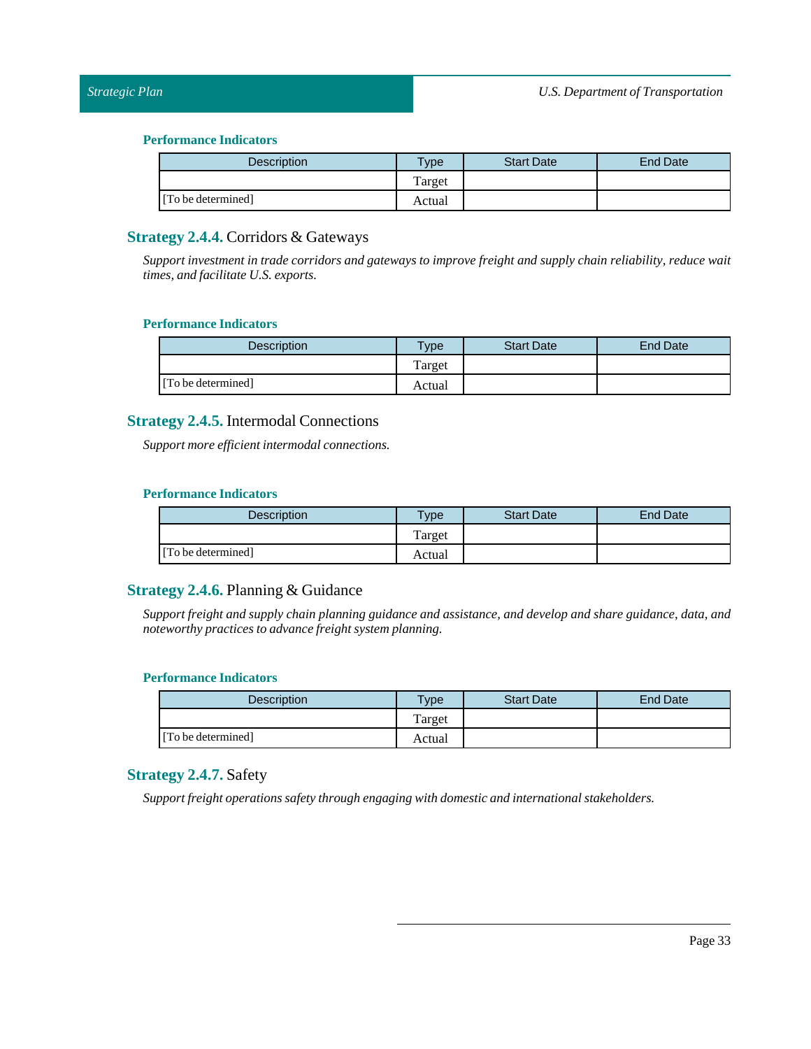#### Performance Indicators

| Description | Type | Start Date | End Date |
|---|---|---|---|
| | Target | | |
| [To be determined] | Actual | | |

### Strategy 2.4.4. Corridors & Gateways

*Support investment in trade corridors and gateways to improve freight and supply chain reliability, reduce wait times, and facilitate U.S. exports.*

#### Performance Indicators

| Description | Type | Start Date | End Date |
|---|---|---|---|
| | Target | | |
| [To be determined] | Actual | | |

### Strategy 2.4.5. Intermodal Connections

*Support more efficient intermodal connections.*

#### Performance Indicators

| Description | Type | Start Date | End Date |
|---|---|---|---|
| | Target | | |
| [To be determined] | Actual | | |

### Strategy 2.4.6. Planning & Guidance

*Support freight and supply chain planning guidance and assistance, and develop and share guidance, data, and noteworthy practices to advance freight system planning.*

#### Performance Indicators

| Description | Type | Start Date | End Date |
|---|---|---|---|
| | Target | | |
| [To be determined] | Actual | | |

### Strategy 2.4.7. Safety

*Support freight operations safety through engaging with domestic and international stakeholders.*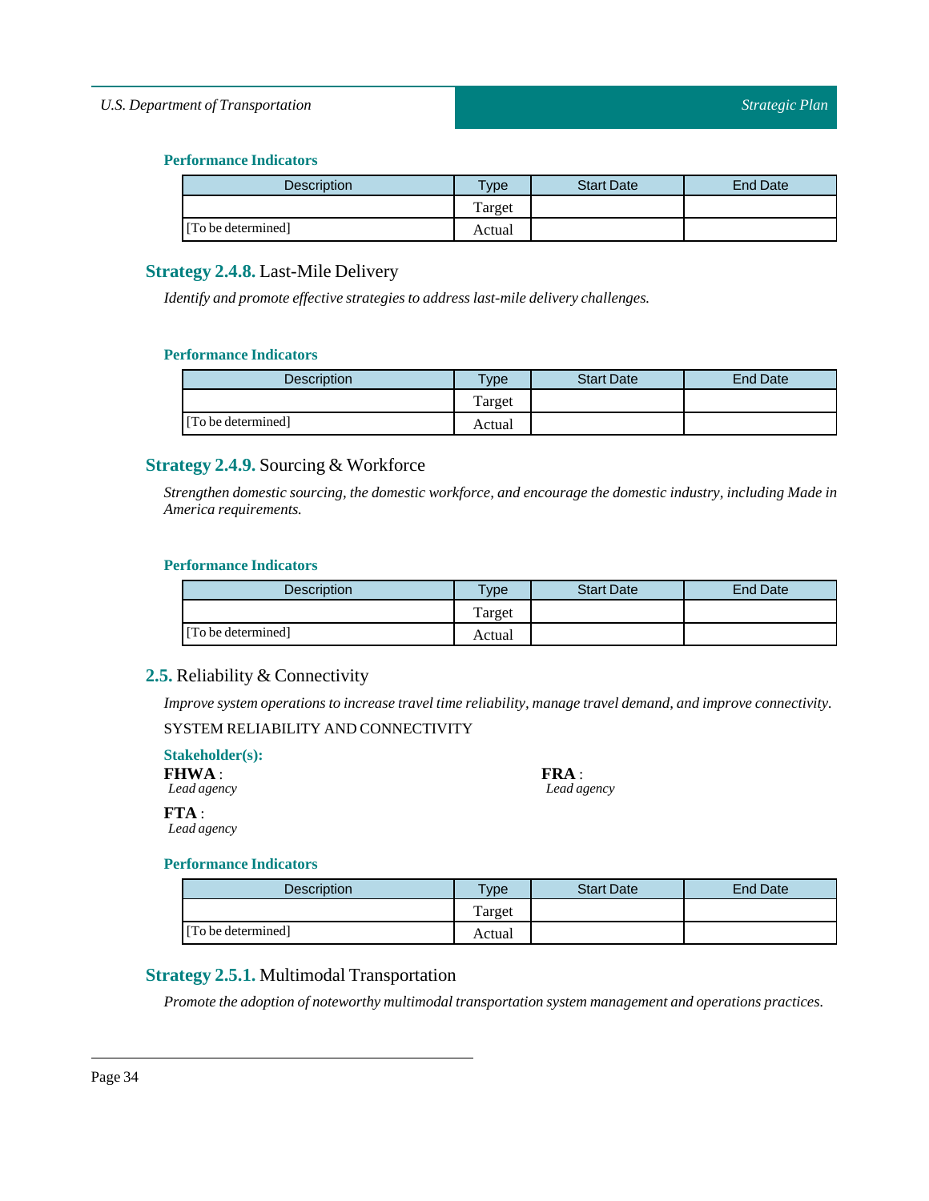#### Performance Indicators

| Description | Type | Start Date | End Date |
|---|---|---|---|
| | Target | | |
| [To be determined] | Actual | | |

### Strategy 2.4.8. Last-Mile Delivery

*Identify and promote effective strategies to address last-mile delivery challenges.*

#### Performance Indicators

| Description | Type | Start Date | End Date |
|---|---|---|---|
| | Target | | |
| [To be determined] | Actual | | |

### Strategy 2.4.9. Sourcing & Workforce

*Strengthen domestic sourcing, the domestic workforce, and encourage the domestic industry, including Made in America requirements.*

#### Performance Indicators

| Description | Type | Start Date | End Date |
|---|---|---|---|
| | Target | | |
| [To be determined] | Actual | | |

## 2.5. Reliability & Connectivity

*Improve system operations to increase travel time reliability, manage travel demand, and improve connectivity.*

SYSTEM RELIABILITY AND CONNECTIVITY

#### Stakeholder(s):

**FHWA** :
*Lead agency*

**FRA** :
*Lead agency*

**FTA** :
*Lead agency*

#### Performance Indicators

| Description | Type | Start Date | End Date |
|---|---|---|---|
| | Target | | |
| [To be determined] | Actual | | |

### Strategy 2.5.1. Multimodal Transportation

*Promote the adoption of noteworthy multimodal transportation system management and operations practices.*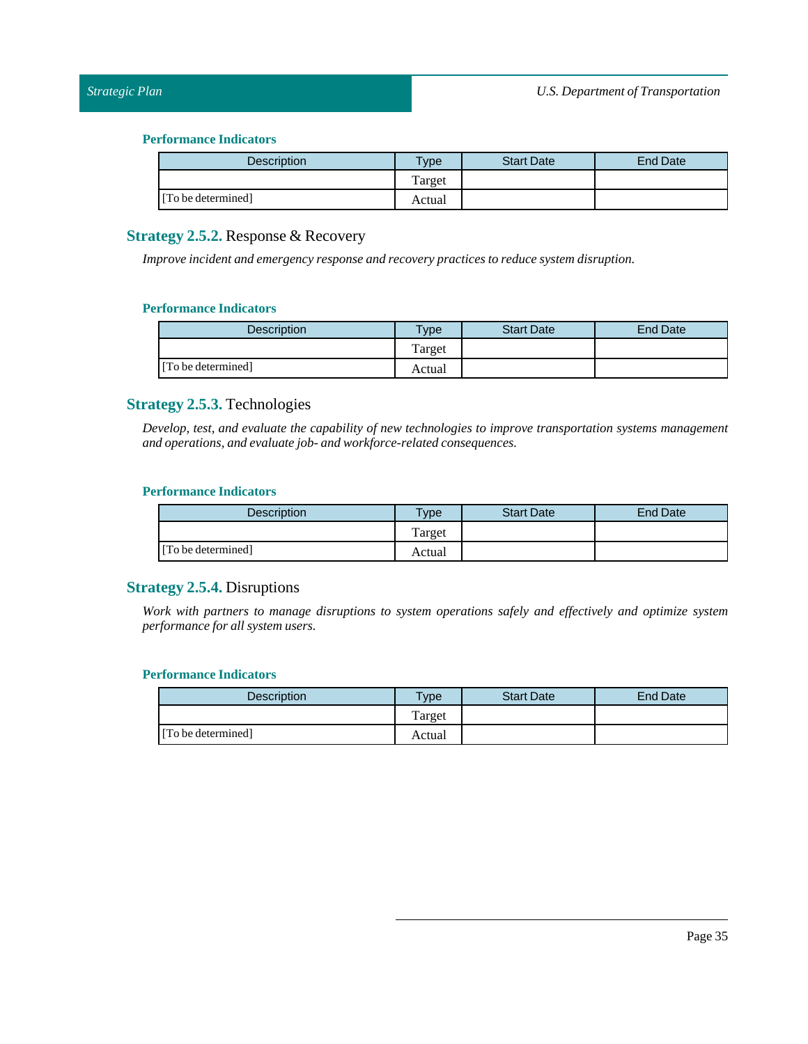#### Performance Indicators

| Description | Type | Start Date | End Date |
| --- | --- | --- | --- |
| | Target | | |
| [To be determined] | Actual | | |

### **Strategy 2.5.2.** Response & Recovery

*Improve incident and emergency response and recovery practices to reduce system disruption.*

#### Performance Indicators

| Description | Type | Start Date | End Date |
| --- | --- | --- | --- |
| | Target | | |
| [To be determined] | Actual | | |

### **Strategy 2.5.3.** Technologies

*Develop, test, and evaluate the capability of new technologies to improve transportation systems management and operations, and evaluate job- and workforce-related consequences.*

#### Performance Indicators

| Description | Type | Start Date | End Date |
| --- | --- | --- | --- |
| | Target | | |
| [To be determined] | Actual | | |

### **Strategy 2.5.4.** Disruptions

*Work with partners to manage disruptions to system operations safely and effectively and optimize system performance for all system users.*

#### Performance Indicators

| Description | Type | Start Date | End Date |
| --- | --- | --- | --- |
| | Target | | |
| [To be determined] | Actual | | |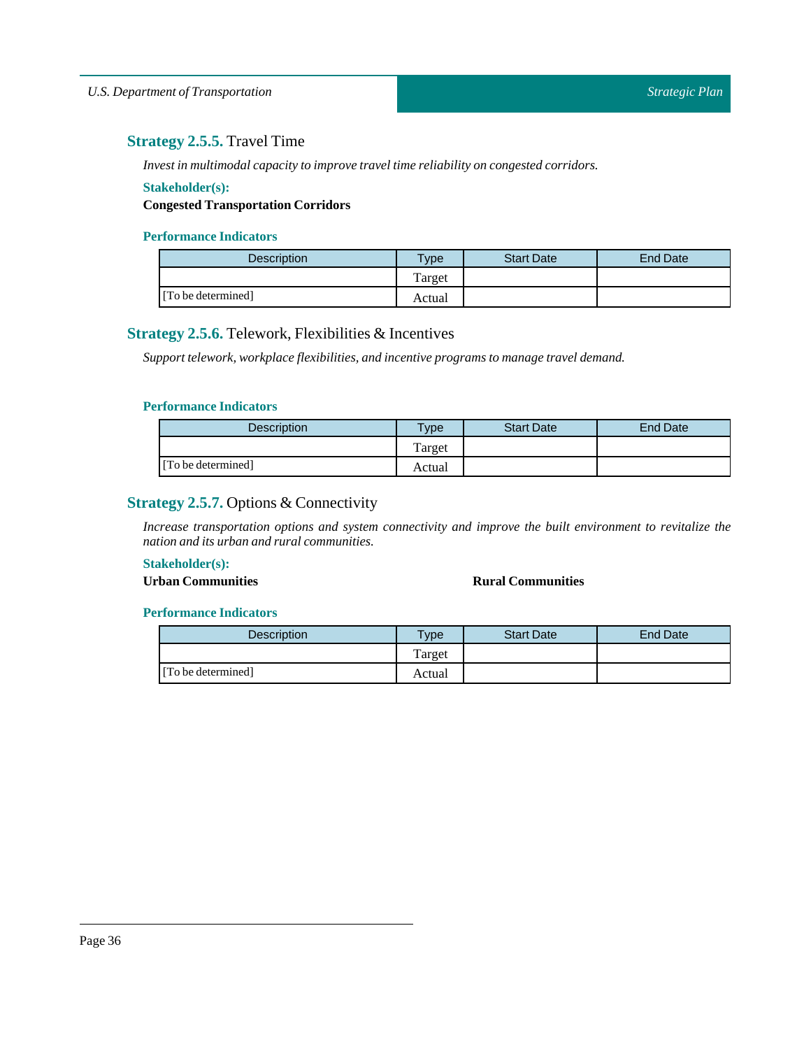### **Strategy 2.5.5.** Travel Time

*Invest in multimodal capacity to improve travel time reliability on congested corridors.*

**Stakeholder(s):**

**Congested Transportation Corridors**

**Performance Indicators**

| Description | Type | Start Date | End Date |
|---|---|---|---|
| [To be determined] | Target | | |
| | Actual | | |

### **Strategy 2.5.6.** Telework, Flexibilities & Incentives

*Support telework, workplace flexibilities, and incentive programs to manage travel demand.*

**Performance Indicators**

| Description | Type | Start Date | End Date |
|---|---|---|---|
| [To be determined] | Target | | |
| | Actual | | |

### **Strategy 2.5.7.** Options & Connectivity

*Increase transportation options and system connectivity and improve the built environment to revitalize the nation and its urban and rural communities.*

**Stakeholder(s):**

**Urban Communities**

**Rural Communities**

**Performance Indicators**

| Description | Type | Start Date | End Date |
|---|---|---|---|
| [To be determined] | Target | | |
| | Actual | | |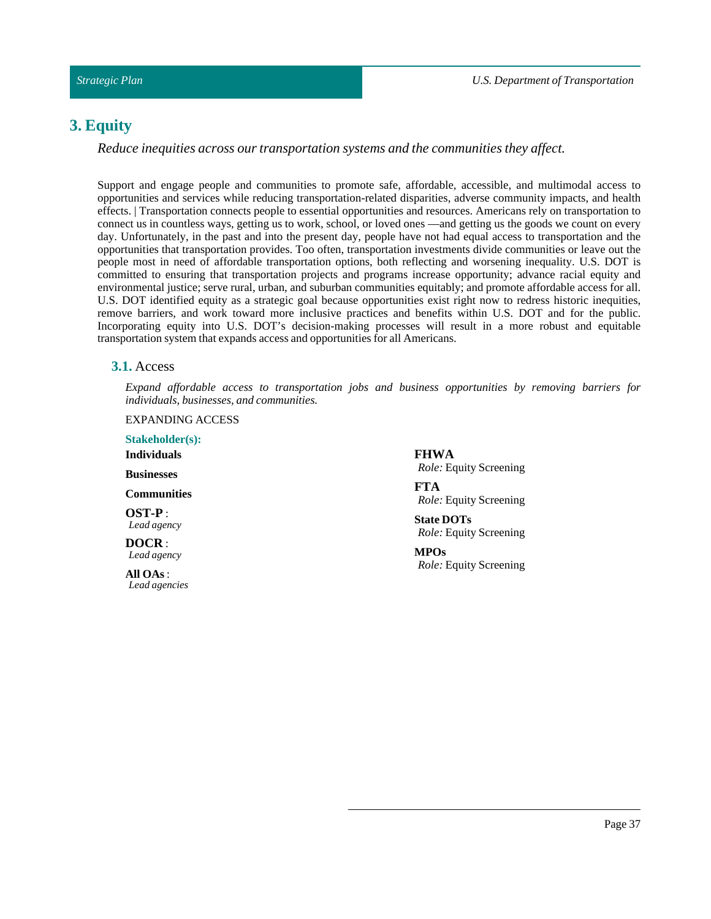# 3. Equity

*Reduce inequities across our transportation systems and the communities they affect.*

Support and engage people and communities to promote safe, affordable, accessible, and multimodal access to opportunities and services while reducing transportation-related disparities, adverse community impacts, and health effects. | Transportation connects people to essential opportunities and resources. Americans rely on transportation to connect us in countless ways, getting us to work, school, or loved ones —and getting us the goods we count on every day. Unfortunately, in the past and into the present day, people have not had equal access to transportation and the opportunities that transportation provides. Too often, transportation investments divide communities or leave out the people most in need of affordable transportation options, both reflecting and worsening inequality. U.S. DOT is committed to ensuring that transportation projects and programs increase opportunity; advance racial equity and environmental justice; serve rural, urban, and suburban communities equitably; and promote affordable access for all. U.S. DOT identified equity as a strategic goal because opportunities exist right now to redress historic inequities, remove barriers, and work toward more inclusive practices and benefits within U.S. DOT and for the public. Incorporating equity into U.S. DOT's decision-making processes will result in a more robust and equitable transportation system that expands access and opportunities for all Americans.

## 3.1. Access

*Expand affordable access to transportation jobs and business opportunities by removing barriers for individuals, businesses, and communities.*

EXPANDING ACCESS

**Stakeholder(s):**

**Individuals**

**Businesses**

**Communities**

**OST-P** :
*Lead agency*

**DOCR** :
*Lead agency*

**All OAs** :
*Lead agencies*

**FHWA**
*Role:* Equity Screening

**FTA**
*Role:* Equity Screening

**State DOTs**
*Role:* Equity Screening

**MPOs**
*Role:* Equity Screening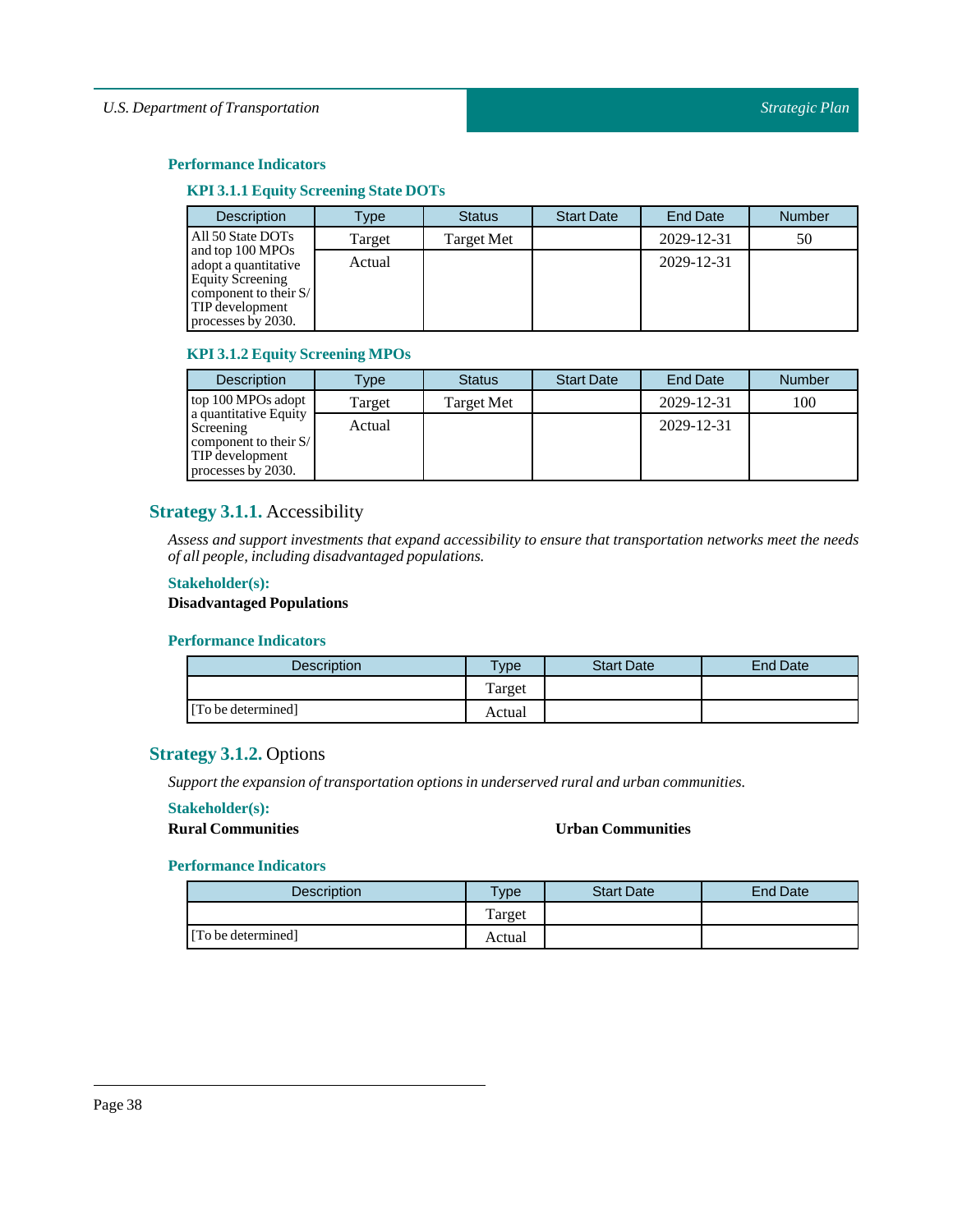### Performance Indicators

#### KPI 3.1.1 Equity Screening State DOTs

| Description | Type | Status | Start Date | End Date | Number |
| --- | --- | --- | --- | --- | --- |
| All 50 State DOTs and top 100 MPOs adopt a quantitative Equity Screening component to their S/TIP development processes by 2030. | Target | Target Met | | 2029-12-31 | 50 |
| | Actual | | | 2029-12-31 | |

#### KPI 3.1.2 Equity Screening MPOs

| Description | Type | Status | Start Date | End Date | Number |
| --- | --- | --- | --- | --- | --- |
| top 100 MPOs adopt a quantitative Equity Screening component to their S/TIP development processes by 2030. | Target | Target Met | | 2029-12-31 | 100 |
| | Actual | | | 2029-12-31 | |

## Strategy 3.1.1. Accessibility

*Assess and support investments that expand accessibility to ensure that transportation networks meet the needs of all people, including disadvantaged populations.*

### Stakeholder(s):

**Disadvantaged Populations**

### Performance Indicators

| Description | Type | Start Date | End Date |
| --- | --- | --- | --- |
| | Target | | |
| [To be determined] | Actual | | |

## Strategy 3.1.2. Options

*Support the expansion of transportation options in underserved rural and urban communities.*

### Stakeholder(s):

**Rural Communities**

**Urban Communities**

### Performance Indicators

| Description | Type | Start Date | End Date |
| --- | --- | --- | --- |
| | Target | | |
| [To be determined] | Actual | | |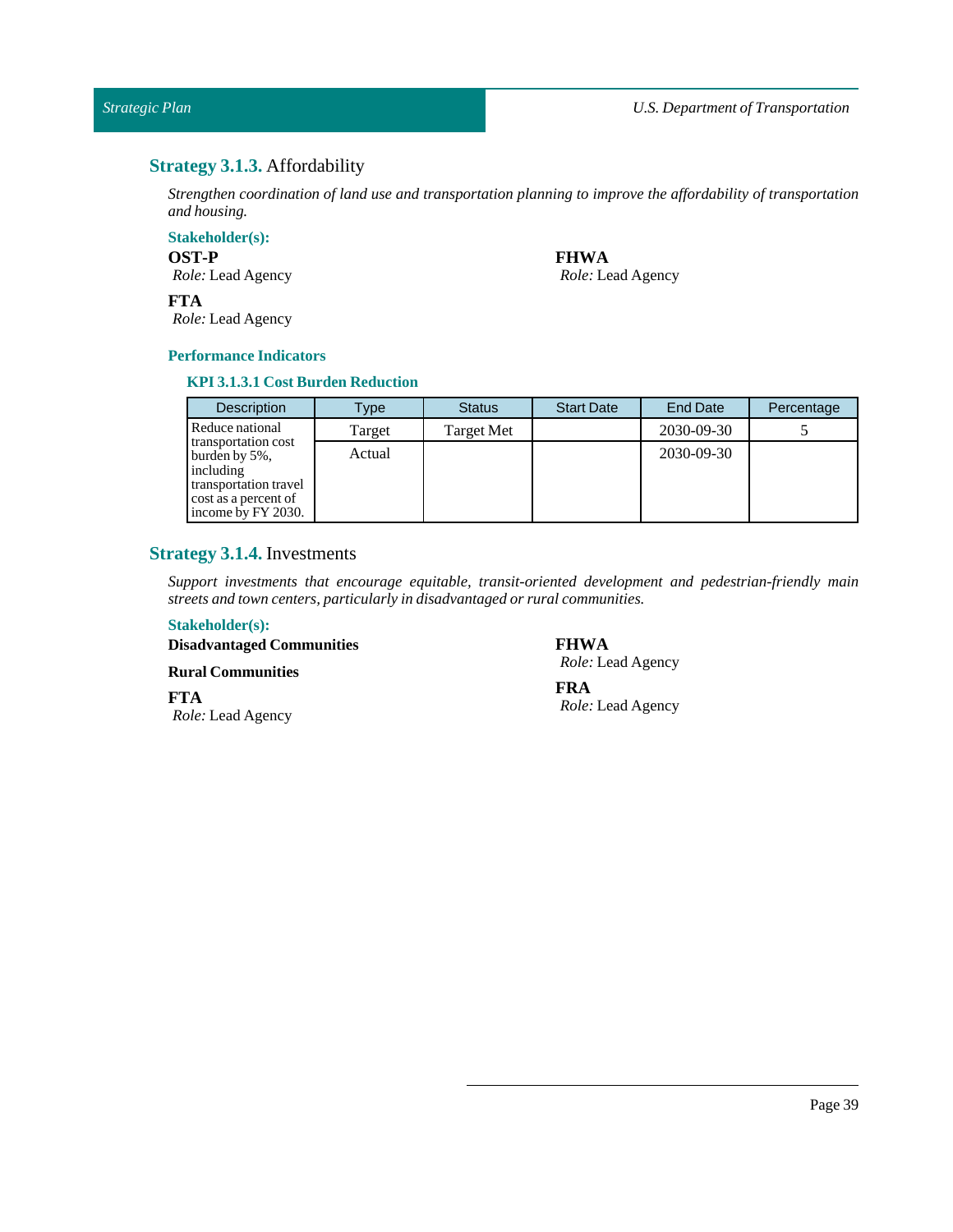## **Strategy 3.1.3.** Affordability

*Strengthen coordination of land use and transportation planning to improve the affordability of transportation and housing.*

**Stakeholder(s):**

**OST-P**
*Role:* Lead Agency

**FTA**
*Role:* Lead Agency

**FHWA**
*Role:* Lead Agency

**Performance Indicators**

**KPI 3.1.3.1 Cost Burden Reduction**

| Description | Type | Status | Start Date | End Date | Percentage |
|---|---|---|---|---|---|
| Reduce national transportation cost burden by 5%, including transportation travel cost as a percent of income by FY 2030. | Target | Target Met | | 2030-09-30 | 5 |
| | Actual | | | 2030-09-30 | |

## **Strategy 3.1.4.** Investments

*Support investments that encourage equitable, transit-oriented development and pedestrian-friendly main streets and town centers, particularly in disadvantaged or rural communities.*

**Stakeholder(s):**

**Disadvantaged Communities**

**Rural Communities**

**FTA**
*Role:* Lead Agency

**FHWA**
*Role:* Lead Agency

**FRA**
*Role:* Lead Agency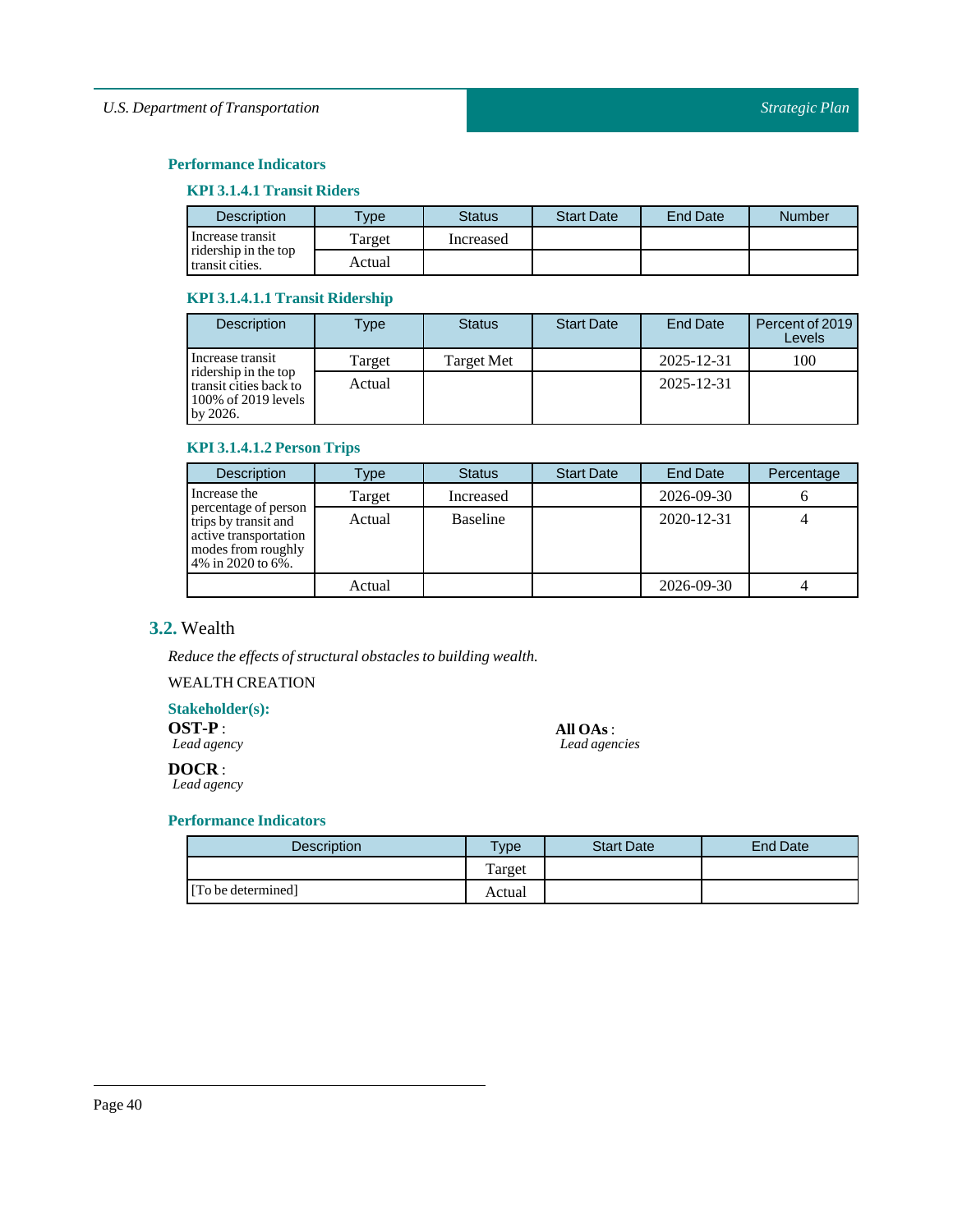### Performance Indicators

#### KPI 3.1.4.1 Transit Riders

| Description | Type | Status | Start Date | End Date | Number |
|---|---|---|---|---|---|
| Increase transit ridership in the top transit cities. | Target | Increased | | | |
| | Actual | | | | |

#### KPI 3.1.4.1.1 Transit Ridership

| Description | Type | Status | Start Date | End Date | Percent of 2019 Levels |
|---|---|---|---|---|---|
| Increase transit ridership in the top transit cities back to 100% of 2019 levels by 2026. | Target | Target Met | | 2025-12-31 | 100 |
| | Actual | | | 2025-12-31 | |

#### KPI 3.1.4.1.2 Person Trips

| Description | Type | Status | Start Date | End Date | Percentage |
|---|---|---|---|---|---|
| Increase the percentage of person trips by transit and active transportation modes from roughly 4% in 2020 to 6%. | Target | Increased | | 2026-09-30 | 6 |
| | Actual | Baseline | | 2020-12-31 | 4 |
| | Actual | | | 2026-09-30 | 4 |

## 3.2. Wealth

*Reduce the effects of structural obstacles to building wealth.*

WEALTH CREATION

### Stakeholder(s):

**OST-P** :
*Lead agency*

**DOCR** :
*Lead agency*

**All OAs** :
*Lead agencies*

### Performance Indicators

| Description | Type | Start Date | End Date |
|---|---|---|---|
| | Target | | |
| [To be determined] | Actual | | |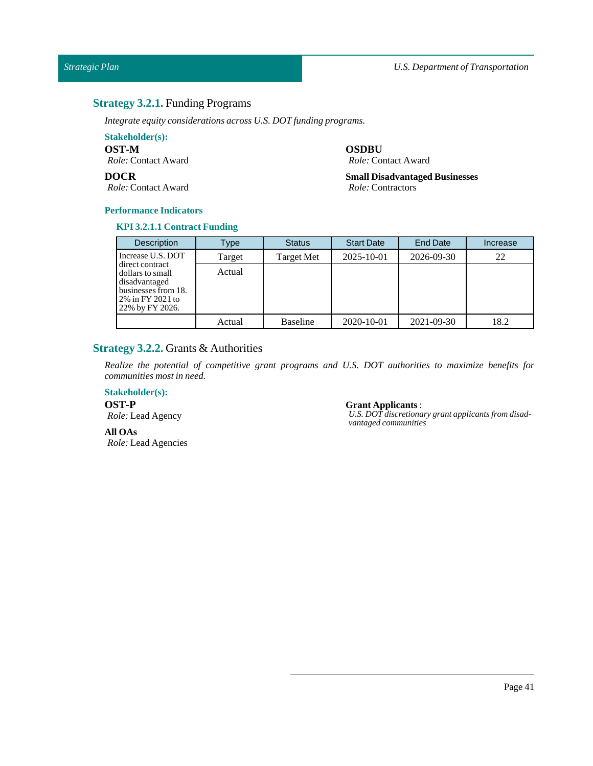## **Strategy 3.2.1.** Funding Programs

*Integrate equity considerations across U.S. DOT funding programs.*

**Stakeholder(s):**

**OST-M**
*Role:* Contact Award

**DOCR**
*Role:* Contact Award

**OSDBU**
*Role:* Contact Award

**Small Disadvantaged Businesses**
*Role:* Contractors

**Performance Indicators**

**KPI 3.2.1.1 Contract Funding**

| Description | Type | Status | Start Date | End Date | Increase |
|---|---|---|---|---|---|
| Increase U.S. DOT direct contract dollars to small disadvantaged businesses from 18.2% in FY 2021 to 22% by FY 2026. | Target | Target Met | 2025-10-01 | 2026-09-30 | 22 |
| | Actual | | | | |
| | Actual | Baseline | 2020-10-01 | 2021-09-30 | 18.2 |

## **Strategy 3.2.2.** Grants & Authorities

*Realize the potential of competitive grant programs and U.S. DOT authorities to maximize benefits for communities most in need.*

**Stakeholder(s):**

**OST-P**
*Role:* Lead Agency

**All OAs**
*Role:* Lead Agencies

**Grant Applicants** :
*U.S. DOT discretionary grant applicants from disadvantaged communities*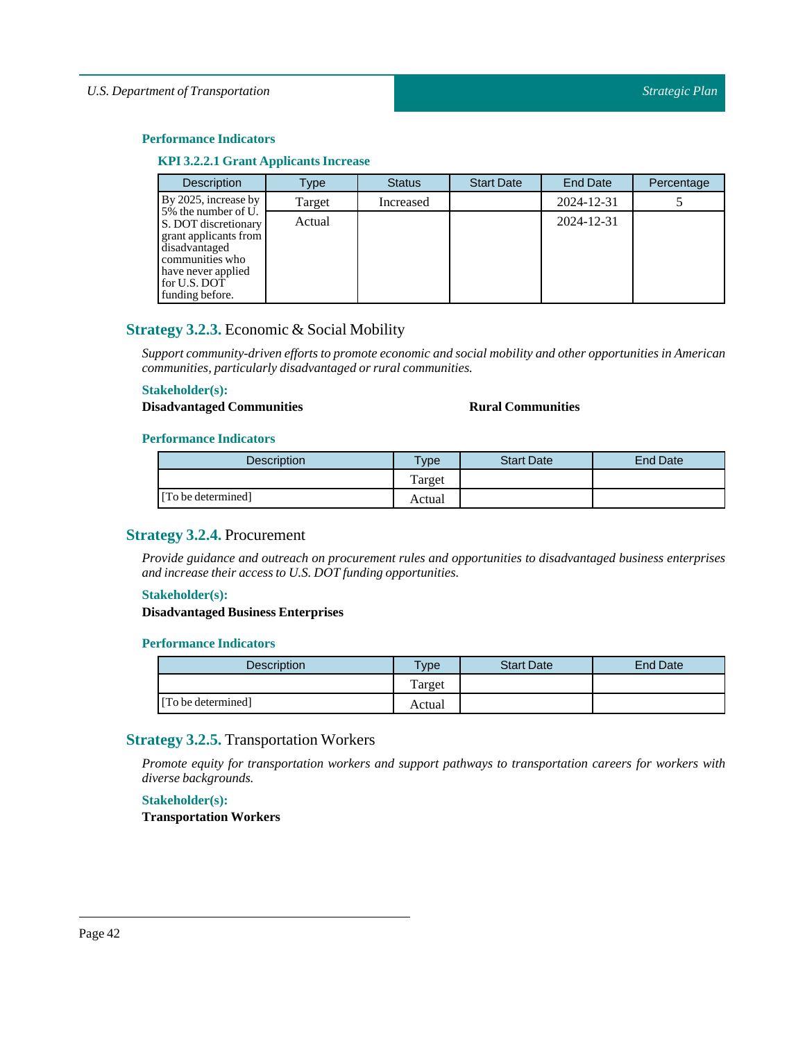#### Performance Indicators

##### KPI 3.2.2.1 Grant Applicants Increase

| Description | Type | Status | Start Date | End Date | Percentage |
|---|---|---|---|---|---|
| By 2025, increase by 5% the number of U.S. DOT discretionary grant applicants from disadvantaged communities who have never applied for U.S. DOT funding before. | Target | Increased | | 2024-12-31 | 5 |
| | Actual | | | 2024-12-31 | |

### Strategy 3.2.3. Economic & Social Mobility

*Support community-driven efforts to promote economic and social mobility and other opportunities in American communities, particularly disadvantaged or rural communities.*

#### Stakeholder(s):

**Disadvantaged Communities**

**Rural Communities**

#### Performance Indicators

| Description | Type | Start Date | End Date |
|---|---|---|---|
| [To be determined] | Target | | |
| | Actual | | |

### Strategy 3.2.4. Procurement

*Provide guidance and outreach on procurement rules and opportunities to disadvantaged business enterprises and increase their access to U.S. DOT funding opportunities.*

#### Stakeholder(s):

**Disadvantaged Business Enterprises**

#### Performance Indicators

| Description | Type | Start Date | End Date |
|---|---|---|---|
| [To be determined] | Target | | |
| | Actual | | |

### Strategy 3.2.5. Transportation Workers

*Promote equity for transportation workers and support pathways to transportation careers for workers with diverse backgrounds.*

#### Stakeholder(s):

**Transportation Workers**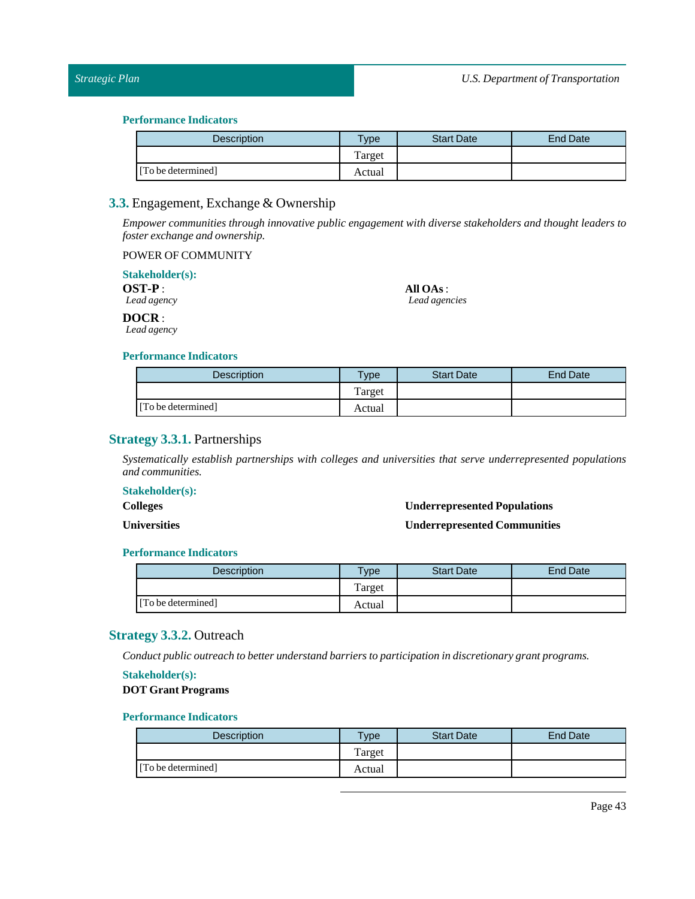### Performance Indicators

| Description | Type | Start Date | End Date |
|---|---|---|---|
| | Target | | |
| [To be determined] | Actual | | |

## 3.3. Engagement, Exchange & Ownership

*Empower communities through innovative public engagement with diverse stakeholders and thought leaders to foster exchange and ownership.*

POWER OF COMMUNITY

### Stakeholder(s):

**OST-P** :
*Lead agency*

**DOCR** :
*Lead agency*

**All OAs** :
*Lead agencies*

### Performance Indicators

| Description | Type | Start Date | End Date |
|---|---|---|---|
| | Target | | |
| [To be determined] | Actual | | |

## Strategy 3.3.1. Partnerships

*Systematically establish partnerships with colleges and universities that serve underrepresented populations and communities.*

### Stakeholder(s):

**Colleges**

**Universities**

**Underrepresented Populations**

**Underrepresented Communities**

### Performance Indicators

| Description | Type | Start Date | End Date |
|---|---|---|---|
| | Target | | |
| [To be determined] | Actual | | |

## Strategy 3.3.2. Outreach

*Conduct public outreach to better understand barriers to participation in discretionary grant programs.*

### Stakeholder(s):

**DOT Grant Programs**

### Performance Indicators

| Description | Type | Start Date | End Date |
|---|---|---|---|
| | Target | | |
| [To be determined] | Actual | | |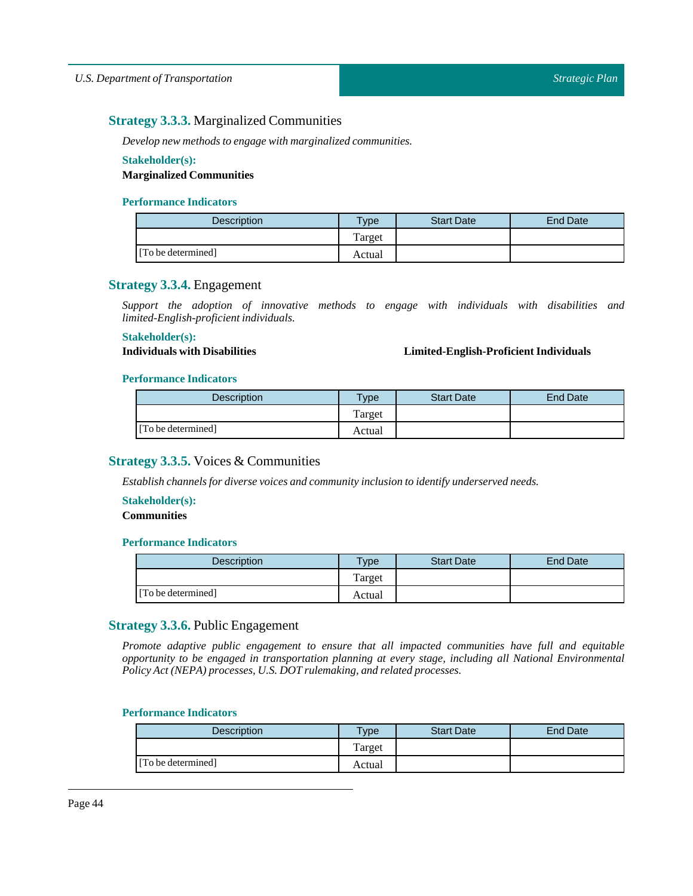### **Strategy 3.3.3.** Marginalized Communities

*Develop new methods to engage with marginalized communities.*

**Stakeholder(s):**

**Marginalized Communities**

**Performance Indicators**

| Description | Type | Start Date | End Date |
|---|---|---|---|
| | Target | | |
| [To be determined] | Actual | | |

### **Strategy 3.3.4.** Engagement

*Support the adoption of innovative methods to engage with individuals with disabilities and limited-English-proficient individuals.*

**Stakeholder(s):**

**Individuals with Disabilities**

**Limited-English-Proficient Individuals**

**Performance Indicators**

| Description | Type | Start Date | End Date |
|---|---|---|---|
| | Target | | |
| [To be determined] | Actual | | |

### **Strategy 3.3.5.** Voices & Communities

*Establish channels for diverse voices and community inclusion to identify underserved needs.*

**Stakeholder(s):**

**Communities**

**Performance Indicators**

| Description | Type | Start Date | End Date |
|---|---|---|---|
| | Target | | |
| [To be determined] | Actual | | |

### **Strategy 3.3.6.** Public Engagement

*Promote adaptive public engagement to ensure that all impacted communities have full and equitable opportunity to be engaged in transportation planning at every stage, including all National Environmental Policy Act (NEPA) processes, U.S. DOT rulemaking, and related processes.*

**Performance Indicators**

| Description | Type | Start Date | End Date |
|---|---|---|---|
| | Target | | |
| [To be determined] | Actual | | |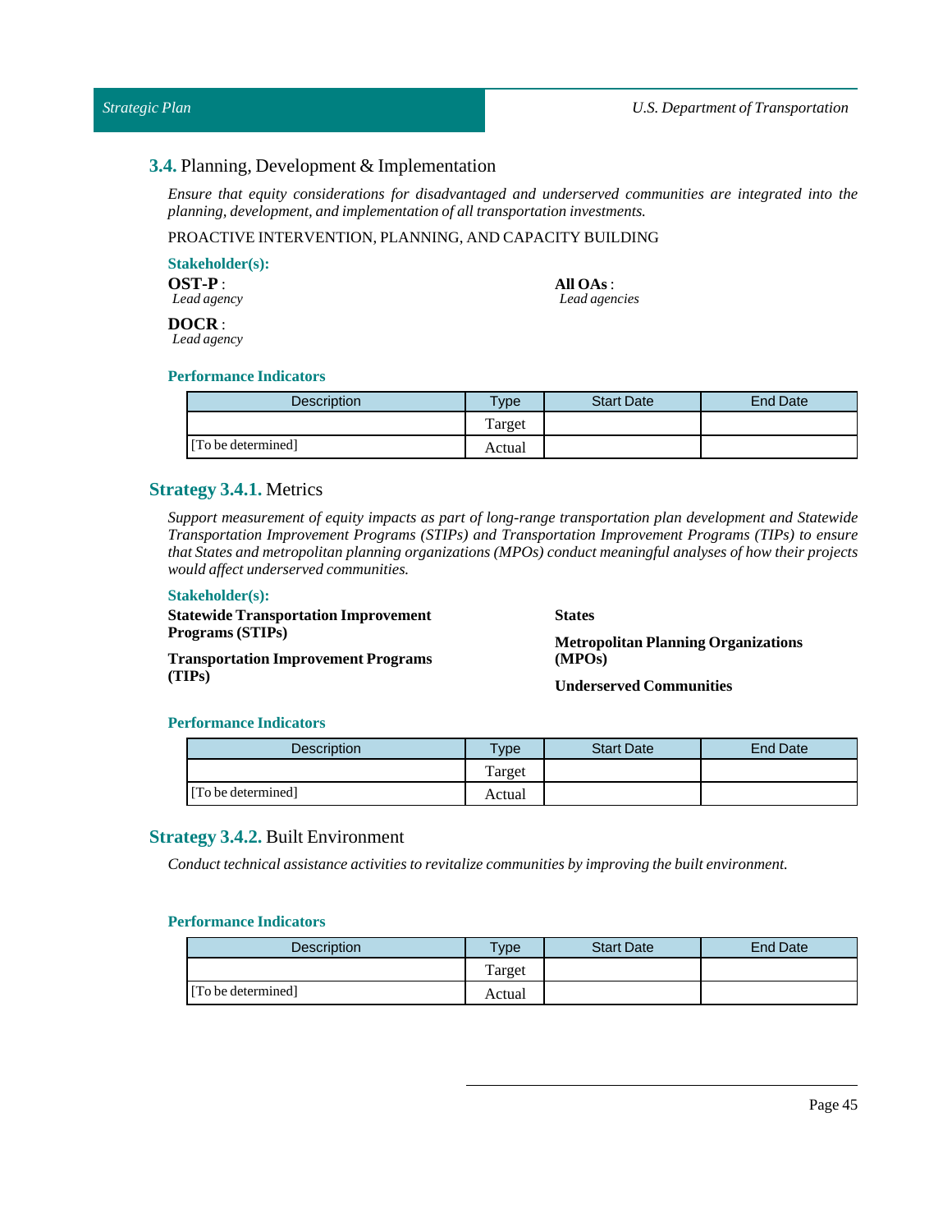### 3.4. Planning, Development & Implementation

*Ensure that equity considerations for disadvantaged and underserved communities are integrated into the planning, development, and implementation of all transportation investments.*

PROACTIVE INTERVENTION, PLANNING, AND CAPACITY BUILDING

**Stakeholder(s):**

**OST-P** :
*Lead agency*

**DOCR** :
*Lead agency*

**All OAs** :
*Lead agencies*

**Performance Indicators**

| Description | Type | Start Date | End Date |
|---|---|---|---|
| | Target | | |
| [To be determined] | Actual | | |

### Strategy 3.4.1. Metrics

*Support measurement of equity impacts as part of long-range transportation plan development and Statewide Transportation Improvement Programs (STIPs) and Transportation Improvement Programs (TIPs) to ensure that States and metropolitan planning organizations (MPOs) conduct meaningful analyses of how their projects would affect underserved communities.*

**Stakeholder(s):**

**Statewide Transportation Improvement Programs (STIPs)**

**Transportation Improvement Programs (TIPs)**

**States**

**Metropolitan Planning Organizations (MPOs)**

**Underserved Communities**

**Performance Indicators**

| Description | Type | Start Date | End Date |
|---|---|---|---|
| | Target | | |
| [To be determined] | Actual | | |

### Strategy 3.4.2. Built Environment

*Conduct technical assistance activities to revitalize communities by improving the built environment.*

**Performance Indicators**

| Description | Type | Start Date | End Date |
|---|---|---|---|
| | Target | | |
| [To be determined] | Actual | | |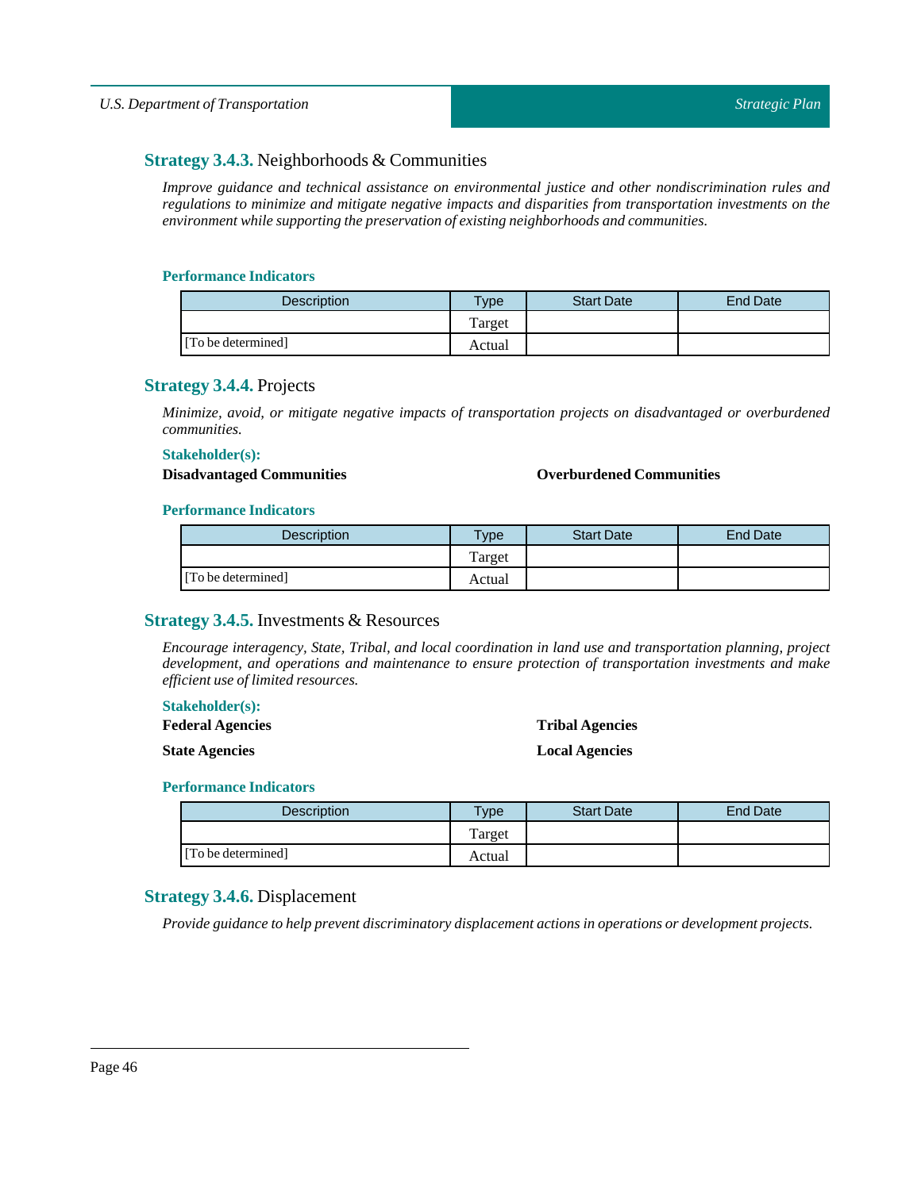### **Strategy 3.4.3.** Neighborhoods & Communities

*Improve guidance and technical assistance on environmental justice and other nondiscrimination rules and regulations to minimize and mitigate negative impacts and disparities from transportation investments on the environment while supporting the preservation of existing neighborhoods and communities.*

#### Performance Indicators

| Description | Type | Start Date | End Date |
| --- | --- | --- | --- |
| | Target | | |
| [To be determined] | Actual | | |

### **Strategy 3.4.4.** Projects

*Minimize, avoid, or mitigate negative impacts of transportation projects on disadvantaged or overburdened communities.*

#### Stakeholder(s):

**Disadvantaged Communities**

**Overburdened Communities**

#### Performance Indicators

| Description | Type | Start Date | End Date |
| --- | --- | --- | --- |
| | Target | | |
| [To be determined] | Actual | | |

### **Strategy 3.4.5.** Investments & Resources

*Encourage interagency, State, Tribal, and local coordination in land use and transportation planning, project development, and operations and maintenance to ensure protection of transportation investments and make efficient use of limited resources.*

#### Stakeholder(s):

**Federal Agencies**

**Tribal Agencies**

**State Agencies**

**Local Agencies**

#### Performance Indicators

| Description | Type | Start Date | End Date |
| --- | --- | --- | --- |
| | Target | | |
| [To be determined] | Actual | | |

### **Strategy 3.4.6.** Displacement

*Provide guidance to help prevent discriminatory displacement actions in operations or development projects.*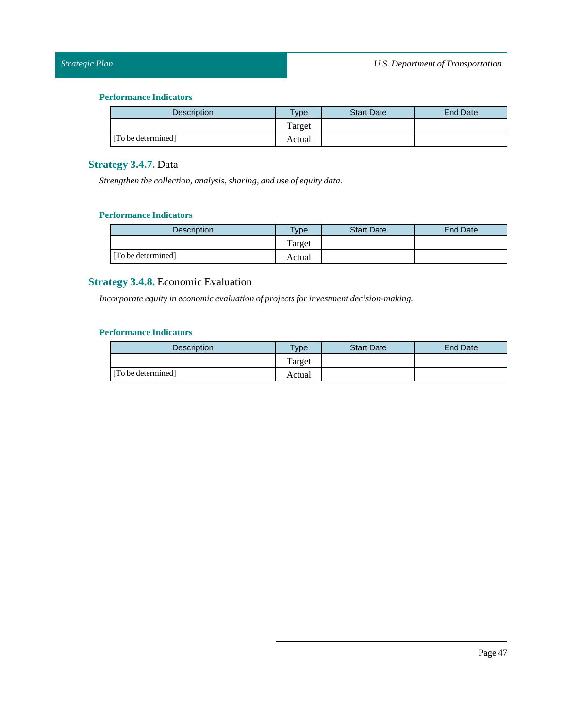### Performance Indicators

| Description | Type | Start Date | End Date |
|---|---|---|---|
| | Target | | |
| [To be determined] | Actual | | |

## Strategy 3.4.7. Data

*Strengthen the collection, analysis, sharing, and use of equity data.*

### Performance Indicators

| Description | Type | Start Date | End Date |
|---|---|---|---|
| | Target | | |
| [To be determined] | Actual | | |

## Strategy 3.4.8. Economic Evaluation

*Incorporate equity in economic evaluation of projects for investment decision-making.*

### Performance Indicators

| Description | Type | Start Date | End Date |
|---|---|---|---|
| | Target | | |
| [To be determined] | Actual | | |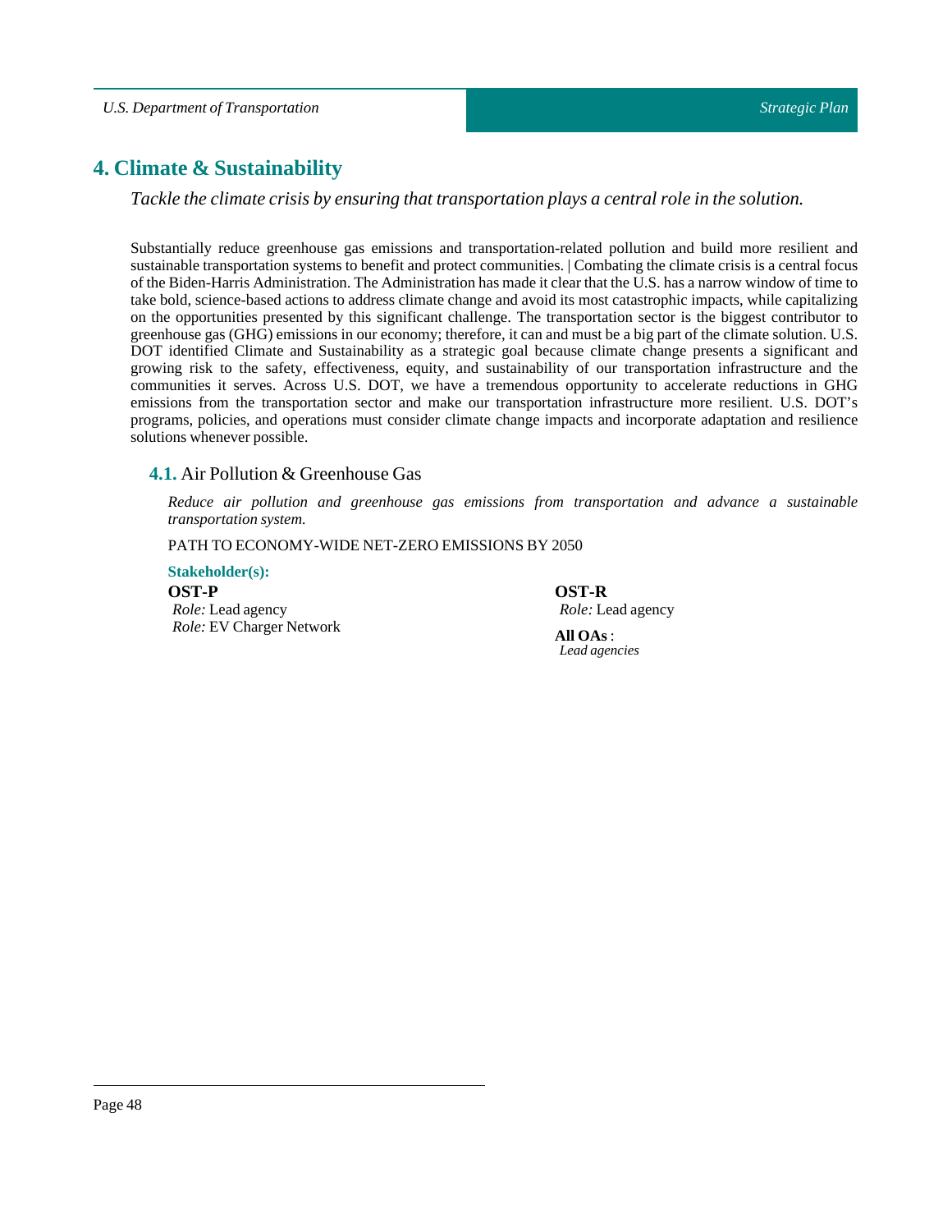# 4. Climate & Sustainability

*Tackle the climate crisis by ensuring that transportation plays a central role in the solution.*

Substantially reduce greenhouse gas emissions and transportation-related pollution and build more resilient and sustainable transportation systems to benefit and protect communities. | Combating the climate crisis is a central focus of the Biden-Harris Administration. The Administration has made it clear that the U.S. has a narrow window of time to take bold, science-based actions to address climate change and avoid its most catastrophic impacts, while capitalizing on the opportunities presented by this significant challenge. The transportation sector is the biggest contributor to greenhouse gas (GHG) emissions in our economy; therefore, it can and must be a big part of the climate solution. U.S. DOT identified Climate and Sustainability as a strategic goal because climate change presents a significant and growing risk to the safety, effectiveness, equity, and sustainability of our transportation infrastructure and the communities it serves. Across U.S. DOT, we have a tremendous opportunity to accelerate reductions in GHG emissions from the transportation sector and make our transportation infrastructure more resilient. U.S. DOT's programs, policies, and operations must consider climate change impacts and incorporate adaptation and resilience solutions whenever possible.

## 4.1. Air Pollution & Greenhouse Gas

*Reduce air pollution and greenhouse gas emissions from transportation and advance a sustainable transportation system.*

PATH TO ECONOMY-WIDE NET-ZERO EMISSIONS BY 2050

**Stakeholder(s):**

**OST-P**
*Role:* Lead agency
*Role:* EV Charger Network

**OST-R**
*Role:* Lead agency

**All OAs** :
*Lead agencies*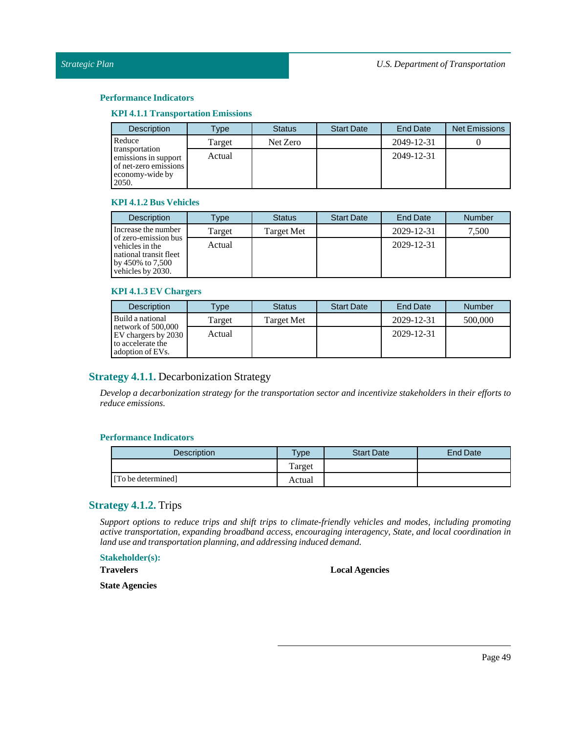### Performance Indicators

#### KPI 4.1.1 Transportation Emissions

| Description | Type | Status | Start Date | End Date | Net Emissions |
|---|---|---|---|---|---|
| Reduce transportation emissions in support of net-zero emissions economy-wide by 2050. | Target | Net Zero | | 2049-12-31 | 0 |
| | Actual | | | 2049-12-31 | |

#### KPI 4.1.2 Bus Vehicles

| Description | Type | Status | Start Date | End Date | Number |
|---|---|---|---|---|---|
| Increase the number of zero-emission bus vehicles in the national transit fleet by 450% to 7,500 vehicles by 2030. | Target | Target Met | | 2029-12-31 | 7,500 |
| | Actual | | | 2029-12-31 | |

#### KPI 4.1.3 EV Chargers

| Description | Type | Status | Start Date | End Date | Number |
|---|---|---|---|---|---|
| Build a national network of 500,000 EV chargers by 2030 to accelerate the adoption of EVs. | Target | Target Met | | 2029-12-31 | 500,000 |
| | Actual | | | 2029-12-31 | |

## Strategy 4.1.1. Decarbonization Strategy

*Develop a decarbonization strategy for the transportation sector and incentivize stakeholders in their efforts to reduce emissions.*

### Performance Indicators

| Description | Type | Start Date | End Date |
|---|---|---|---|
| | Target | | |
| [To be determined] | Actual | | |

## Strategy 4.1.2. Trips

*Support options to reduce trips and shift trips to climate-friendly vehicles and modes, including promoting active transportation, expanding broadband access, encouraging interagency, State, and local coordination in land use and transportation planning, and addressing induced demand.*

### Stakeholder(s):

**Travelers**

**Local Agencies**

**State Agencies**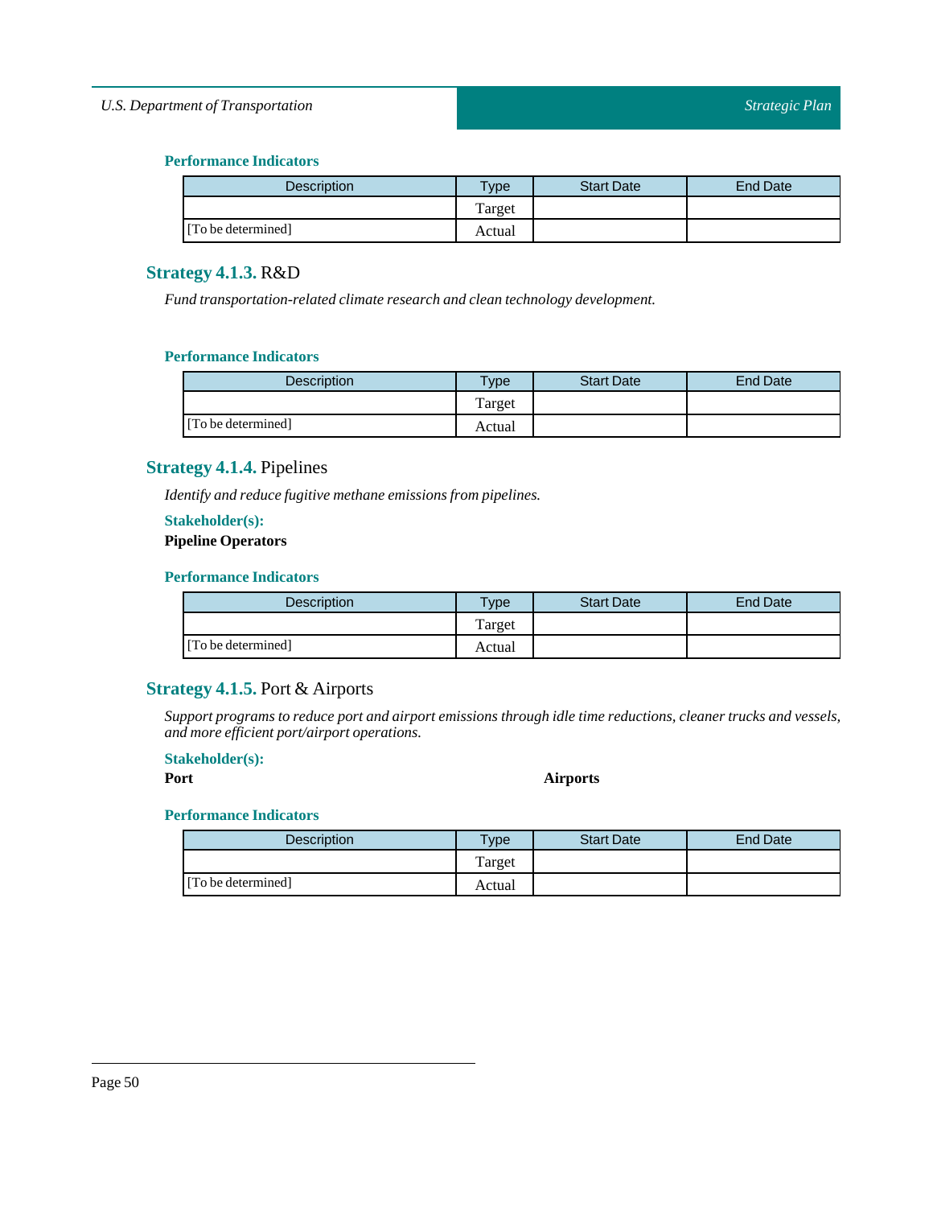#### Performance Indicators

| Description | Type | Start Date | End Date |
|---|---|---|---|
| | Target | | |
| [To be determined] | Actual | | |

### Strategy 4.1.3. R&D

*Fund transportation-related climate research and clean technology development.*

#### Performance Indicators

| Description | Type | Start Date | End Date |
|---|---|---|---|
| | Target | | |
| [To be determined] | Actual | | |

### Strategy 4.1.4. Pipelines

*Identify and reduce fugitive methane emissions from pipelines.*

#### Stakeholder(s):

**Pipeline Operators**

#### Performance Indicators

| Description | Type | Start Date | End Date |
|---|---|---|---|
| | Target | | |
| [To be determined] | Actual | | |

### Strategy 4.1.5. Port & Airports

*Support programs to reduce port and airport emissions through idle time reductions, cleaner trucks and vessels, and more efficient port/airport operations.*

#### Stakeholder(s):

**Port**

**Airports**

#### Performance Indicators

| Description | Type | Start Date | End Date |
|---|---|---|---|
| | Target | | |
| [To be determined] | Actual | | |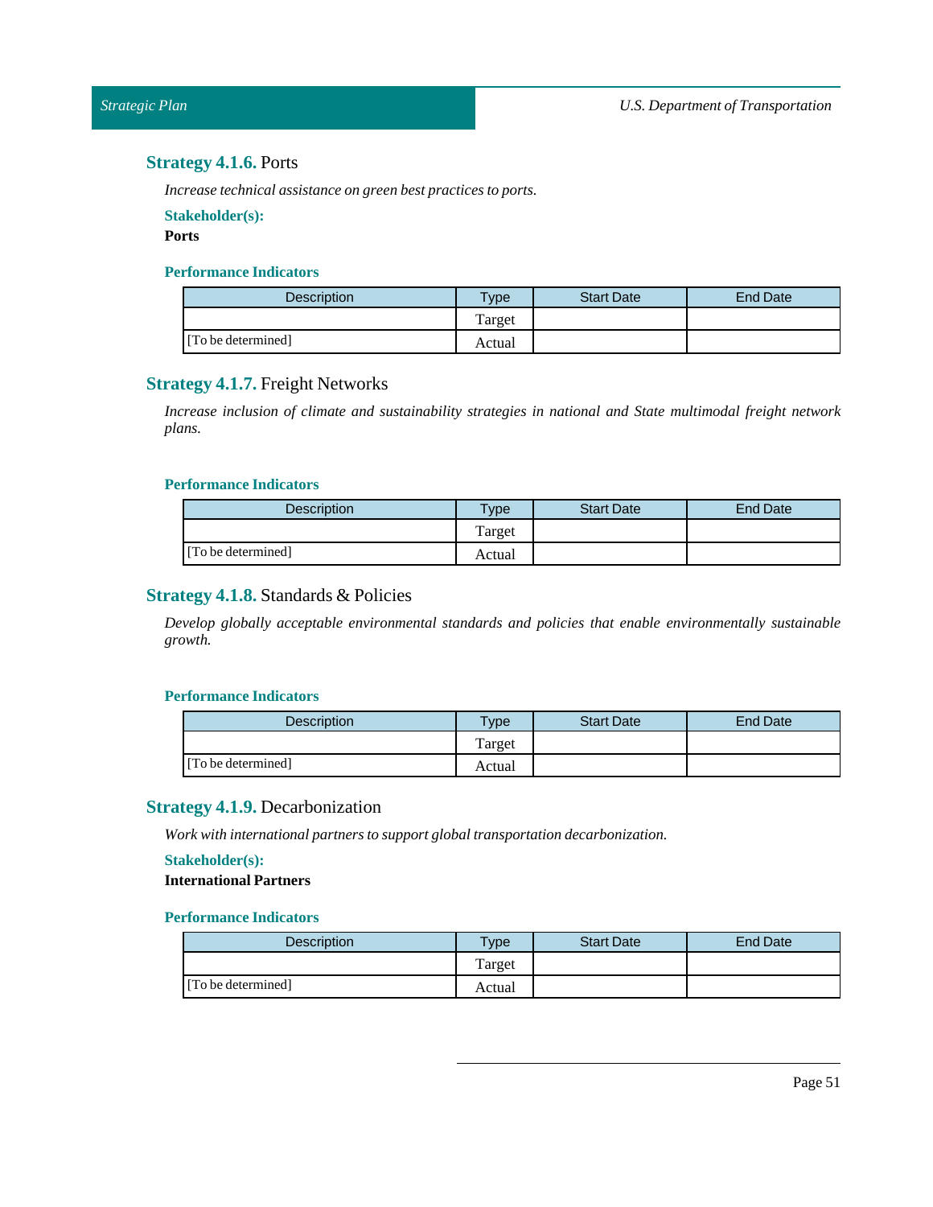### **Strategy 4.1.6.** Ports

*Increase technical assistance on green best practices to ports.*

**Stakeholder(s):**

**Ports**

**Performance Indicators**

| Description | Type | Start Date | End Date |
|---|---|---|---|
| | Target | | |
| [To be determined] | Actual | | |

### **Strategy 4.1.7.** Freight Networks

*Increase inclusion of climate and sustainability strategies in national and State multimodal freight network plans.*

**Performance Indicators**

| Description | Type | Start Date | End Date |
|---|---|---|---|
| | Target | | |
| [To be determined] | Actual | | |

### **Strategy 4.1.8.** Standards & Policies

*Develop globally acceptable environmental standards and policies that enable environmentally sustainable growth.*

**Performance Indicators**

| Description | Type | Start Date | End Date |
|---|---|---|---|
| | Target | | |
| [To be determined] | Actual | | |

### **Strategy 4.1.9.** Decarbonization

*Work with international partners to support global transportation decarbonization.*

**Stakeholder(s):**

**International Partners**

**Performance Indicators**

| Description | Type | Start Date | End Date |
|---|---|---|---|
| | Target | | |
| [To be determined] | Actual | | |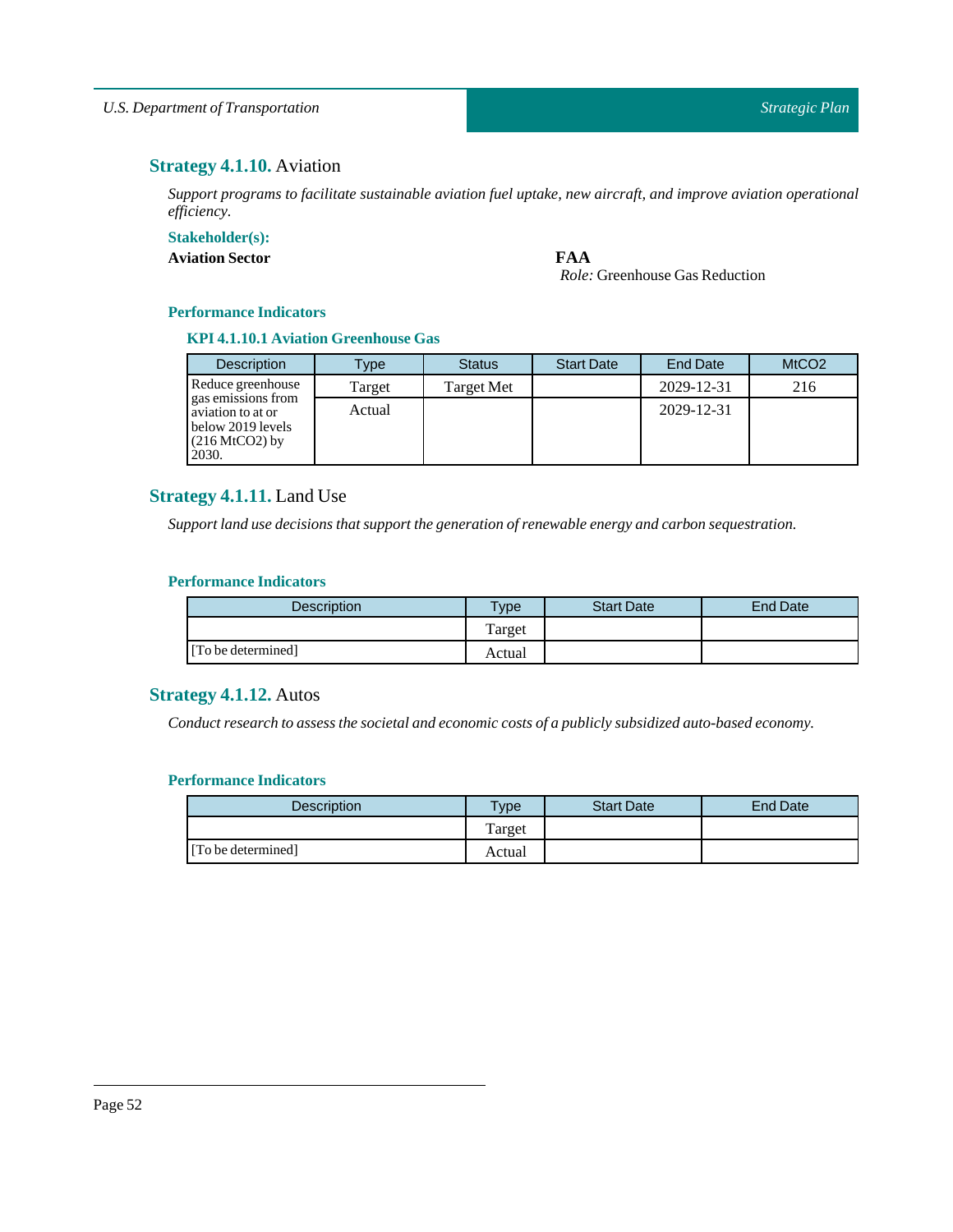## **Strategy 4.1.10.** Aviation

*Support programs to facilitate sustainable aviation fuel uptake, new aircraft, and improve aviation operational efficiency.*

**Stakeholder(s):**

**Aviation Sector**

**FAA**
*Role:* Greenhouse Gas Reduction

### Performance Indicators

#### KPI 4.1.10.1 Aviation Greenhouse Gas

| Description | Type | Status | Start Date | End Date | MtCO2 |
|---|---|---|---|---|---|
| Reduce greenhouse gas emissions from aviation to at or below 2019 levels (216 MtCO2) by 2030. | Target | Target Met | | 2029-12-31 | 216 |
| | Actual | | | 2029-12-31 | |

## **Strategy 4.1.11.** Land Use

*Support land use decisions that support the generation of renewable energy and carbon sequestration.*

### Performance Indicators

| Description | Type | Start Date | End Date |
|---|---|---|---|
| | Target | | |
| [To be determined] | Actual | | |

## **Strategy 4.1.12.** Autos

*Conduct research to assess the societal and economic costs of a publicly subsidized auto-based economy.*

### Performance Indicators

| Description | Type | Start Date | End Date |
|---|---|---|---|
| | Target | | |
| [To be determined] | Actual | | |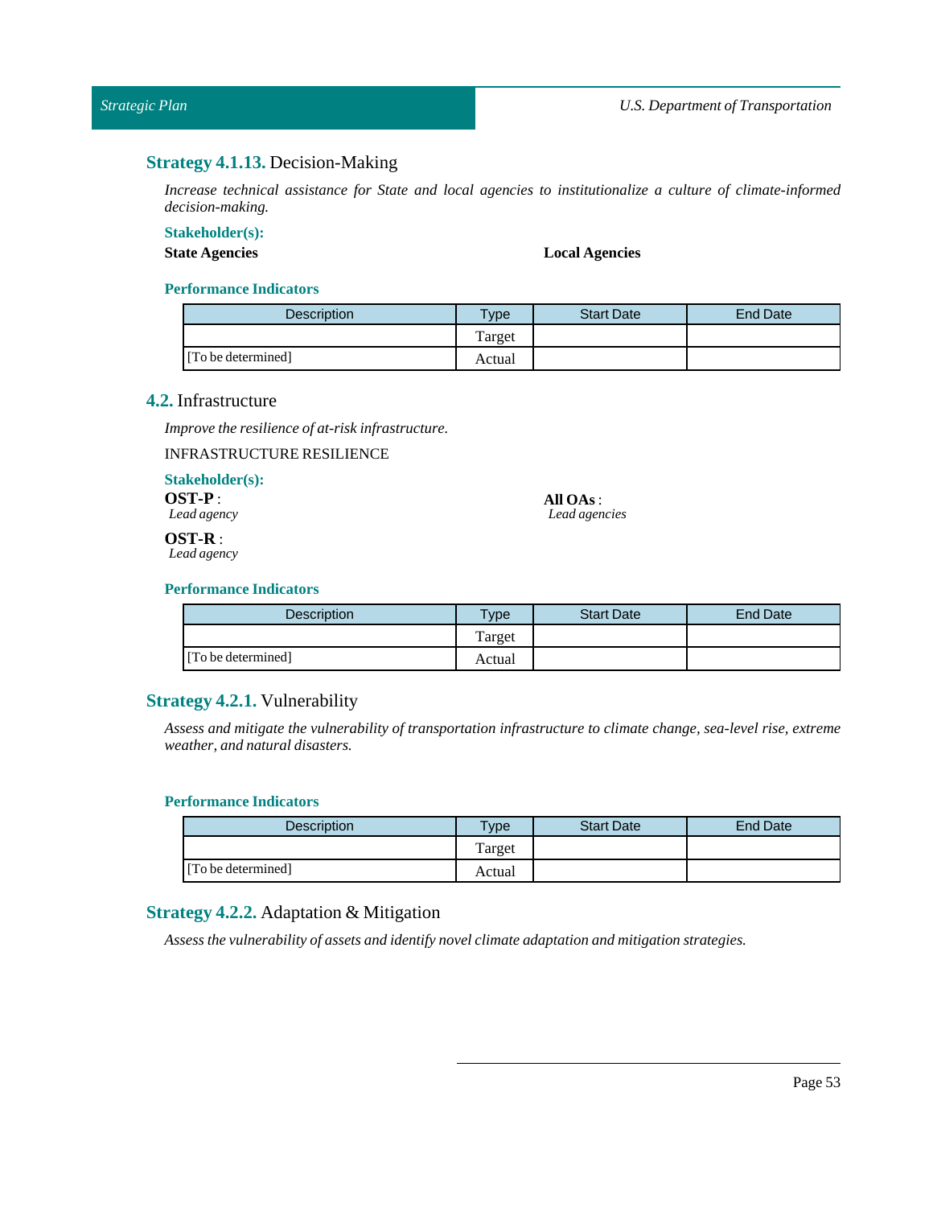### **Strategy 4.1.13.** Decision-Making

*Increase technical assistance for State and local agencies to institutionalize a culture of climate-informed decision-making.*

**Stakeholder(s):**

**State Agencies**

**Local Agencies**

**Performance Indicators**

| Description | Type | Start Date | End Date |
|---|---|---|---|
| [To be determined] | Target | | |
| | Actual | | |

## **4.2.** Infrastructure

*Improve the resilience of at-risk infrastructure.*

INFRASTRUCTURE RESILIENCE

**Stakeholder(s):**

**OST-P** :
*Lead agency*

**OST-R** :
*Lead agency*

**All OAs** :
*Lead agencies*

**Performance Indicators**

| Description | Type | Start Date | End Date |
|---|---|---|---|
| [To be determined] | Target | | |
| | Actual | | |

### **Strategy 4.2.1.** Vulnerability

*Assess and mitigate the vulnerability of transportation infrastructure to climate change, sea-level rise, extreme weather, and natural disasters.*

**Performance Indicators**

| Description | Type | Start Date | End Date |
|---|---|---|---|
| [To be determined] | Target | | |
| | Actual | | |

### **Strategy 4.2.2.** Adaptation & Mitigation

*Assess the vulnerability of assets and identify novel climate adaptation and mitigation strategies.*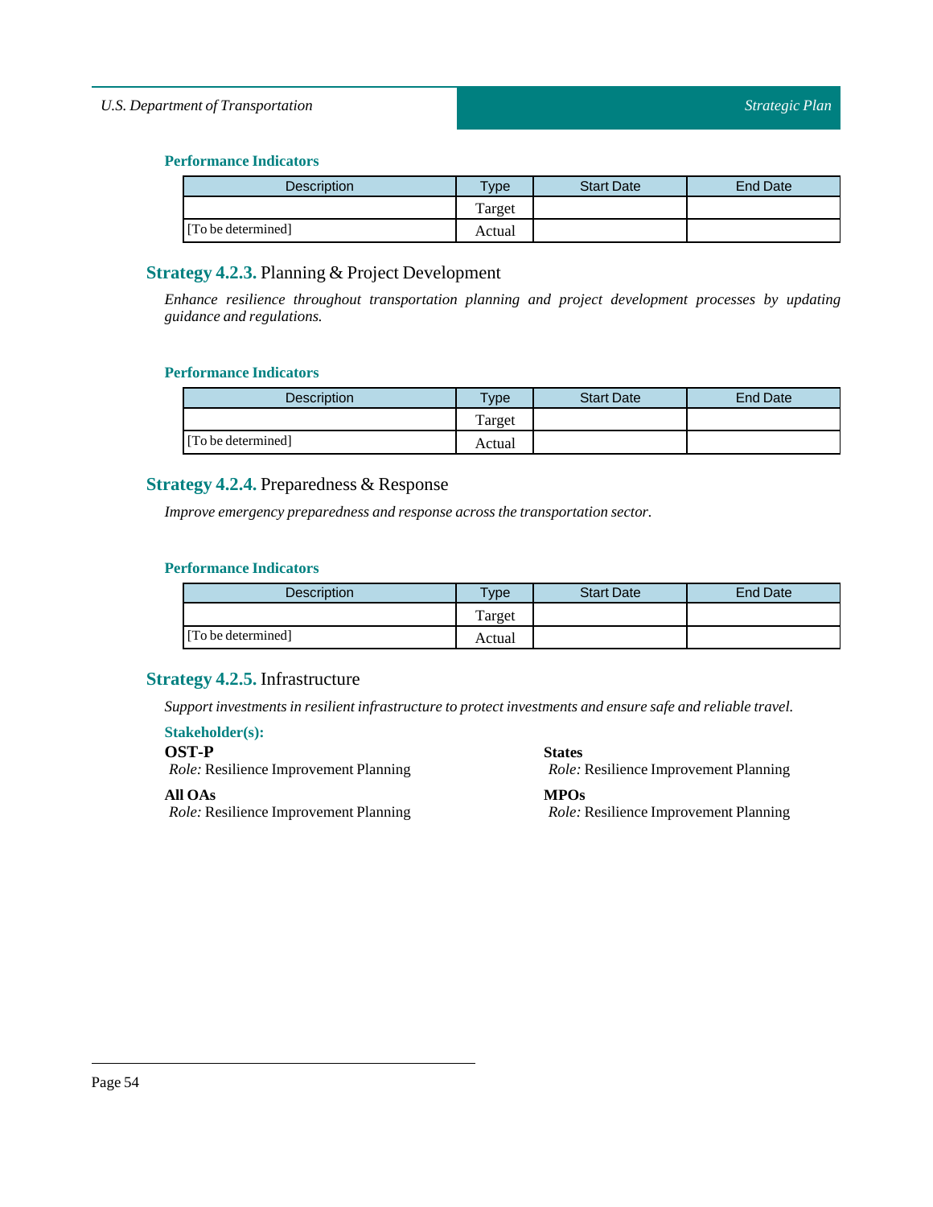#### Performance Indicators

| Description | Type | Start Date | End Date |
|---|---|---|---|
| | Target | | |
| [To be determined] | Actual | | |

### **Strategy 4.2.3.** Planning & Project Development

*Enhance resilience throughout transportation planning and project development processes by updating guidance and regulations.*

#### Performance Indicators

| Description | Type | Start Date | End Date |
|---|---|---|---|
| | Target | | |
| [To be determined] | Actual | | |

### **Strategy 4.2.4.** Preparedness & Response

*Improve emergency preparedness and response across the transportation sector.*

#### Performance Indicators

| Description | Type | Start Date | End Date |
|---|---|---|---|
| | Target | | |
| [To be determined] | Actual | | |

### **Strategy 4.2.5.** Infrastructure

*Support investments in resilient infrastructure to protect investments and ensure safe and reliable travel.*

#### Stakeholder(s):

**OST-P**
*Role:* Resilience Improvement Planning

**All OAs**
*Role:* Resilience Improvement Planning

**States**
*Role:* Resilience Improvement Planning

**MPOs**
*Role:* Resilience Improvement Planning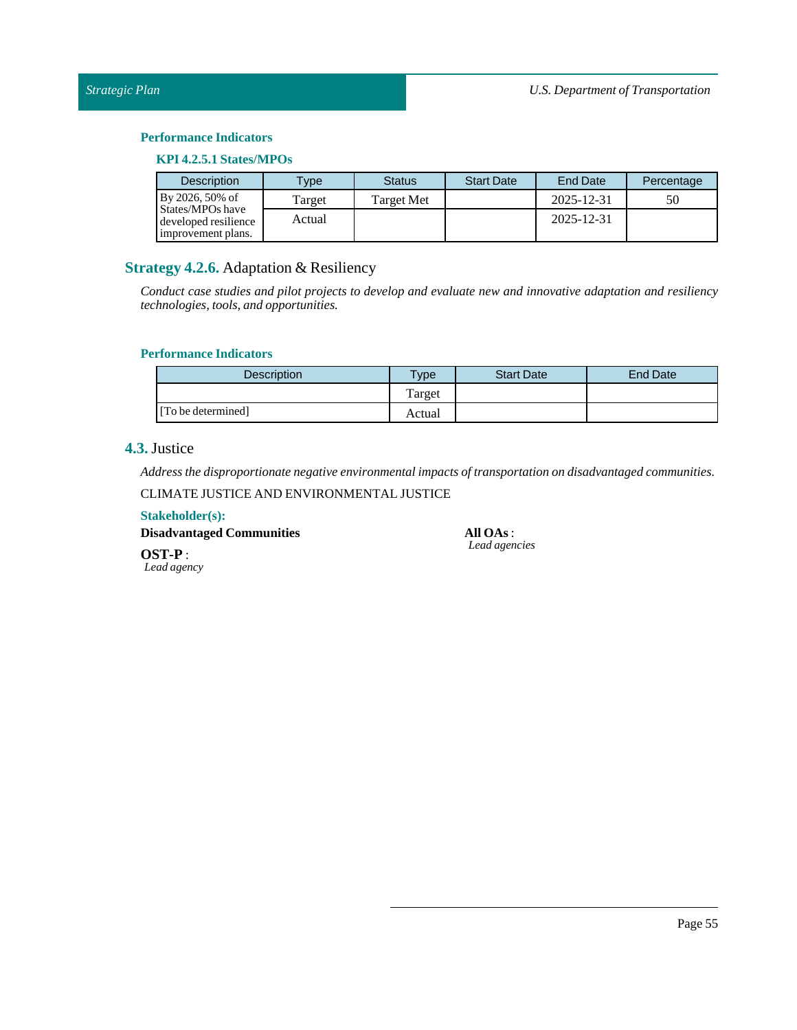#### Performance Indicators

##### KPI 4.2.5.1 States/MPOs

| Description | Type | Status | Start Date | End Date | Percentage |
|---|---|---|---|---|---|
| By 2026, 50% of States/MPOs have developed resilience improvement plans. | Target | Target Met | | 2025-12-31 | 50 |
| | Actual | | | 2025-12-31 | |

### **Strategy 4.2.6.** Adaptation & Resiliency

*Conduct case studies and pilot projects to develop and evaluate new and innovative adaptation and resiliency technologies, tools, and opportunities.*

#### Performance Indicators

| Description | Type | Start Date | End Date |
|---|---|---|---|
| | Target | | |
| [To be determined] | Actual | | |

## **4.3.** Justice

*Address the disproportionate negative environmental impacts of transportation on disadvantaged communities.*

CLIMATE JUSTICE AND ENVIRONMENTAL JUSTICE

#### Stakeholder(s):

**Disadvantaged Communities**

**OST-P** :
*Lead agency*

**All OAs** :
*Lead agencies*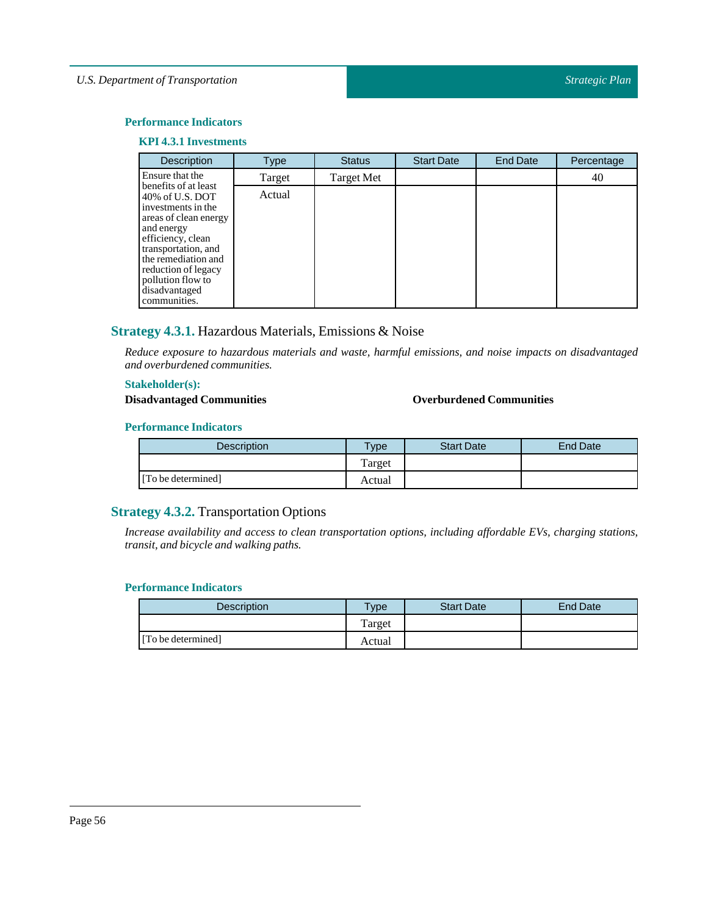### Performance Indicators

#### KPI 4.3.1 Investments

| Description | Type | Status | Start Date | End Date | Percentage |
|---|---|---|---|---|---|
| Ensure that the benefits of at least 40% of U.S. DOT investments in the areas of clean energy and energy efficiency, clean transportation, and the remediation and reduction of legacy pollution flow to disadvantaged communities. | Target | Target Met | | | 40 |
| | Actual | | | | |

## Strategy 4.3.1. Hazardous Materials, Emissions & Noise

*Reduce exposure to hazardous materials and waste, harmful emissions, and noise impacts on disadvantaged and overburdened communities.*

### Stakeholder(s):

**Disadvantaged Communities**

**Overburdened Communities**

### Performance Indicators

| Description | Type | Start Date | End Date |
|---|---|---|---|
| | Target | | |
| [To be determined] | Actual | | |

## Strategy 4.3.2. Transportation Options

*Increase availability and access to clean transportation options, including affordable EVs, charging stations, transit, and bicycle and walking paths.*

### Performance Indicators

| Description | Type | Start Date | End Date |
|---|---|---|---|
| | Target | | |
| [To be determined] | Actual | | |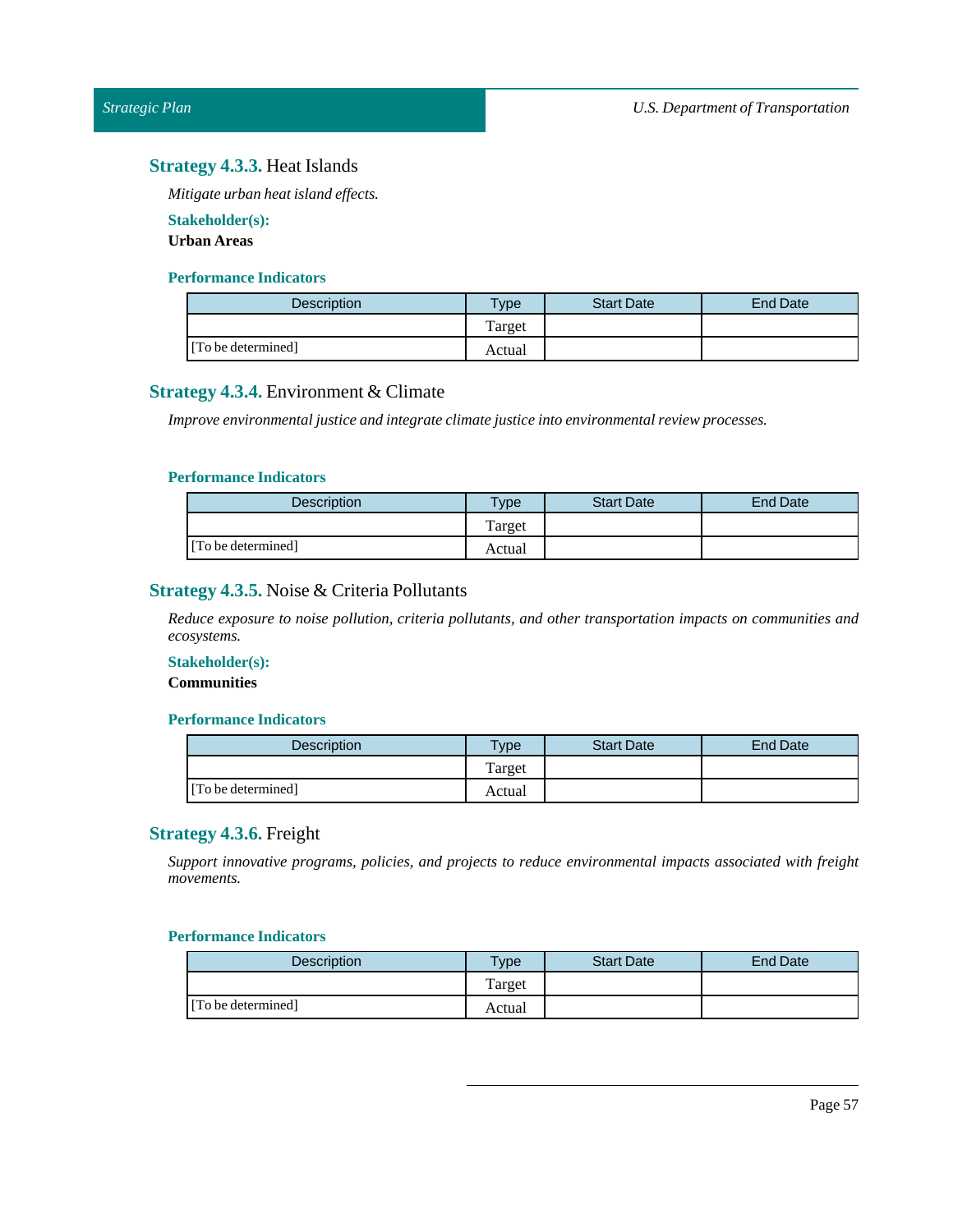### Strategy 4.3.3. Heat Islands

*Mitigate urban heat island effects.*

**Stakeholder(s):**

**Urban Areas**

**Performance Indicators**

| Description | Type | Start Date | End Date |
|---|---|---|---|
| | Target | | |
| [To be determined] | Actual | | |

### Strategy 4.3.4. Environment & Climate

*Improve environmental justice and integrate climate justice into environmental review processes.*

**Performance Indicators**

| Description | Type | Start Date | End Date |
|---|---|---|---|
| | Target | | |
| [To be determined] | Actual | | |

### Strategy 4.3.5. Noise & Criteria Pollutants

*Reduce exposure to noise pollution, criteria pollutants, and other transportation impacts on communities and ecosystems.*

**Stakeholder(s):**

**Communities**

**Performance Indicators**

| Description | Type | Start Date | End Date |
|---|---|---|---|
| | Target | | |
| [To be determined] | Actual | | |

### Strategy 4.3.6. Freight

*Support innovative programs, policies, and projects to reduce environmental impacts associated with freight movements.*

**Performance Indicators**

| Description | Type | Start Date | End Date |
|---|---|---|---|
| | Target | | |
| [To be determined] | Actual | | |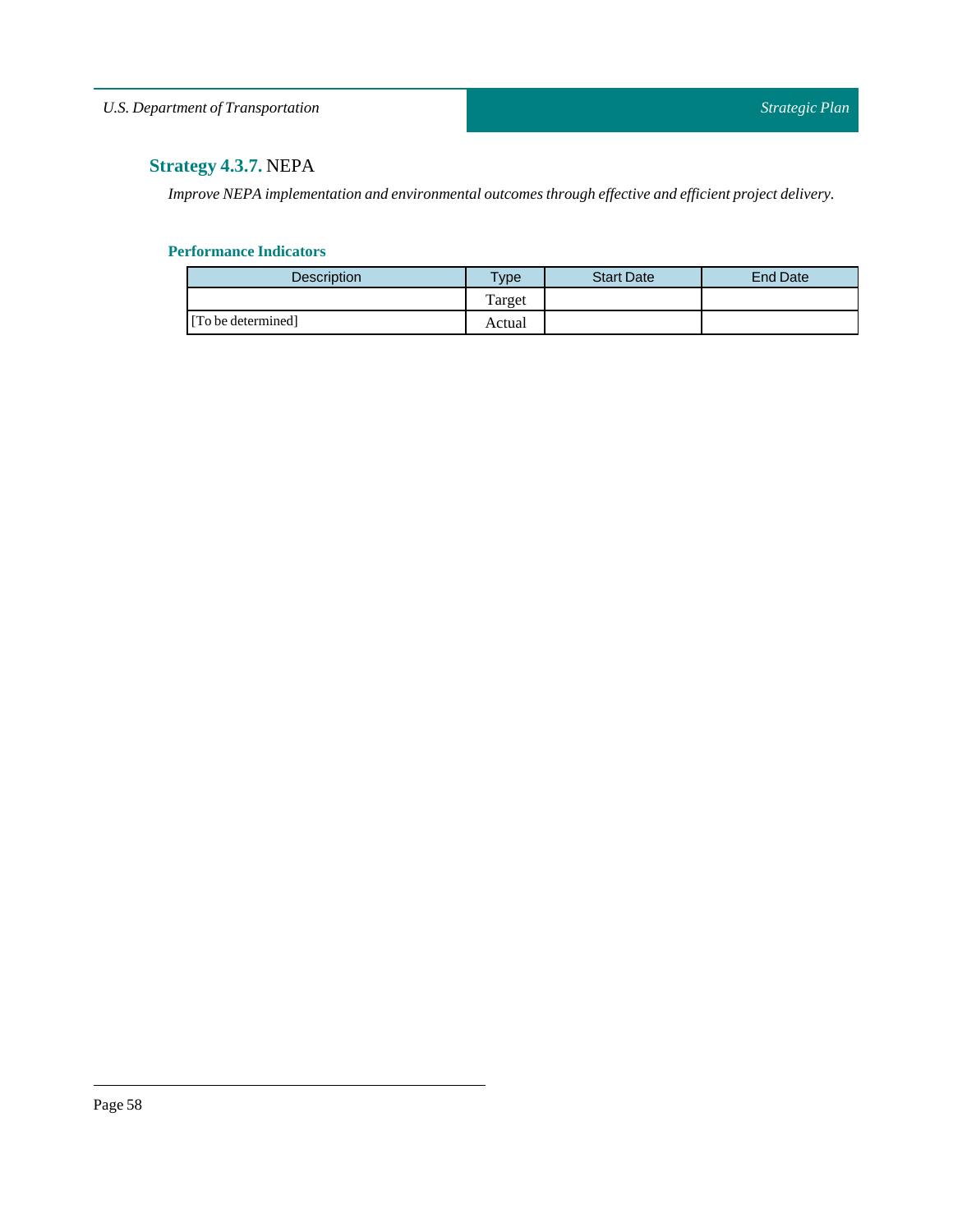### **Strategy 4.3.7.** NEPA

*Improve NEPA implementation and environmental outcomes through effective and efficient project delivery.*

#### Performance Indicators

| Description | Type | Start Date | End Date |
|---|---|---|---|
| [To be determined] | Target | | |
| | Actual | | |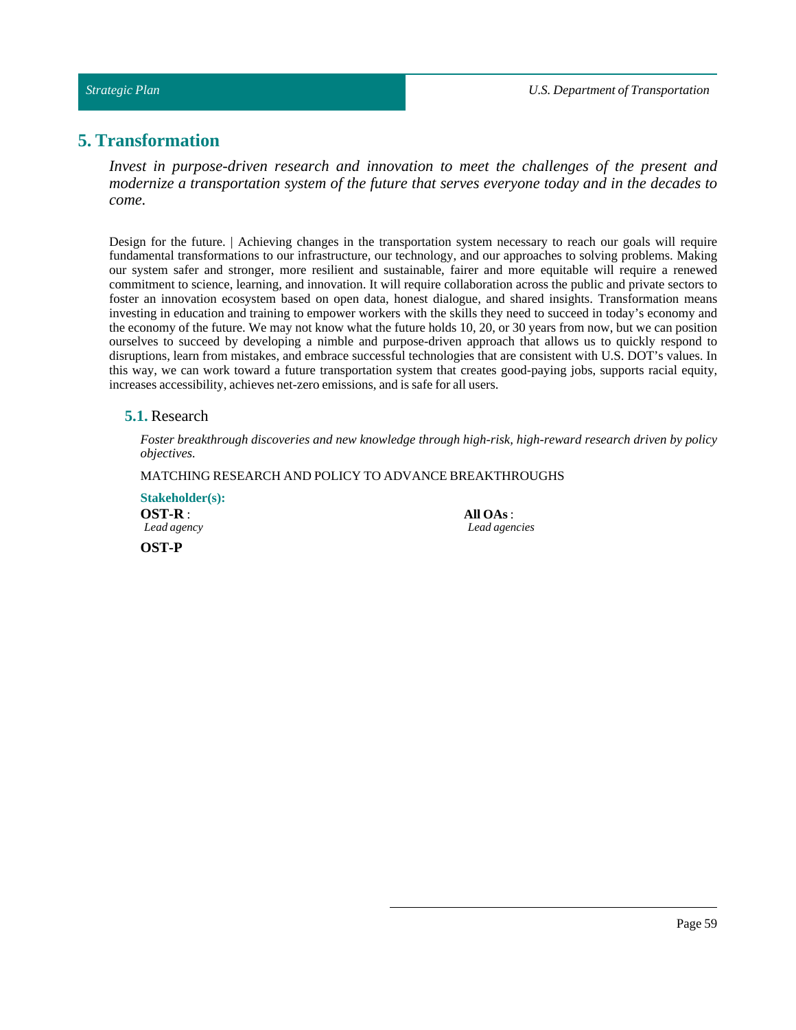# 5. Transformation

*Invest in purpose-driven research and innovation to meet the challenges of the present and modernize a transportation system of the future that serves everyone today and in the decades to come.*

Design for the future. | Achieving changes in the transportation system necessary to reach our goals will require fundamental transformations to our infrastructure, our technology, and our approaches to solving problems. Making our system safer and stronger, more resilient and sustainable, fairer and more equitable will require a renewed commitment to science, learning, and innovation. It will require collaboration across the public and private sectors to foster an innovation ecosystem based on open data, honest dialogue, and shared insights. Transformation means investing in education and training to empower workers with the skills they need to succeed in today's economy and the economy of the future. We may not know what the future holds 10, 20, or 30 years from now, but we can position ourselves to succeed by developing a nimble and purpose-driven approach that allows us to quickly respond to disruptions, learn from mistakes, and embrace successful technologies that are consistent with U.S. DOT's values. In this way, we can work toward a future transportation system that creates good-paying jobs, supports racial equity, increases accessibility, achieves net-zero emissions, and is safe for all users.

## 5.1. Research

*Foster breakthrough discoveries and new knowledge through high-risk, high-reward research driven by policy objectives.*

MATCHING RESEARCH AND POLICY TO ADVANCE BREAKTHROUGHS

**Stakeholder(s):**

**OST-R** :
*Lead agency*

**All OAs** :
*Lead agencies*

**OST-P**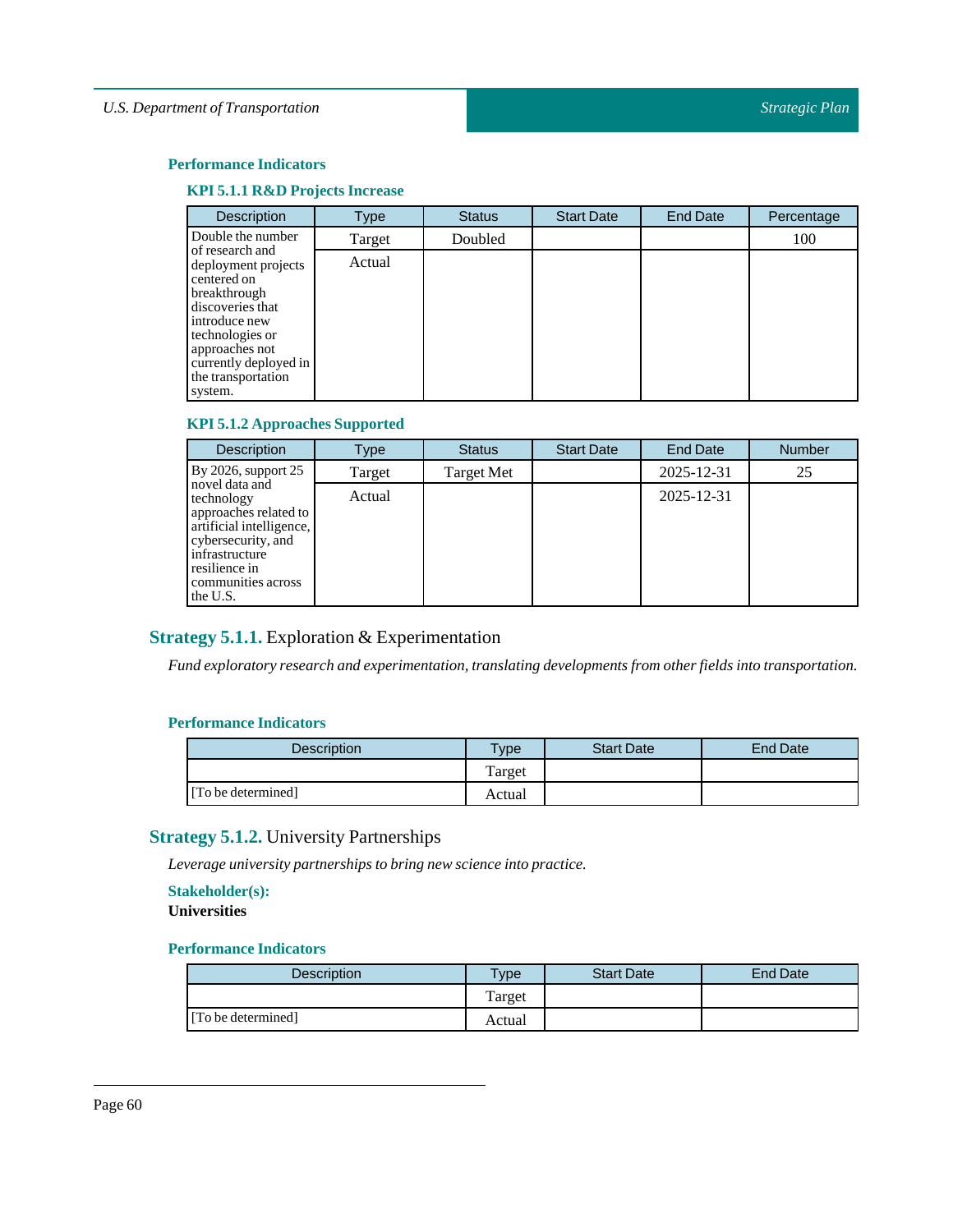### Performance Indicators

#### KPI 5.1.1 R&D Projects Increase

| Description | Type | Status | Start Date | End Date | Percentage |
|---|---|---|---|---|---|
| Double the number of research and deployment projects centered on breakthrough discoveries that introduce new technologies or approaches not currently deployed in the transportation system. | Target | Doubled | | | 100 |
| | Actual | | | | |

#### KPI 5.1.2 Approaches Supported

| Description | Type | Status | Start Date | End Date | Number |
|---|---|---|---|---|---|
| By 2026, support 25 novel data and technology approaches related to artificial intelligence, cybersecurity, and infrastructure resilience in communities across the U.S. | Target | Target Met | | 2025-12-31 | 25 |
| | Actual | | | 2025-12-31 | |

## Strategy 5.1.1. Exploration & Experimentation

*Fund exploratory research and experimentation, translating developments from other fields into transportation.*

### Performance Indicators

| Description | Type | Start Date | End Date |
|---|---|---|---|
| | Target | | |
| [To be determined] | Actual | | |

## Strategy 5.1.2. University Partnerships

*Leverage university partnerships to bring new science into practice.*

**Stakeholder(s):**

**Universities**

### Performance Indicators

| Description | Type | Start Date | End Date |
|---|---|---|---|
| | Target | | |
| [To be determined] | Actual | | |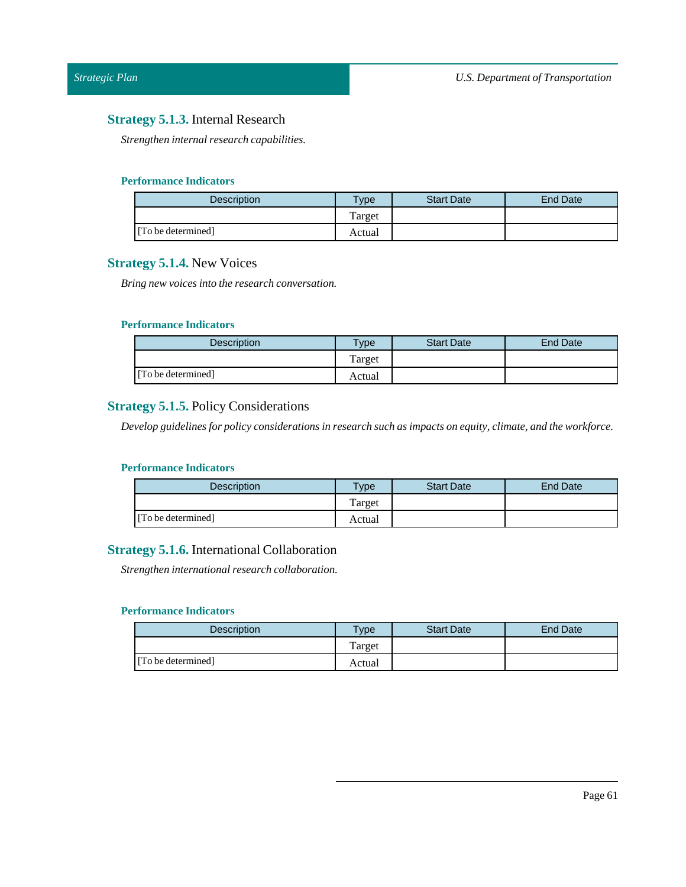### **Strategy 5.1.3.** Internal Research

*Strengthen internal research capabilities.*

#### Performance Indicators

| Description | Type | Start Date | End Date |
|---|---|---|---|
| | Target | | |
| [To be determined] | Actual | | |

### **Strategy 5.1.4.** New Voices

*Bring new voices into the research conversation.*

#### Performance Indicators

| Description | Type | Start Date | End Date |
|---|---|---|---|
| | Target | | |
| [To be determined] | Actual | | |

### **Strategy 5.1.5.** Policy Considerations

*Develop guidelines for policy considerations in research such as impacts on equity, climate, and the workforce.*

#### Performance Indicators

| Description | Type | Start Date | End Date |
|---|---|---|---|
| | Target | | |
| [To be determined] | Actual | | |

### **Strategy 5.1.6.** International Collaboration

*Strengthen international research collaboration.*

#### Performance Indicators

| Description | Type | Start Date | End Date |
|---|---|---|---|
| | Target | | |
| [To be determined] | Actual | | |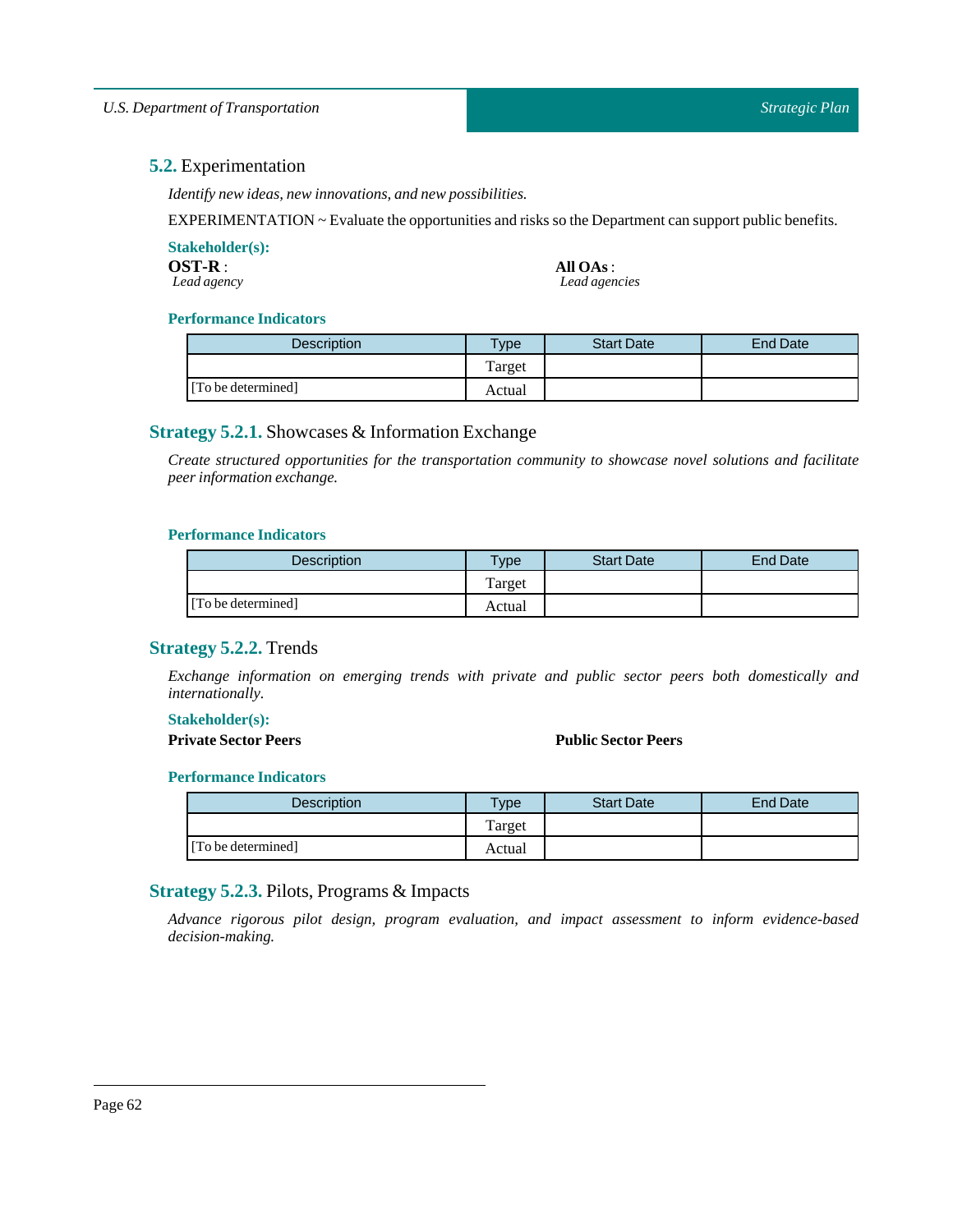## 5.2. Experimentation

*Identify new ideas, new innovations, and new possibilities.*

EXPERIMENTATION ~ Evaluate the opportunities and risks so the Department can support public benefits.

**Stakeholder(s):**

**OST-R** :
*Lead agency*

**All OAs** :
*Lead agencies*

**Performance Indicators**

| Description | Type | Start Date | End Date |
|---|---|---|---|
| | Target | | |
| [To be determined] | Actual | | |

### Strategy 5.2.1. Showcases & Information Exchange

*Create structured opportunities for the transportation community to showcase novel solutions and facilitate peer information exchange.*

**Performance Indicators**

| Description | Type | Start Date | End Date |
|---|---|---|---|
| | Target | | |
| [To be determined] | Actual | | |

### Strategy 5.2.2. Trends

*Exchange information on emerging trends with private and public sector peers both domestically and internationally.*

**Stakeholder(s):**

**Private Sector Peers**

**Public Sector Peers**

**Performance Indicators**

| Description | Type | Start Date | End Date |
|---|---|---|---|
| | Target | | |
| [To be determined] | Actual | | |

### Strategy 5.2.3. Pilots, Programs & Impacts

*Advance rigorous pilot design, program evaluation, and impact assessment to inform evidence-based decision-making.*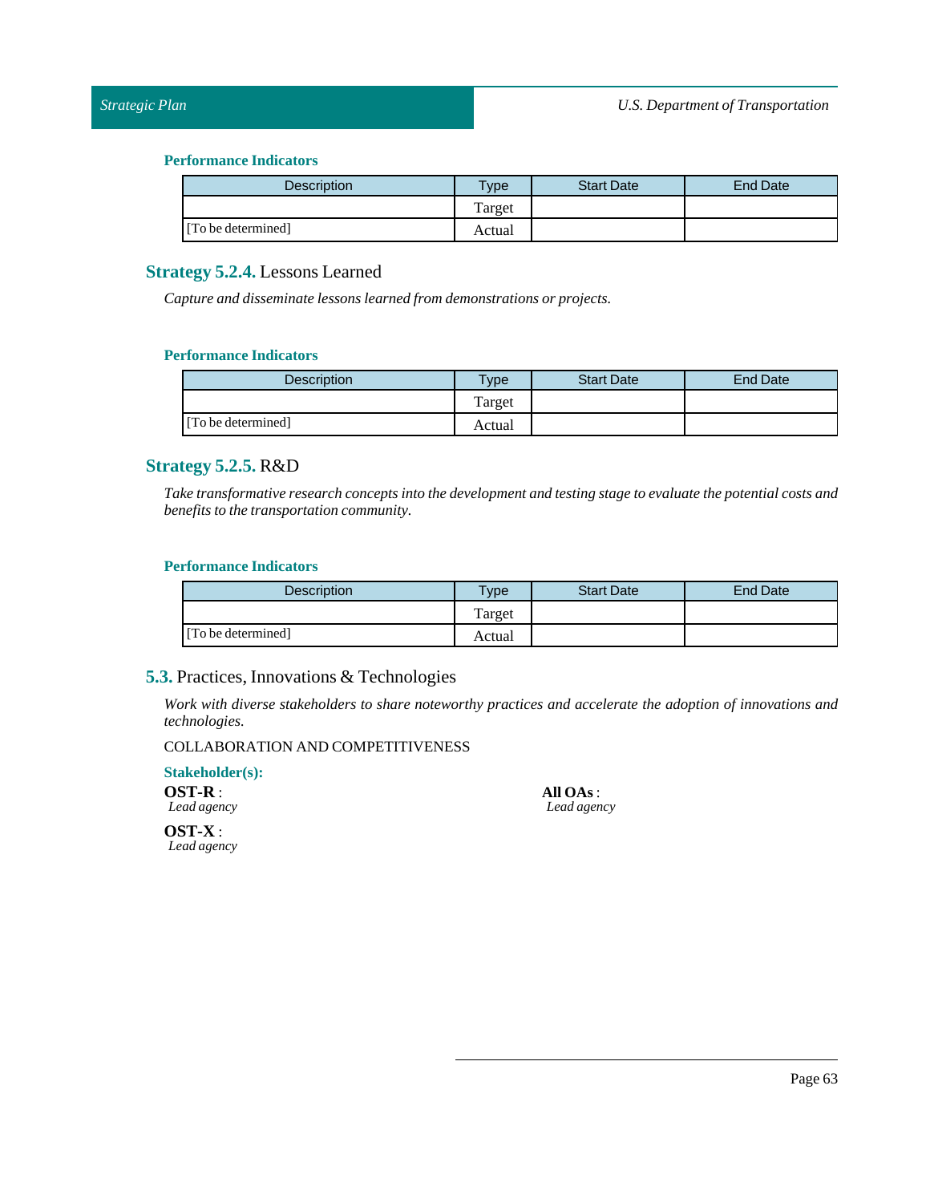### Performance Indicators

| Description | Type | Start Date | End Date |
|---|---|---|---|
| | Target | | |
| [To be determined] | Actual | | |

## Strategy 5.2.4. Lessons Learned

*Capture and disseminate lessons learned from demonstrations or projects.*

### Performance Indicators

| Description | Type | Start Date | End Date |
|---|---|---|---|
| | Target | | |
| [To be determined] | Actual | | |

## Strategy 5.2.5. R&D

*Take transformative research concepts into the development and testing stage to evaluate the potential costs and benefits to the transportation community.*

### Performance Indicators

| Description | Type | Start Date | End Date |
|---|---|---|---|
| | Target | | |
| [To be determined] | Actual | | |

## 5.3. Practices, Innovations & Technologies

*Work with diverse stakeholders to share noteworthy practices and accelerate the adoption of innovations and technologies.*

COLLABORATION AND COMPETITIVENESS

### Stakeholder(s):

**OST-R** :
*Lead agency*

**OST-X** :
*Lead agency*

**All OAs** :
*Lead agency*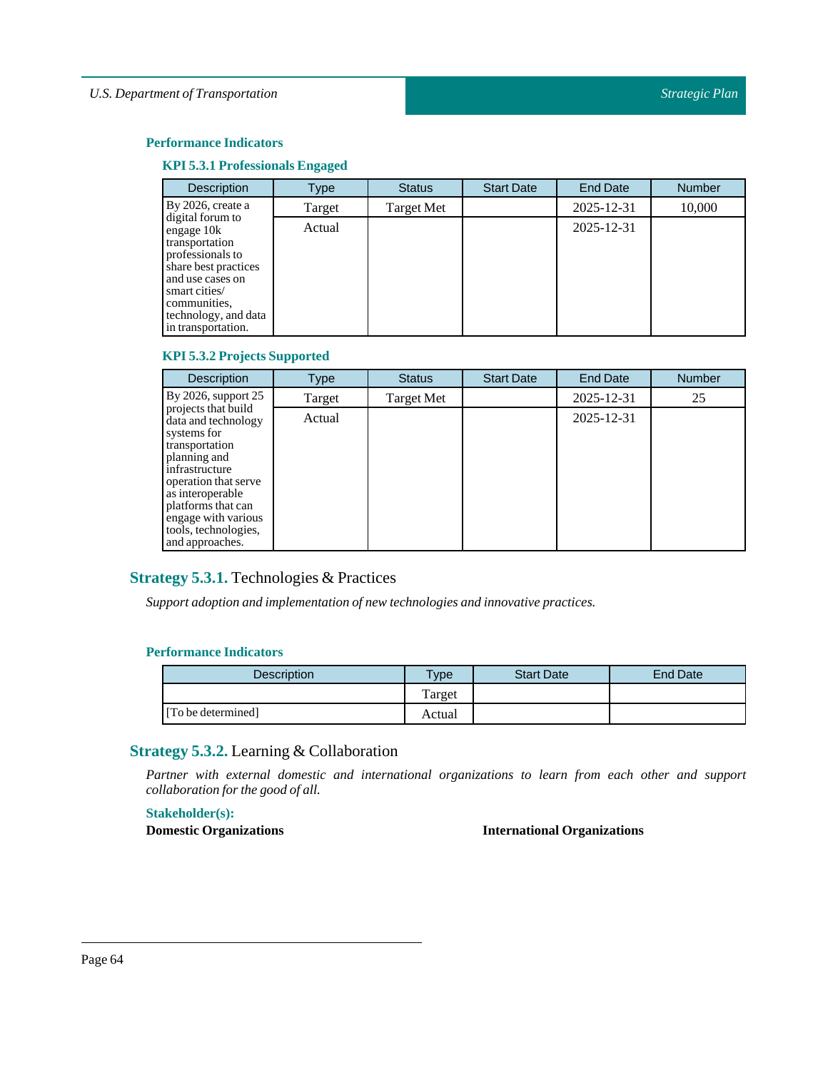### Performance Indicators

#### KPI 5.3.1 Professionals Engaged

| Description | Type | Status | Start Date | End Date | Number |
|---|---|---|---|---|---|
| By 2026, create a digital forum to engage 10k transportation professionals to share best practices and use cases on smart cities/ communities, technology, and data in transportation. | Target | Target Met | | 2025-12-31 | 10,000 |
| | Actual | | | 2025-12-31 | |

#### KPI 5.3.2 Projects Supported

| Description | Type | Status | Start Date | End Date | Number |
|---|---|---|---|---|---|
| By 2026, support 25 projects that build data and technology systems for transportation planning and infrastructure operation that serve as interoperable platforms that can engage with various tools, technologies, and approaches. | Target | Target Met | | 2025-12-31 | 25 |
| | Actual | | | 2025-12-31 | |

## Strategy 5.3.1. Technologies & Practices

*Support adoption and implementation of new technologies and innovative practices.*

### Performance Indicators

| Description | Type | Start Date | End Date |
|---|---|---|---|
| | Target | | |
| [To be determined] | Actual | | |

## Strategy 5.3.2. Learning & Collaboration

*Partner with external domestic and international organizations to learn from each other and support collaboration for the good of all.*

### Stakeholder(s):

**Domestic Organizations**

**International Organizations**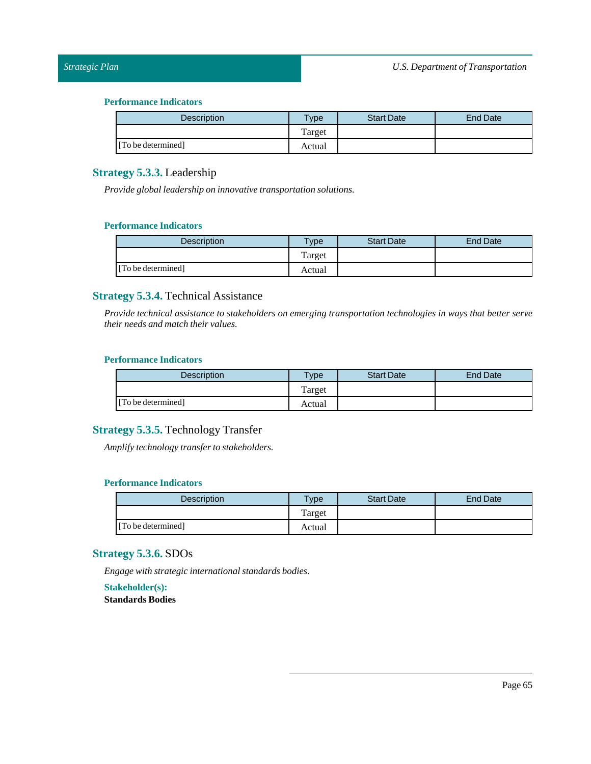#### Performance Indicators

| Description | Type | Start Date | End Date |
|---|---|---|---|
| [To be determined] | Target | | |
| | Actual | | |

### Strategy 5.3.3. Leadership

*Provide global leadership on innovative transportation solutions.*

#### Performance Indicators

| Description | Type | Start Date | End Date |
|---|---|---|---|
| [To be determined] | Target | | |
| | Actual | | |

### Strategy 5.3.4. Technical Assistance

*Provide technical assistance to stakeholders on emerging transportation technologies in ways that better serve their needs and match their values.*

#### Performance Indicators

| Description | Type | Start Date | End Date |
|---|---|---|---|
| [To be determined] | Target | | |
| | Actual | | |

### Strategy 5.3.5. Technology Transfer

*Amplify technology transfer to stakeholders.*

#### Performance Indicators

| Description | Type | Start Date | End Date |
|---|---|---|---|
| [To be determined] | Target | | |
| | Actual | | |

### Strategy 5.3.6. SDOs

*Engage with strategic international standards bodies.*

**Stakeholder(s):**

**Standards Bodies**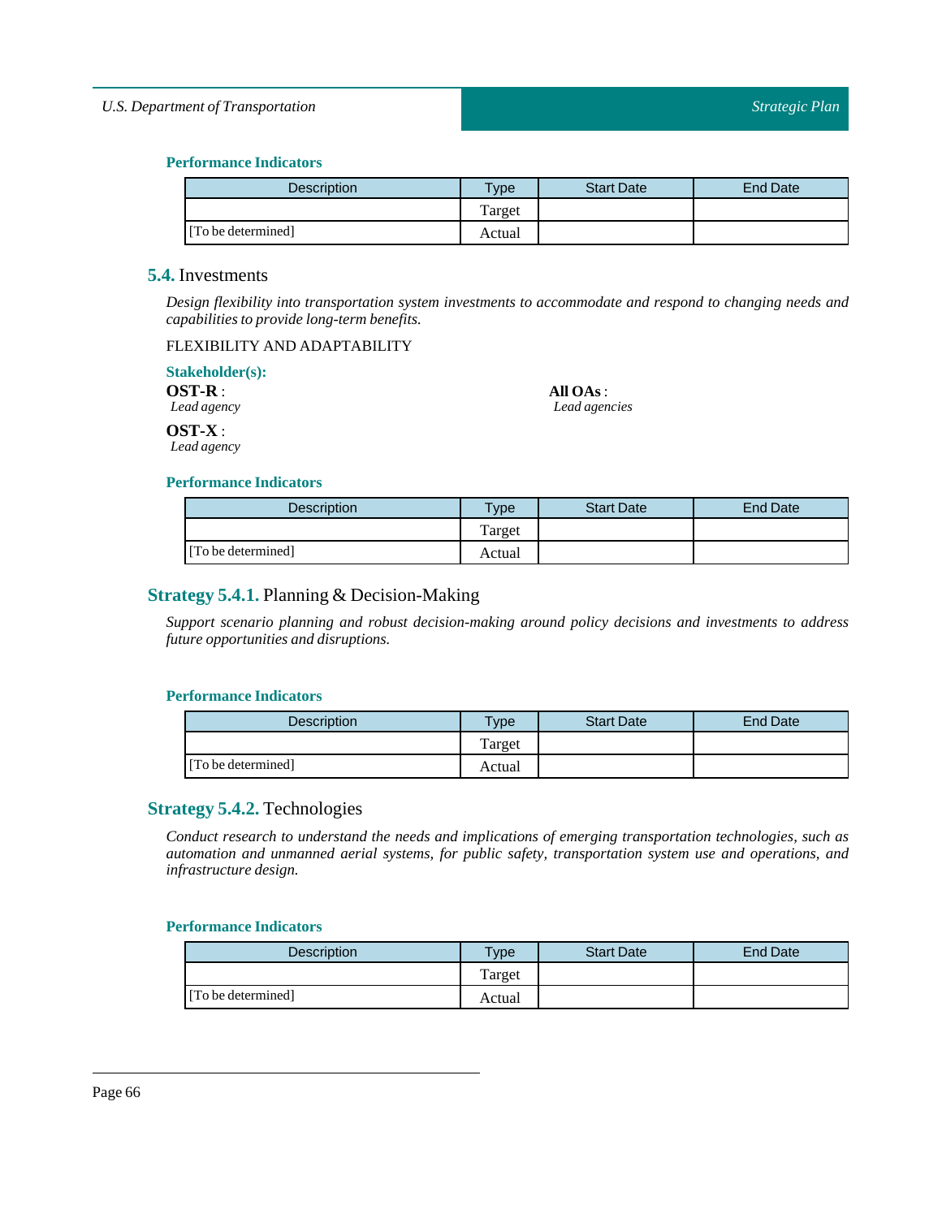#### Performance Indicators

| Description | Type | Start Date | End Date |
|---|---|---|---|
| | Target | | |
| [To be determined] | Actual | | |

## 5.4. Investments

*Design flexibility into transportation system investments to accommodate and respond to changing needs and capabilities to provide long-term benefits.*

FLEXIBILITY AND ADAPTABILITY

#### Stakeholder(s):

**OST-R** :
*Lead agency*

**OST-X** :
*Lead agency*

**All OAs** :
*Lead agencies*

#### Performance Indicators

| Description | Type | Start Date | End Date |
|---|---|---|---|
| | Target | | |
| [To be determined] | Actual | | |

### Strategy 5.4.1. Planning & Decision-Making

*Support scenario planning and robust decision-making around policy decisions and investments to address future opportunities and disruptions.*

#### Performance Indicators

| Description | Type | Start Date | End Date |
|---|---|---|---|
| | Target | | |
| [To be determined] | Actual | | |

### Strategy 5.4.2. Technologies

*Conduct research to understand the needs and implications of emerging transportation technologies, such as automation and unmanned aerial systems, for public safety, transportation system use and operations, and infrastructure design.*

#### Performance Indicators

| Description | Type | Start Date | End Date |
|---|---|---|---|
| | Target | | |
| [To be determined] | Actual | | |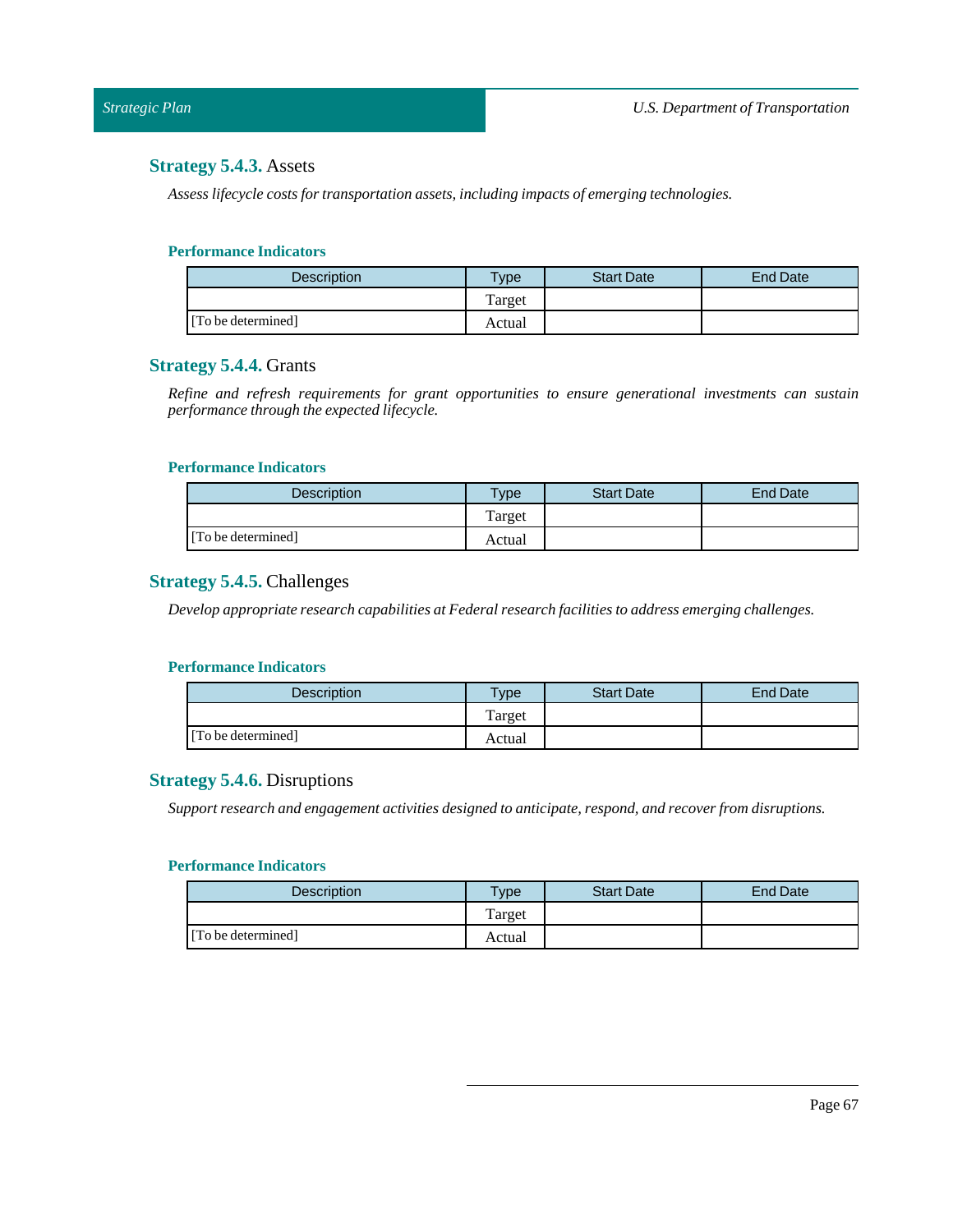### **Strategy 5.4.3.** Assets

*Assess lifecycle costs for transportation assets, including impacts of emerging technologies.*

#### Performance Indicators

| Description | Type | Start Date | End Date |
| --- | --- | --- | --- |
| | Target | | |
| [To be determined] | Actual | | |

### **Strategy 5.4.4.** Grants

*Refine and refresh requirements for grant opportunities to ensure generational investments can sustain performance through the expected lifecycle.*

#### Performance Indicators

| Description | Type | Start Date | End Date |
| --- | --- | --- | --- |
| | Target | | |
| [To be determined] | Actual | | |

### **Strategy 5.4.5.** Challenges

*Develop appropriate research capabilities at Federal research facilities to address emerging challenges.*

#### Performance Indicators

| Description | Type | Start Date | End Date |
| --- | --- | --- | --- |
| | Target | | |
| [To be determined] | Actual | | |

### **Strategy 5.4.6.** Disruptions

*Support research and engagement activities designed to anticipate, respond, and recover from disruptions.*

#### Performance Indicators

| Description | Type | Start Date | End Date |
| --- | --- | --- | --- |
| | Target | | |
| [To be determined] | Actual | | |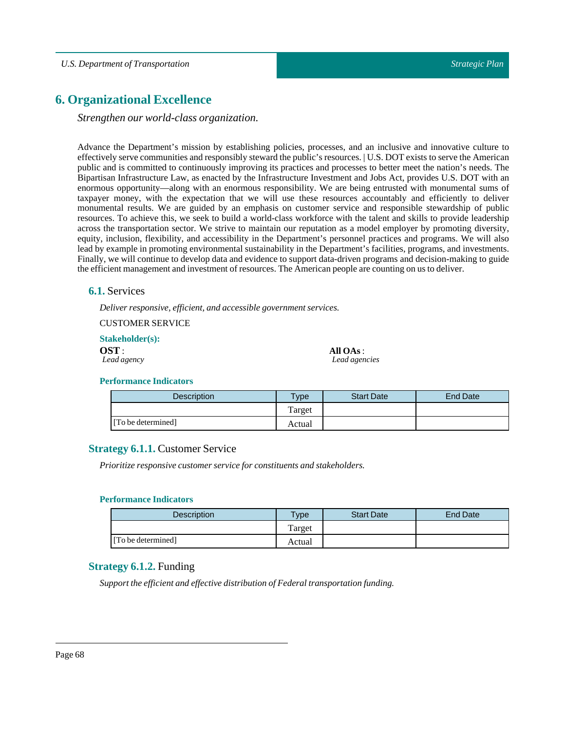# 6. Organizational Excellence

*Strengthen our world-class organization.*

Advance the Department's mission by establishing policies, processes, and an inclusive and innovative culture to effectively serve communities and responsibly steward the public's resources. | U.S. DOT exists to serve the American public and is committed to continuously improving its practices and processes to better meet the nation's needs. The Bipartisan Infrastructure Law, as enacted by the Infrastructure Investment and Jobs Act, provides U.S. DOT with an enormous opportunity—along with an enormous responsibility. We are being entrusted with monumental sums of taxpayer money, with the expectation that we will use these resources accountably and efficiently to deliver monumental results. We are guided by an emphasis on customer service and responsible stewardship of public resources. To achieve this, we seek to build a world-class workforce with the talent and skills to provide leadership across the transportation sector. We strive to maintain our reputation as a model employer by promoting diversity, equity, inclusion, flexibility, and accessibility in the Department's personnel practices and programs. We will also lead by example in promoting environmental sustainability in the Department's facilities, programs, and investments. Finally, we will continue to develop data and evidence to support data-driven programs and decision-making to guide the efficient management and investment of resources. The American people are counting on us to deliver.

## 6.1. Services

*Deliver responsive, efficient, and accessible government services.*

CUSTOMER SERVICE

**Stakeholder(s):**

**OST** :
*Lead agency*

**All OAs** :
*Lead agencies*

**Performance Indicators**

| Description | Type | Start Date | End Date |
|---|---|---|---|
| [To be determined] | Target | | |
| | Actual | | |

### Strategy 6.1.1. Customer Service

*Prioritize responsive customer service for constituents and stakeholders.*

**Performance Indicators**

| Description | Type | Start Date | End Date |
|---|---|---|---|
| [To be determined] | Target | | |
| | Actual | | |

### Strategy 6.1.2. Funding

*Support the efficient and effective distribution of Federal transportation funding.*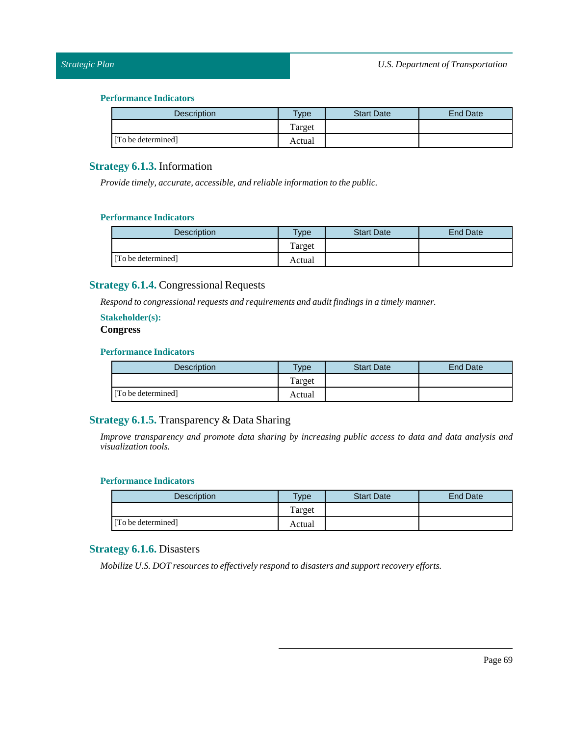#### Performance Indicators

| Description | Type | Start Date | End Date |
|---|---|---|---|
| | Target | | |
| [To be determined] | Actual | | |

### Strategy 6.1.3. Information

*Provide timely, accurate, accessible, and reliable information to the public.*

#### Performance Indicators

| Description | Type | Start Date | End Date |
|---|---|---|---|
| | Target | | |
| [To be determined] | Actual | | |

### Strategy 6.1.4. Congressional Requests

*Respond to congressional requests and requirements and audit findings in a timely manner.*

#### Stakeholder(s):

**Congress**

#### Performance Indicators

| Description | Type | Start Date | End Date |
|---|---|---|---|
| | Target | | |
| [To be determined] | Actual | | |

### Strategy 6.1.5. Transparency & Data Sharing

*Improve transparency and promote data sharing by increasing public access to data and data analysis and visualization tools.*

#### Performance Indicators

| Description | Type | Start Date | End Date |
|---|---|---|---|
| | Target | | |
| [To be determined] | Actual | | |

### Strategy 6.1.6. Disasters

*Mobilize U.S. DOT resources to effectively respond to disasters and support recovery efforts.*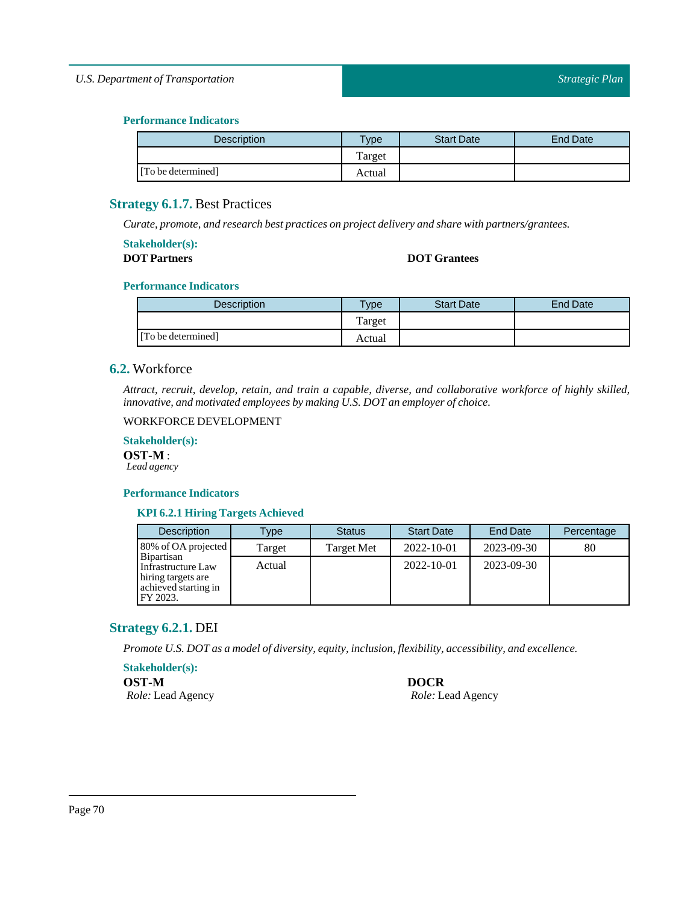#### Performance Indicators

| Description | Type | Start Date | End Date |
|---|---|---|---|
| | Target | | |
| [To be determined] | Actual | | |

### **Strategy 6.1.7.** Best Practices

*Curate, promote, and research best practices on project delivery and share with partners/grantees.*

#### Stakeholder(s):

**DOT Partners**

**DOT Grantees**

#### Performance Indicators

| Description | Type | Start Date | End Date |
|---|---|---|---|
| | Target | | |
| [To be determined] | Actual | | |

## **6.2.** Workforce

*Attract, recruit, develop, retain, and train a capable, diverse, and collaborative workforce of highly skilled, innovative, and motivated employees by making U.S. DOT an employer of choice.*

WORKFORCE DEVELOPMENT

#### Stakeholder(s):

**OST-M** :
*Lead agency*

#### Performance Indicators

##### KPI 6.2.1 Hiring Targets Achieved

| Description | Type | Status | Start Date | End Date | Percentage |
|---|---|---|---|---|---|
| 80% of OA projected Bipartisan Infrastructure Law hiring targets are achieved starting in FY 2023. | Target | Target Met | 2022-10-01 | 2023-09-30 | 80 |
| | Actual | | 2022-10-01 | 2023-09-30 | |

### **Strategy 6.2.1.** DEI

*Promote U.S. DOT as a model of diversity, equity, inclusion, flexibility, accessibility, and excellence.*

#### Stakeholder(s):

**OST-M**
*Role:* Lead Agency

**DOCR**
*Role:* Lead Agency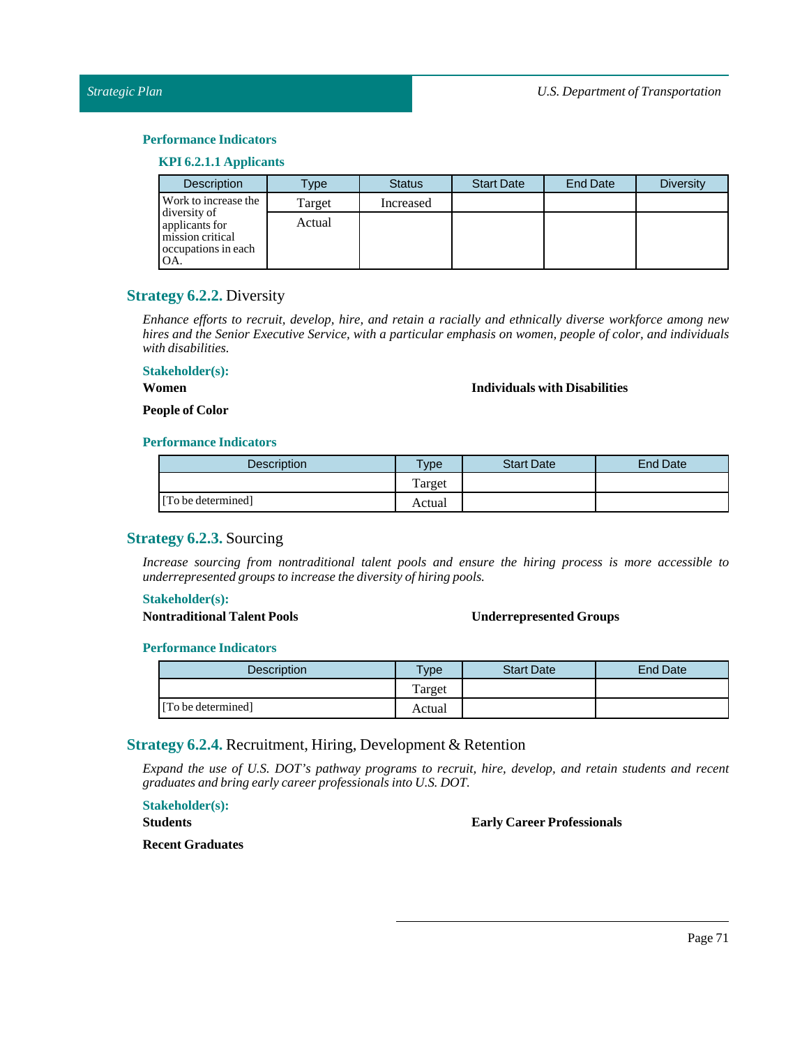#### Performance Indicators

##### KPI 6.2.1.1 Applicants

| Description | Type | Status | Start Date | End Date | Diversity |
|---|---|---|---|---|---|
| Work to increase the diversity of applicants for mission critical occupations in each OA. | Target | Increased | | | |
| | Actual | | | | |

### Strategy 6.2.2. Diversity

*Enhance efforts to recruit, develop, hire, and retain a racially and ethnically diverse workforce among new hires and the Senior Executive Service, with a particular emphasis on women, people of color, and individuals with disabilities.*

#### Stakeholder(s):

**Women**

**Individuals with Disabilities**

**People of Color**

#### Performance Indicators

| Description | Type | Start Date | End Date |
|---|---|---|---|
| | Target | | |
| [To be determined] | Actual | | |

### Strategy 6.2.3. Sourcing

*Increase sourcing from nontraditional talent pools and ensure the hiring process is more accessible to underrepresented groups to increase the diversity of hiring pools.*

#### Stakeholder(s):

**Nontraditional Talent Pools**

**Underrepresented Groups**

#### Performance Indicators

| Description | Type | Start Date | End Date |
|---|---|---|---|
| | Target | | |
| [To be determined] | Actual | | |

### Strategy 6.2.4. Recruitment, Hiring, Development & Retention

*Expand the use of U.S. DOT's pathway programs to recruit, hire, develop, and retain students and recent graduates and bring early career professionals into U.S. DOT.*

#### Stakeholder(s):

**Students**

**Early Career Professionals**

**Recent Graduates**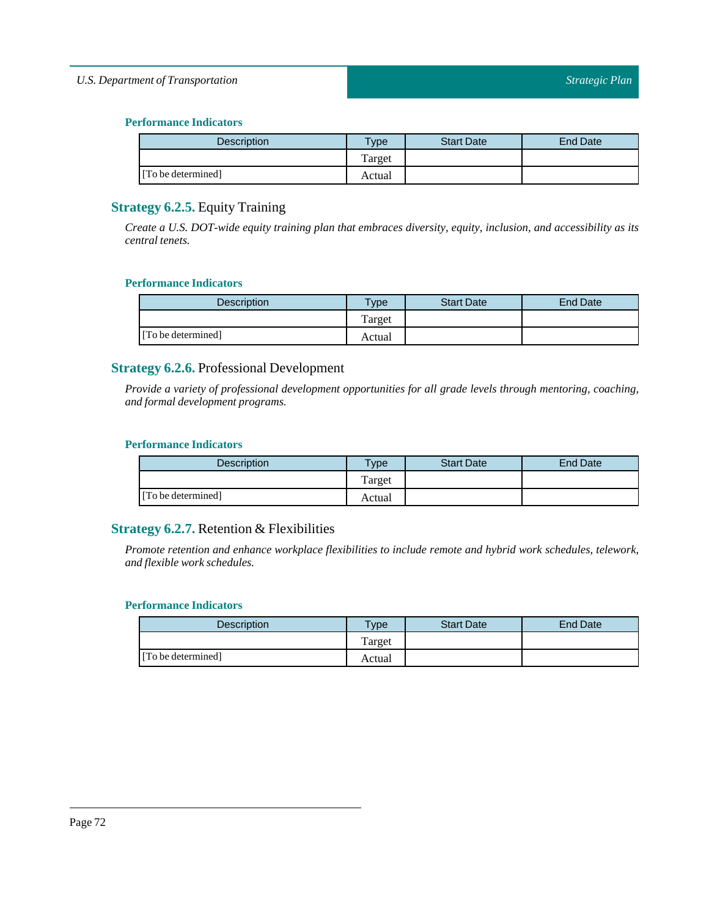#### Performance Indicators

| Description | Type | Start Date | End Date |
|---|---|---|---|
| | Target | | |
| [To be determined] | Actual | | |

### Strategy 6.2.5. Equity Training

*Create a U.S. DOT-wide equity training plan that embraces diversity, equity, inclusion, and accessibility as its central tenets.*

#### Performance Indicators

| Description | Type | Start Date | End Date |
|---|---|---|---|
| | Target | | |
| [To be determined] | Actual | | |

### Strategy 6.2.6. Professional Development

*Provide a variety of professional development opportunities for all grade levels through mentoring, coaching, and formal development programs.*

#### Performance Indicators

| Description | Type | Start Date | End Date |
|---|---|---|---|
| | Target | | |
| [To be determined] | Actual | | |

### Strategy 6.2.7. Retention & Flexibilities

*Promote retention and enhance workplace flexibilities to include remote and hybrid work schedules, telework, and flexible work schedules.*

#### Performance Indicators

| Description | Type | Start Date | End Date |
|---|---|---|---|
| | Target | | |
| [To be determined] | Actual | | |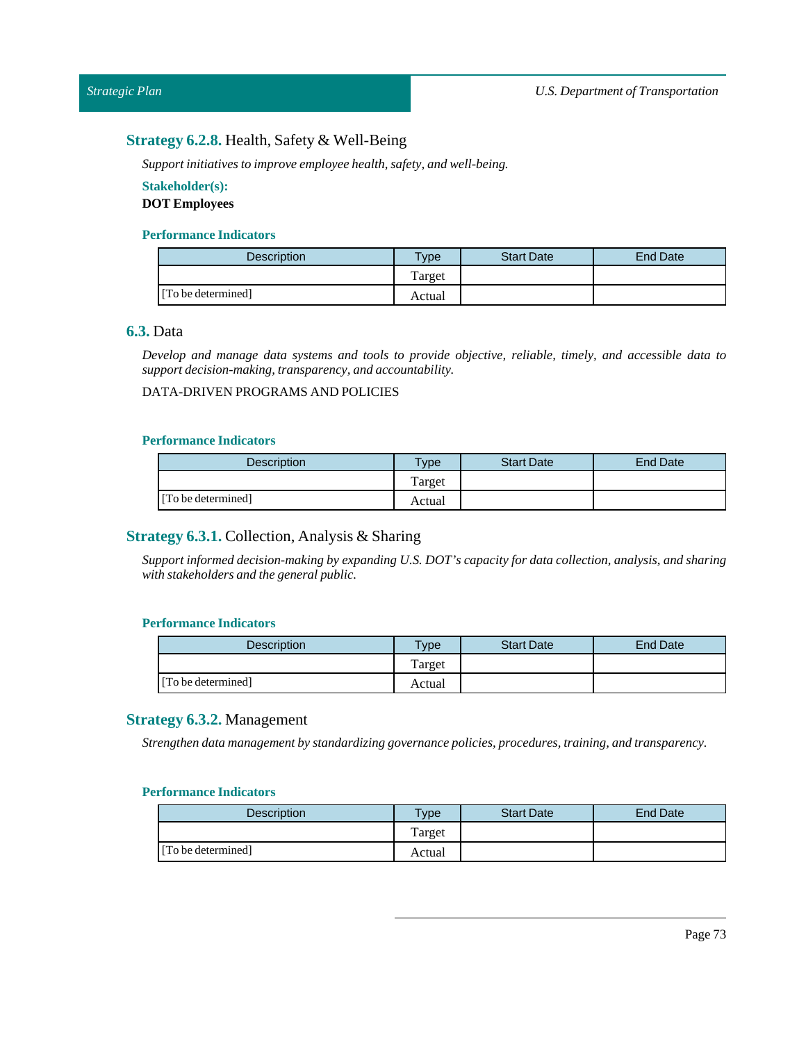### **Strategy 6.2.8.** Health, Safety & Well-Being

*Support initiatives to improve employee health, safety, and well-being.*

**Stakeholder(s):**

**DOT Employees**

**Performance Indicators**

| Description | Type | Start Date | End Date |
|---|---|---|---|
| | Target | | |
| [To be determined] | Actual | | |

## **6.3.** Data

*Develop and manage data systems and tools to provide objective, reliable, timely, and accessible data to support decision-making, transparency, and accountability.*

DATA-DRIVEN PROGRAMS AND POLICIES

**Performance Indicators**

| Description | Type | Start Date | End Date |
|---|---|---|---|
| | Target | | |
| [To be determined] | Actual | | |

### **Strategy 6.3.1.** Collection, Analysis & Sharing

*Support informed decision-making by expanding U.S. DOT's capacity for data collection, analysis, and sharing with stakeholders and the general public.*

**Performance Indicators**

| Description | Type | Start Date | End Date |
|---|---|---|---|
| | Target | | |
| [To be determined] | Actual | | |

### **Strategy 6.3.2.** Management

*Strengthen data management by standardizing governance policies, procedures, training, and transparency.*

**Performance Indicators**

| Description | Type | Start Date | End Date |
|---|---|---|---|
| | Target | | |
| [To be determined] | Actual | | |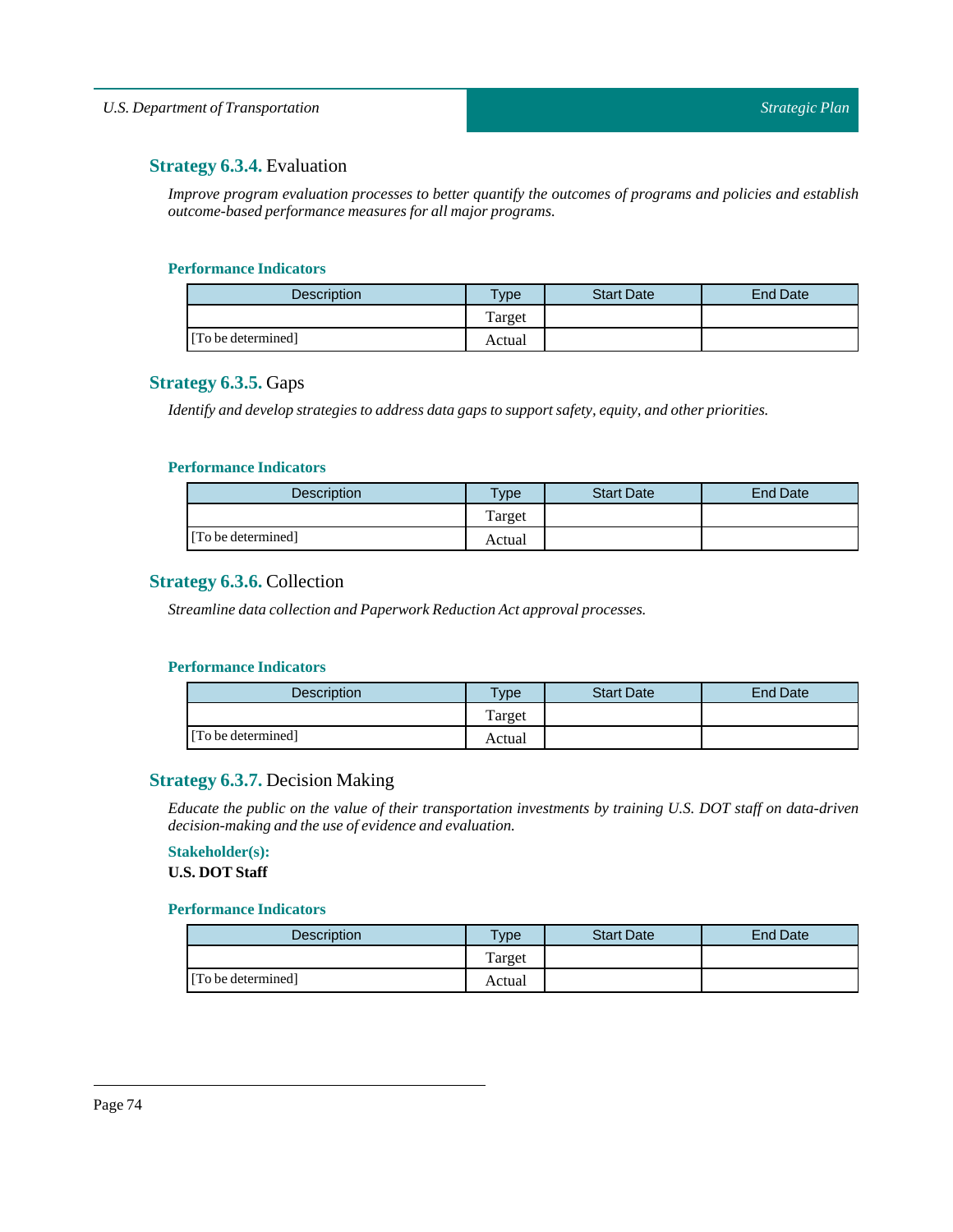### **Strategy 6.3.4.** Evaluation

*Improve program evaluation processes to better quantify the outcomes of programs and policies and establish outcome-based performance measures for all major programs.*

#### Performance Indicators

| Description | Type | Start Date | End Date |
|---|---|---|---|
| | Target | | |
| [To be determined] | Actual | | |

### **Strategy 6.3.5.** Gaps

*Identify and develop strategies to address data gaps to support safety, equity, and other priorities.*

#### Performance Indicators

| Description | Type | Start Date | End Date |
|---|---|---|---|
| | Target | | |
| [To be determined] | Actual | | |

### **Strategy 6.3.6.** Collection

*Streamline data collection and Paperwork Reduction Act approval processes.*

#### Performance Indicators

| Description | Type | Start Date | End Date |
|---|---|---|---|
| | Target | | |
| [To be determined] | Actual | | |

### **Strategy 6.3.7.** Decision Making

*Educate the public on the value of their transportation investments by training U.S. DOT staff on data-driven decision-making and the use of evidence and evaluation.*

#### Stakeholder(s):

**U.S. DOT Staff**

#### Performance Indicators

| Description | Type | Start Date | End Date |
|---|---|---|---|
| | Target | | |
| [To be determined] | Actual | | |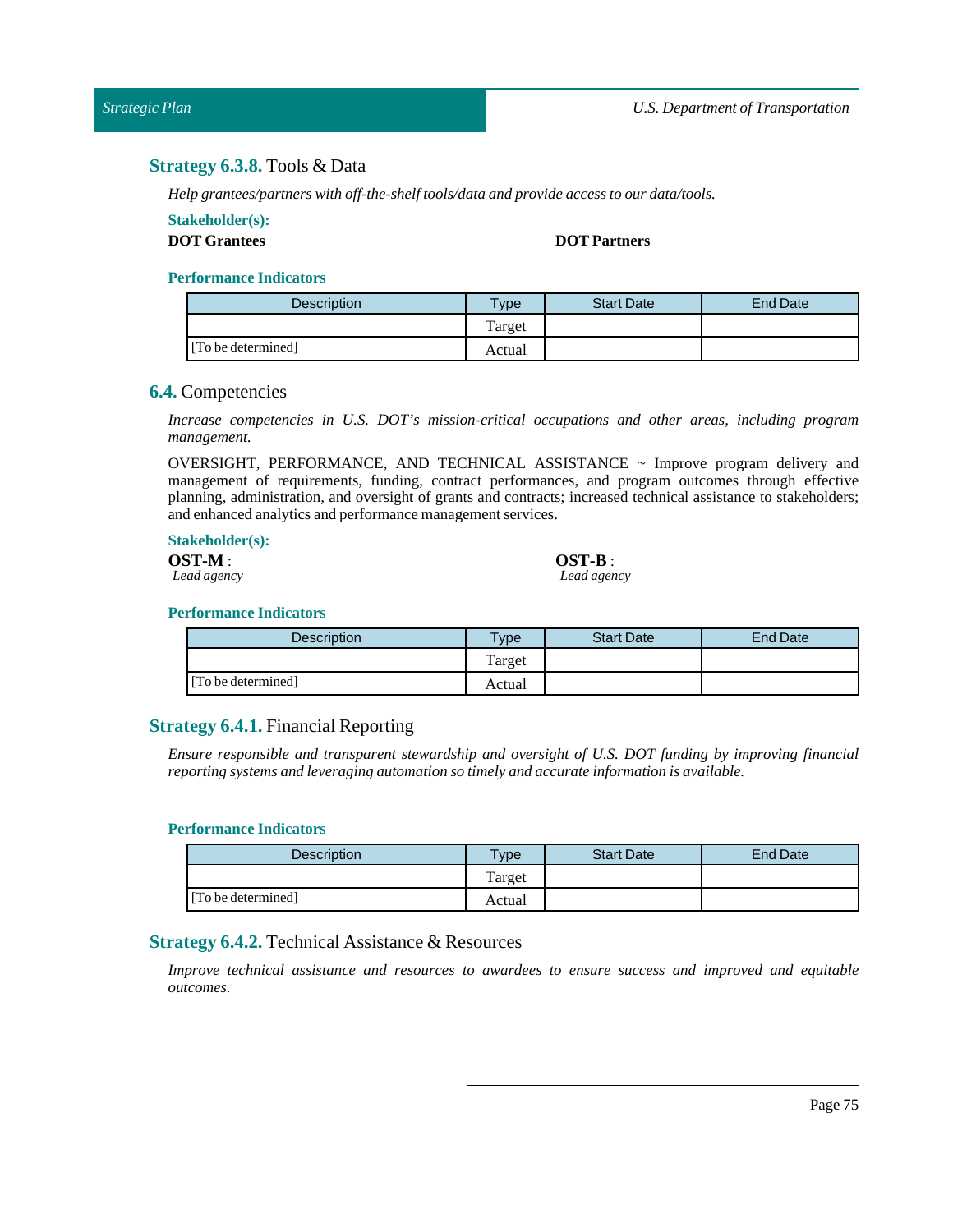### **Strategy 6.3.8.** Tools & Data

*Help grantees/partners with off-the-shelf tools/data and provide access to our data/tools.*

**Stakeholder(s):**

**DOT Grantees**

**DOT Partners**

**Performance Indicators**

| Description | Type | Start Date | End Date |
|---|---|---|---|
| | Target | | |
| [To be determined] | Actual | | |

## **6.4.** Competencies

*Increase competencies in U.S. DOT's mission-critical occupations and other areas, including program management.*

OVERSIGHT, PERFORMANCE, AND TECHNICAL ASSISTANCE ~ Improve program delivery and management of requirements, funding, contract performances, and program outcomes through effective planning, administration, and oversight of grants and contracts; increased technical assistance to stakeholders; and enhanced analytics and performance management services.

**Stakeholder(s):**

**OST-M** :
*Lead agency*

**OST-B** :
*Lead agency*

**Performance Indicators**

| Description | Type | Start Date | End Date |
|---|---|---|---|
| | Target | | |
| [To be determined] | Actual | | |

### **Strategy 6.4.1.** Financial Reporting

*Ensure responsible and transparent stewardship and oversight of U.S. DOT funding by improving financial reporting systems and leveraging automation so timely and accurate information is available.*

**Performance Indicators**

| Description | Type | Start Date | End Date |
|---|---|---|---|
| | Target | | |
| [To be determined] | Actual | | |

### **Strategy 6.4.2.** Technical Assistance & Resources

*Improve technical assistance and resources to awardees to ensure success and improved and equitable outcomes.*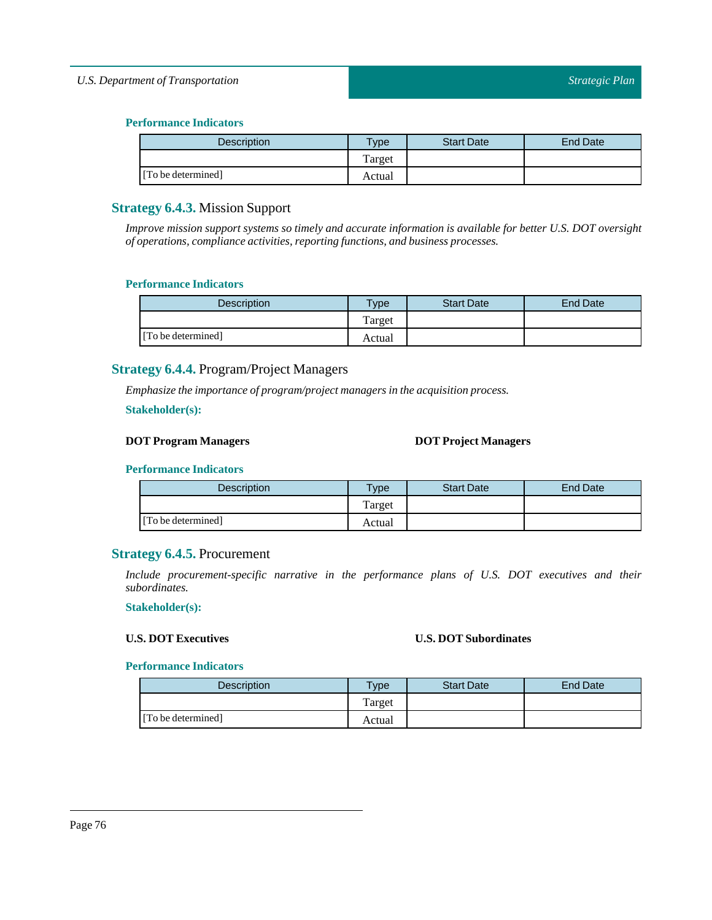#### Performance Indicators

| Description | Type | Start Date | End Date |
|---|---|---|---|
| | Target | | |
| [To be determined] | Actual | | |

### Strategy 6.4.3. Mission Support

*Improve mission support systems so timely and accurate information is available for better U.S. DOT oversight of operations, compliance activities, reporting functions, and business processes.*

#### Performance Indicators

| Description | Type | Start Date | End Date |
|---|---|---|---|
| | Target | | |
| [To be determined] | Actual | | |

### Strategy 6.4.4. Program/Project Managers

*Emphasize the importance of program/project managers in the acquisition process.*

#### Stakeholder(s):

**DOT Program Managers**

**DOT Project Managers**

#### Performance Indicators

| Description | Type | Start Date | End Date |
|---|---|---|---|
| | Target | | |
| [To be determined] | Actual | | |

### Strategy 6.4.5. Procurement

*Include procurement-specific narrative in the performance plans of U.S. DOT executives and their subordinates.*

#### Stakeholder(s):

**U.S. DOT Executives**

**U.S. DOT Subordinates**

#### Performance Indicators

| Description | Type | Start Date | End Date |
|---|---|---|---|
| | Target | | |
| [To be determined] | Actual | | |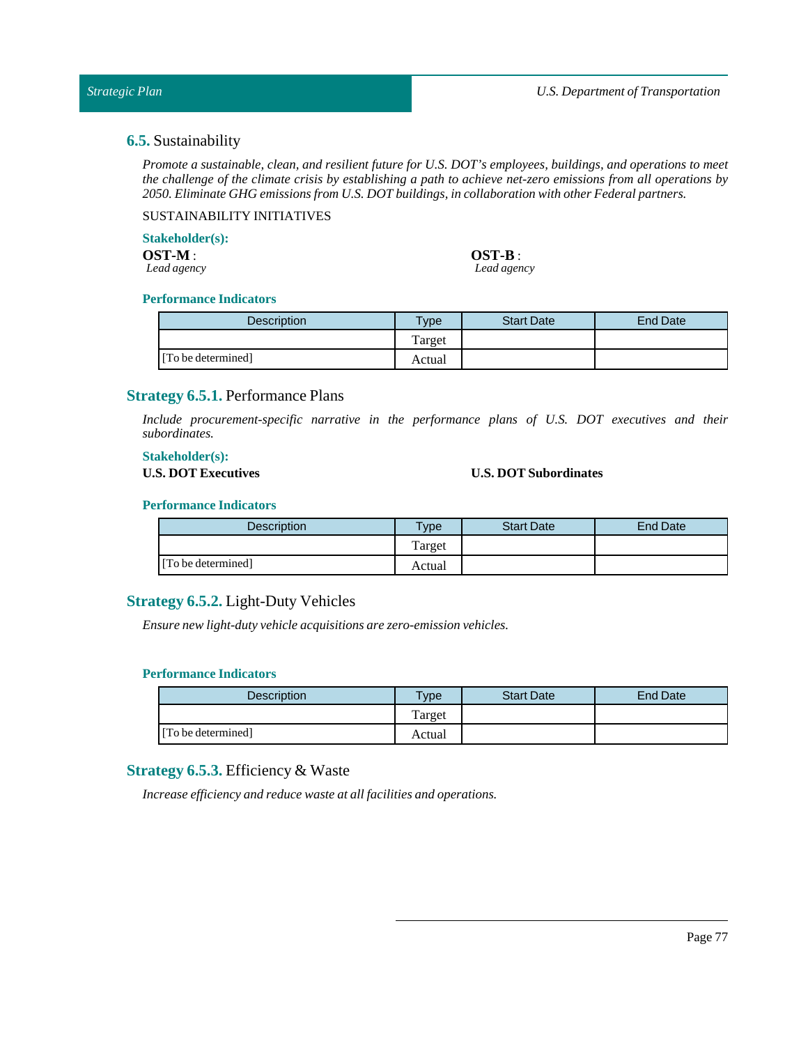## **6.5.** Sustainability

*Promote a sustainable, clean, and resilient future for U.S. DOT's employees, buildings, and operations to meet the challenge of the climate crisis by establishing a path to achieve net-zero emissions from all operations by 2050. Eliminate GHG emissions from U.S. DOT buildings, in collaboration with other Federal partners.*

SUSTAINABILITY INITIATIVES

**Stakeholder(s):**

**OST-M** :
*Lead agency*

**OST-B** :
*Lead agency*

**Performance Indicators**

| Description | Type | Start Date | End Date |
|---|---|---|---|
| [To be determined] | Target | | |
| | Actual | | |

### **Strategy 6.5.1.** Performance Plans

*Include procurement-specific narrative in the performance plans of U.S. DOT executives and their subordinates.*

**Stakeholder(s):**

**U.S. DOT Executives**

**U.S. DOT Subordinates**

**Performance Indicators**

| Description | Type | Start Date | End Date |
|---|---|---|---|
| [To be determined] | Target | | |
| | Actual | | |

### **Strategy 6.5.2.** Light-Duty Vehicles

*Ensure new light-duty vehicle acquisitions are zero-emission vehicles.*

**Performance Indicators**

| Description | Type | Start Date | End Date |
|---|---|---|---|
| [To be determined] | Target | | |
| | Actual | | |

### **Strategy 6.5.3.** Efficiency & Waste

*Increase efficiency and reduce waste at all facilities and operations.*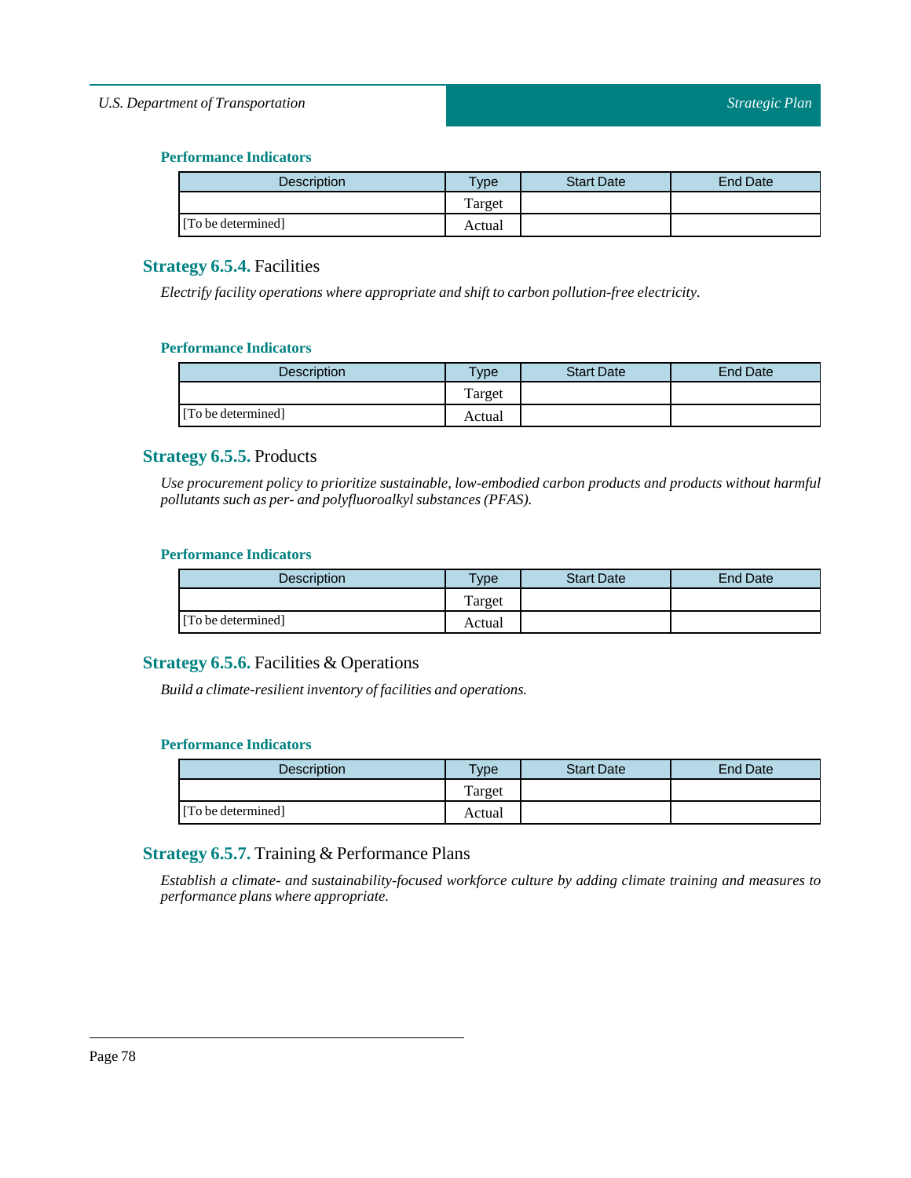#### Performance Indicators

| Description | Type | Start Date | End Date |
|---|---|---|---|
| | Target | | |
| [To be determined] | Actual | | |

### Strategy 6.5.4. Facilities

*Electrify facility operations where appropriate and shift to carbon pollution-free electricity.*

#### Performance Indicators

| Description | Type | Start Date | End Date |
|---|---|---|---|
| | Target | | |
| [To be determined] | Actual | | |

### Strategy 6.5.5. Products

*Use procurement policy to prioritize sustainable, low-embodied carbon products and products without harmful pollutants such as per- and polyfluoroalkyl substances (PFAS).*

#### Performance Indicators

| Description | Type | Start Date | End Date |
|---|---|---|---|
| | Target | | |
| [To be determined] | Actual | | |

### Strategy 6.5.6. Facilities & Operations

*Build a climate-resilient inventory of facilities and operations.*

#### Performance Indicators

| Description | Type | Start Date | End Date |
|---|---|---|---|
| | Target | | |
| [To be determined] | Actual | | |

### Strategy 6.5.7. Training & Performance Plans

*Establish a climate- and sustainability-focused workforce culture by adding climate training and measures to performance plans where appropriate.*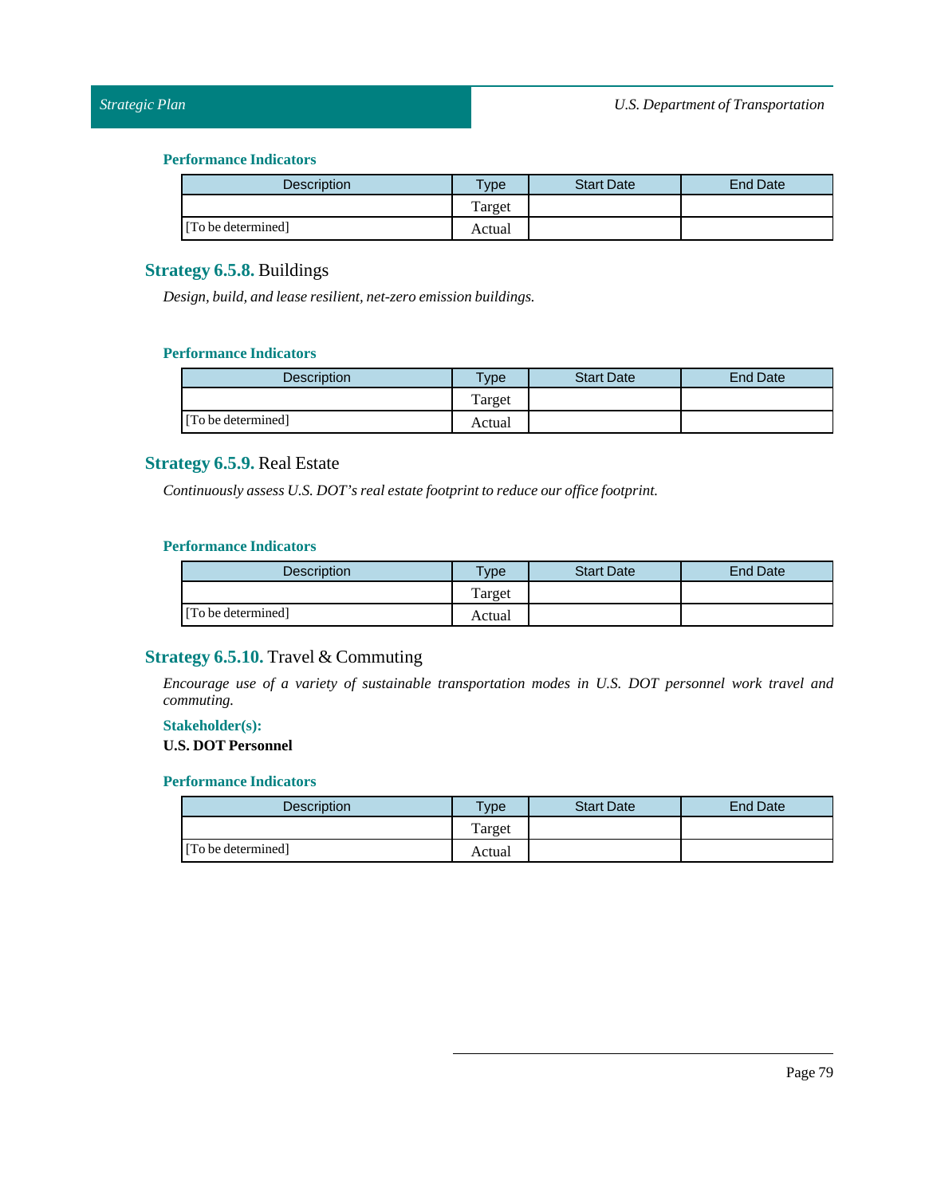#### Performance Indicators

| Description | Type | Start Date | End Date |
|---|---|---|---|
| [To be determined] | Target | | |
| | Actual | | |

### Strategy 6.5.8. Buildings

*Design, build, and lease resilient, net-zero emission buildings.*

#### Performance Indicators

| Description | Type | Start Date | End Date |
|---|---|---|---|
| [To be determined] | Target | | |
| | Actual | | |

### Strategy 6.5.9. Real Estate

*Continuously assess U.S. DOT's real estate footprint to reduce our office footprint.*

#### Performance Indicators

| Description | Type | Start Date | End Date |
|---|---|---|---|
| [To be determined] | Target | | |
| | Actual | | |

### Strategy 6.5.10. Travel & Commuting

*Encourage use of a variety of sustainable transportation modes in U.S. DOT personnel work travel and commuting.*

**Stakeholder(s):**

**U.S. DOT Personnel**

#### Performance Indicators

| Description | Type | Start Date | End Date |
|---|---|---|---|
| [To be determined] | Target | | |
| | Actual | | |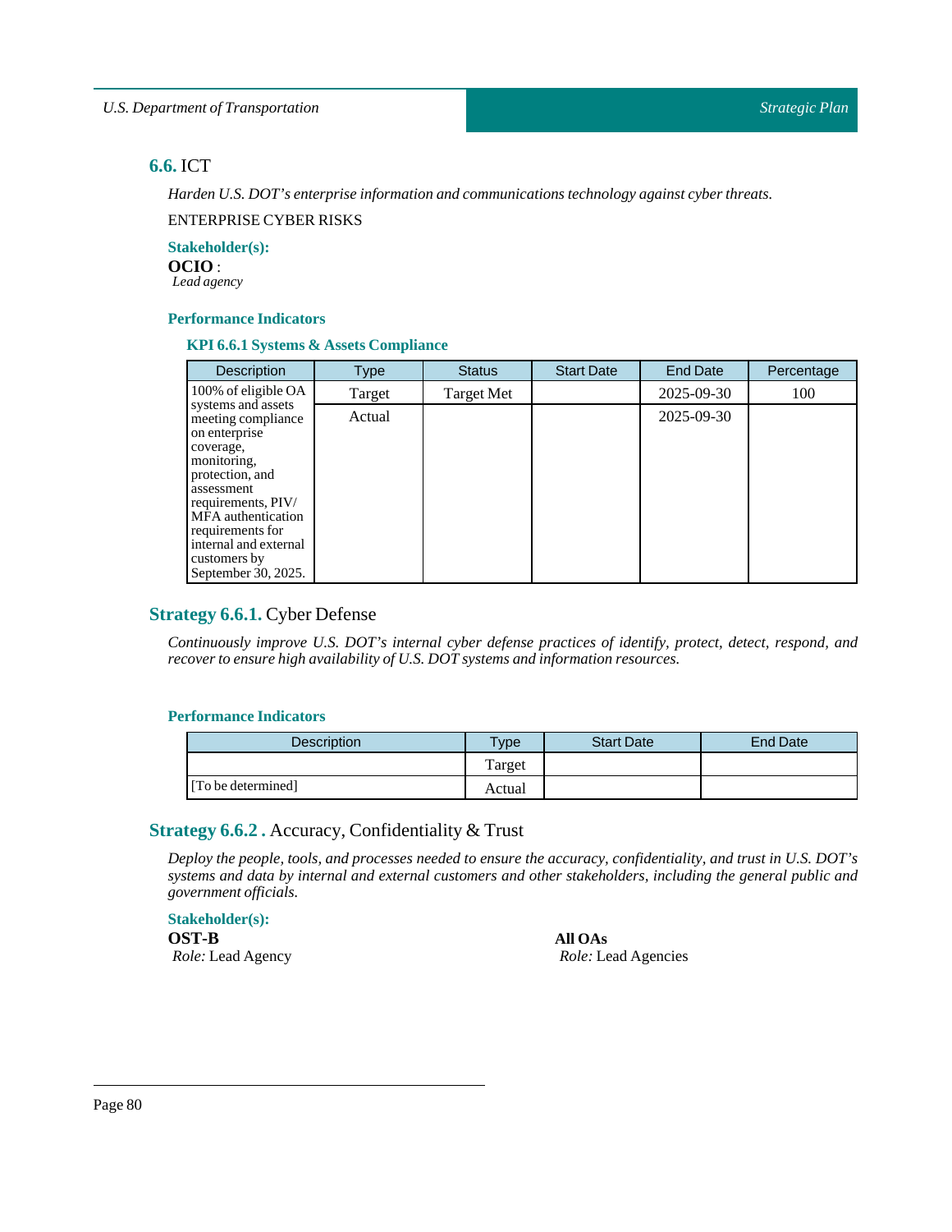## 6.6. ICT

*Harden U.S. DOT's enterprise information and communications technology against cyber threats.*

ENTERPRISE CYBER RISKS

**Stakeholder(s):**

**OCIO** :
*Lead agency*

**Performance Indicators**

**KPI 6.6.1 Systems & Assets Compliance**

| Description | Type | Status | Start Date | End Date | Percentage |
|---|---|---|---|---|---|
| 100% of eligible OA systems and assets meeting compliance on enterprise coverage, monitoring, protection, and assessment requirements, PIV/ MFA authentication requirements for internal and external customers by September 30, 2025. | Target | Target Met | | 2025-09-30 | 100 |
| | Actual | | | 2025-09-30 | |

## Strategy 6.6.1. Cyber Defense

*Continuously improve U.S. DOT's internal cyber defense practices of identify, protect, detect, respond, and recover to ensure high availability of U.S. DOT systems and information resources.*

**Performance Indicators**

| Description | Type | Start Date | End Date |
|---|---|---|---|
| | Target | | |
| [To be determined] | Actual | | |

## Strategy 6.6.2 . Accuracy, Confidentiality & Trust

*Deploy the people, tools, and processes needed to ensure the accuracy, confidentiality, and trust in U.S. DOT's systems and data by internal and external customers and other stakeholders, including the general public and government officials.*

**Stakeholder(s):**

**OST-B**
*Role:* Lead Agency

**All OAs**
*Role:* Lead Agencies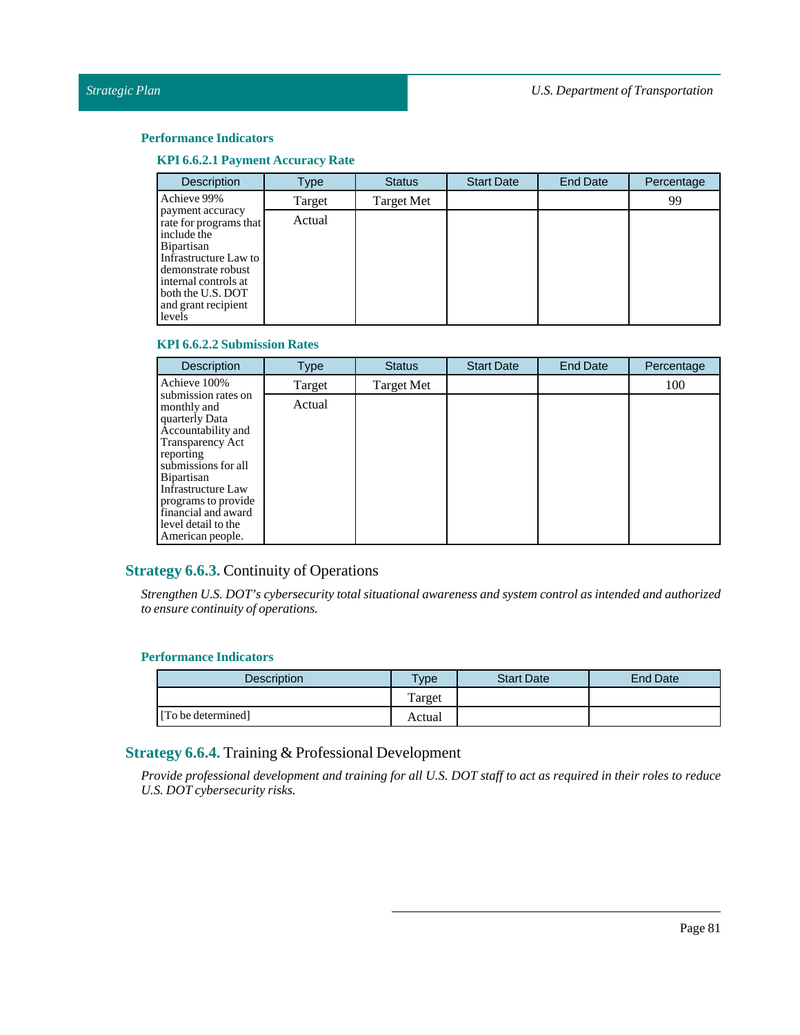### Performance Indicators

#### KPI 6.6.2.1 Payment Accuracy Rate

| Description | Type | Status | Start Date | End Date | Percentage |
|---|---|---|---|---|---|
| Achieve 99% payment accuracy rate for programs that include the Bipartisan Infrastructure Law to demonstrate robust internal controls at both the U.S. DOT and grant recipient levels | Target | Target Met | | | 99 |
| | Actual | | | | |

#### KPI 6.6.2.2 Submission Rates

| Description | Type | Status | Start Date | End Date | Percentage |
|---|---|---|---|---|---|
| Achieve 100% submission rates on monthly and quarterly Data Accountability and Transparency Act reporting submissions for all Bipartisan Infrastructure Law programs to provide financial and award level detail to the American people. | Target | Target Met | | | 100 |
| | Actual | | | | |

## **Strategy 6.6.3.** Continuity of Operations

*Strengthen U.S. DOT's cybersecurity total situational awareness and system control as intended and authorized to ensure continuity of operations.*

### Performance Indicators

| Description | Type | Start Date | End Date |
|---|---|---|---|
| | Target | | |
| [To be determined] | Actual | | |

## **Strategy 6.6.4.** Training & Professional Development

*Provide professional development and training for all U.S. DOT staff to act as required in their roles to reduce U.S. DOT cybersecurity risks.*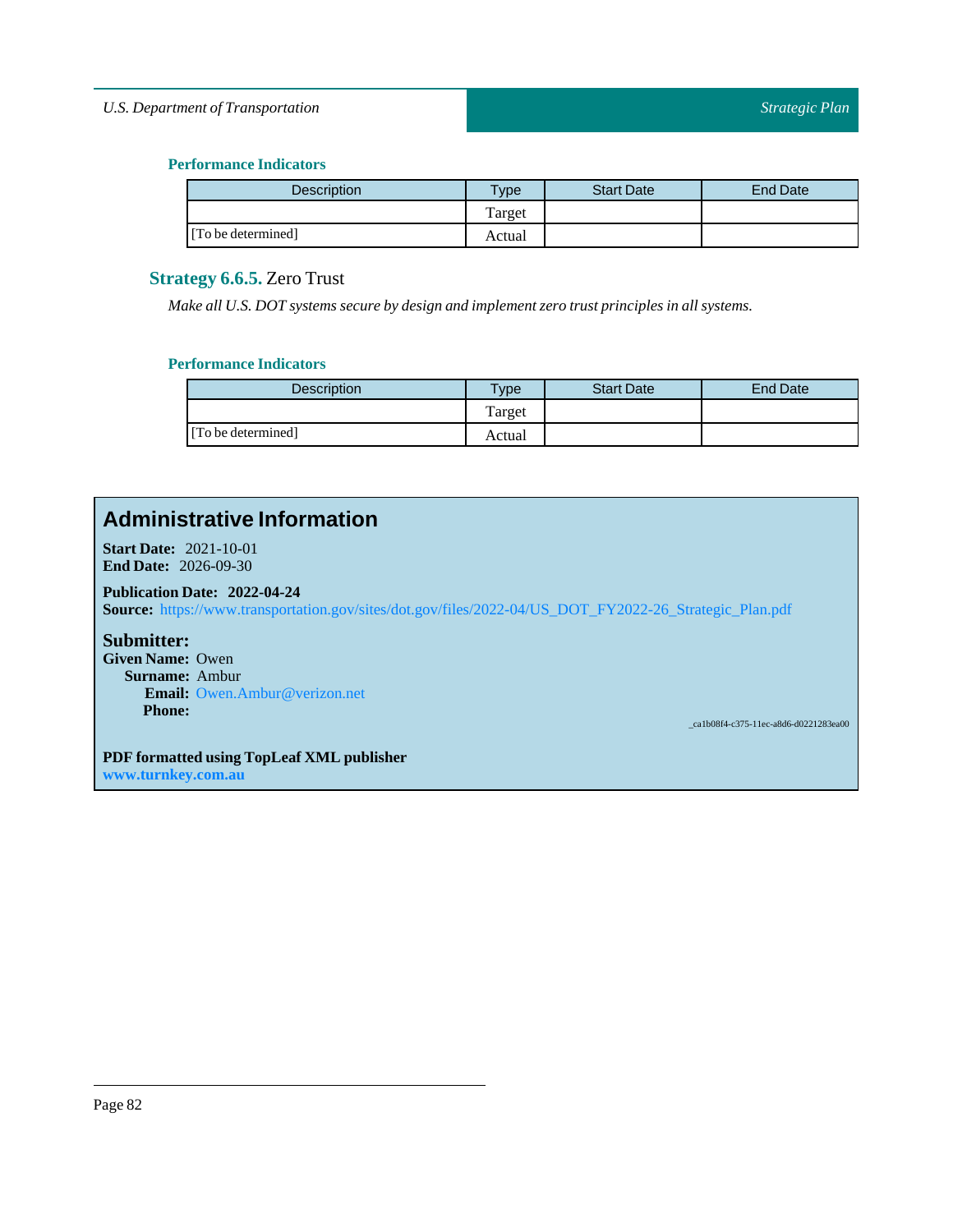#### Performance Indicators

| Description | Type | Start Date | End Date |
|---|---|---|---|
| | Target | | |
| [To be determined] | Actual | | |

### Strategy 6.6.5. Zero Trust

*Make all U.S. DOT systems secure by design and implement zero trust principles in all systems.*

#### Performance Indicators

| Description | Type | Start Date | End Date |
|---|---|---|---|
| | Target | | |
| [To be determined] | Actual | | |

## Administrative Information

**Start Date:** 2021-10-01
**End Date:** 2026-09-30

**Publication Date:** **2022-04-24**
**Source:** https://www.transportation.gov/sites/dot.gov/files/2022-04/US_DOT_FY2022-26_Strategic_Plan.pdf

### Submitter:

**Given Name:** Owen
**Surname:** Ambur
**Email:** Owen.Ambur@verizon.net
**Phone:**

_ca1b08f4-c375-11ec-a8d6-d0221283ea00

**PDF formatted using TopLeaf XML publisher**
**www.turnkey.com.au**